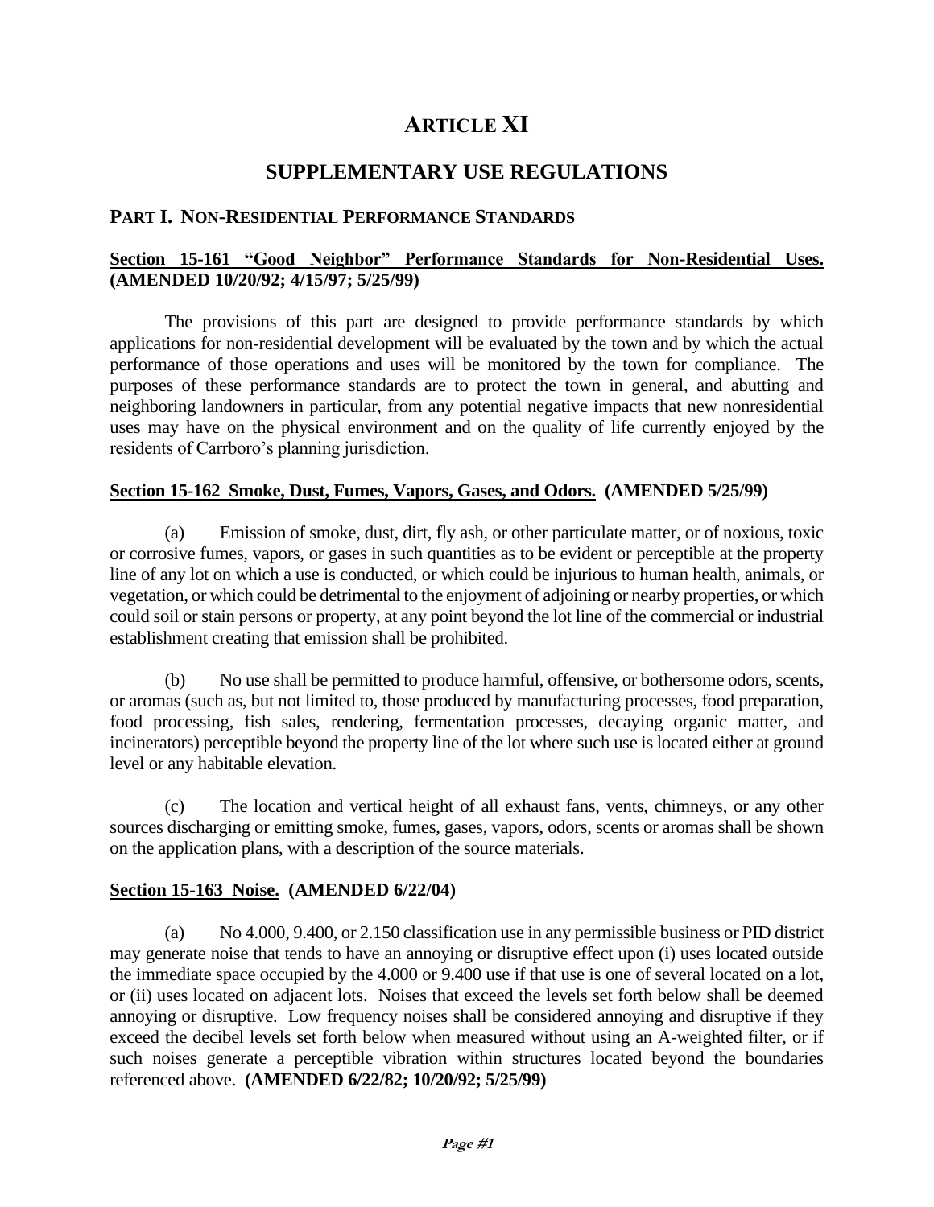# ARTICLE XI

## SUPPLEMENTARY USE REGULATIONS

### PART I. NON-RESIDENTIAL PERFORMANCE STANDARDS

**Section 15-161 "Good Neighbor" Performance Standards for Non-Residential Uses. (AMENDED 10/20/92; 4/15/97; 5/25/99)**

The provisions of this part are designed to provide performance standards by which applications for non-residential development will be evaluated by the town and by which the actual performance of those operations and uses will be monitored by the town for compliance. The purposes of these performance standards are to protect the town in general, and abutting and neighboring landowners in particular, from any potential negative impacts that new nonresidential uses may have on the physical environment and on the quality of life currently enjoyed by the residents of Carrboro's planning jurisdiction.

**Section 15-162 Smoke, Dust, Fumes, Vapors, Gases, and Odors. (AMENDED 5/25/99)**

(a) Emission of smoke, dust, dirt, fly ash, or other particulate matter, or of noxious, toxic or corrosive fumes, vapors, or gases in such quantities as to be evident or perceptible at the property line of any lot on which a use is conducted, or which could be injurious to human health, animals, or vegetation, or which could be detrimental to the enjoyment of adjoining or nearby properties, or which could soil or stain persons or property, at any point beyond the lot line of the commercial or industrial establishment creating that emission shall be prohibited.

(b) No use shall be permitted to produce harmful, offensive, or bothersome odors, scents, or aromas (such as, but not limited to, those produced by manufacturing processes, food preparation, food processing, fish sales, rendering, fermentation processes, decaying organic matter, and incinerators) perceptible beyond the property line of the lot where such use is located either at ground level or any habitable elevation.

(c) The location and vertical height of all exhaust fans, vents, chimneys, or any other sources discharging or emitting smoke, fumes, gases, vapors, odors, scents or aromas shall be shown on the application plans, with a description of the source materials.

**Section 15-163 Noise. (AMENDED 6/22/04)**

(a) No 4.000, 9.400, or 2.150 classification use in any permissible business or PID district may generate noise that tends to have an annoying or disruptive effect upon (i) uses located outside the immediate space occupied by the 4.000 or 9.400 use if that use is one of several located on a lot, or (ii) uses located on adjacent lots. Noises that exceed the levels set forth below shall be deemed annoying or disruptive. Low frequency noises shall be considered annoying and disruptive if they exceed the decibel levels set forth below when measured without using an A-weighted filter, or if such noises generate a perceptible vibration within structures located beyond the boundaries referenced above. **(AMENDED 6/22/82; 10/20/92; 5/25/99)**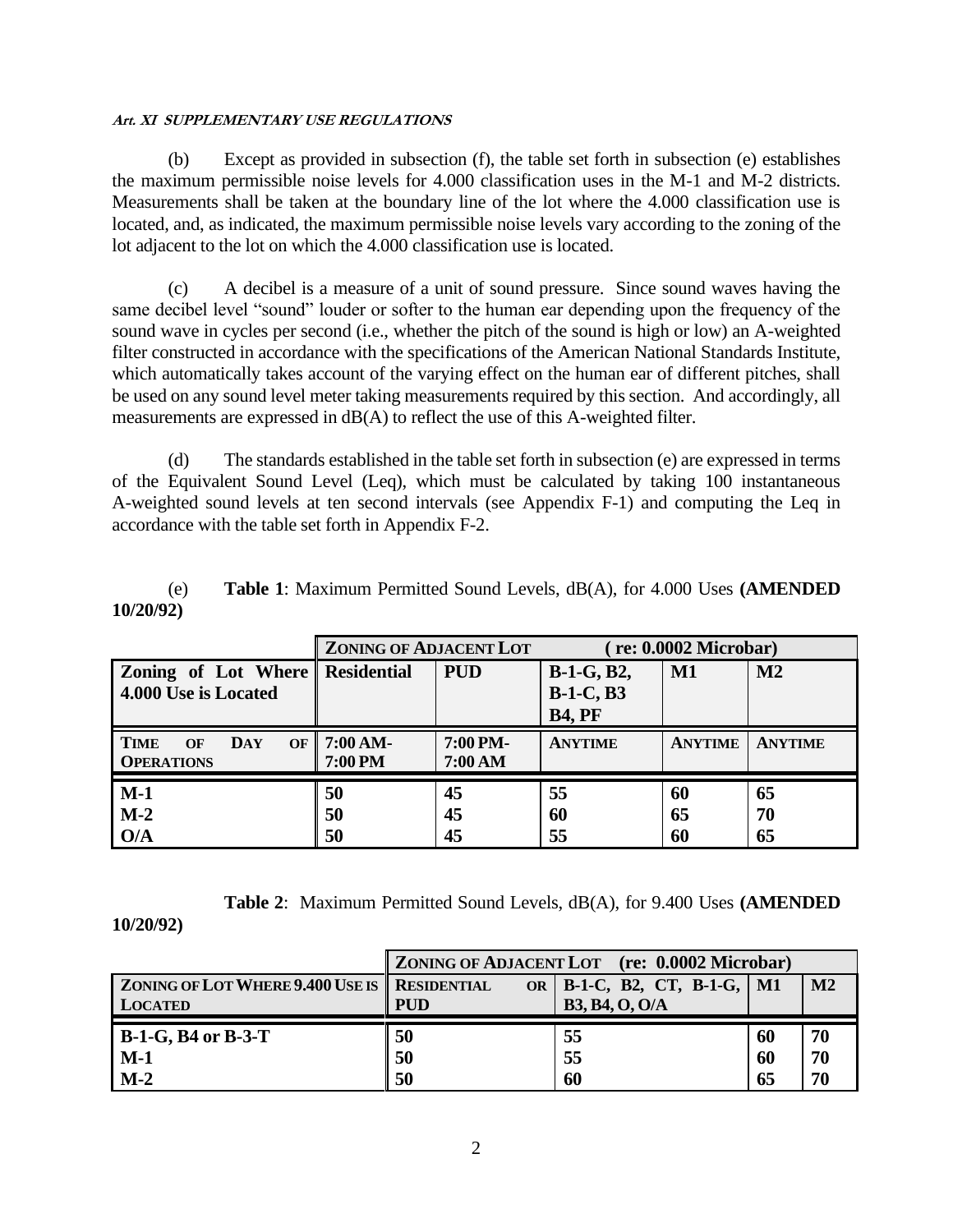*Art. XI SUPPLEMENTARY USE REGULATIONS*

(b) Except as provided in subsection (f), the table set forth in subsection (e) establishes the maximum permissible noise levels for 4.000 classification uses in the M-1 and M-2 districts. Measurements shall be taken at the boundary line of the lot where the 4.000 classification use is located, and, as indicated, the maximum permissible noise levels vary according to the zoning of the lot adjacent to the lot on which the 4.000 classification use is located.

(c) A decibel is a measure of a unit of sound pressure. Since sound waves having the same decibel level "sound" louder or softer to the human ear depending upon the frequency of the sound wave in cycles per second (i.e., whether the pitch of the sound is high or low) an A-weighted filter constructed in accordance with the specifications of the American National Standards Institute, which automatically takes account of the varying effect on the human ear of different pitches, shall be used on any sound level meter taking measurements required by this section. And accordingly, all measurements are expressed in dB(A) to reflect the use of this A-weighted filter.

(d) The standards established in the table set forth in subsection (e) are expressed in terms of the Equivalent Sound Level (Leq), which must be calculated by taking 100 instantaneous A-weighted sound levels at ten second intervals (see Appendix F-1) and computing the Leq in accordance with the table set forth in Appendix F-2.

(e) **Table 1**: Maximum Permitted Sound Levels, dB(A), for 4.000 Uses **(AMENDED 10/20/92)**

| | **Zoning of Adjacent Lot ( re: 0.0002 Microbar)** | | | | |
|---|---|---|---|---|---|
| **Zoning of Lot Where 4.000 Use is Located** | **Residential** | **PUD** | **B-1-G, B2, B-1-C, B3 B4, PF** | **M1** | **M2** |
| **Time of Day of Operations** | **7:00 AM-7:00 PM** | **7:00 PM-7:00 AM** | **Anytime** | **Anytime** | **Anytime** |
| **M-1** | **50** | **45** | **55** | **60** | **65** |
| **M-2** | **50** | **45** | **60** | **65** | **70** |
| **O/A** | **50** | **45** | **55** | **60** | **65** |

**Table 2**: Maximum Permitted Sound Levels, dB(A), for 9.400 Uses **(AMENDED 10/20/92)**

| | **Zoning of Adjacent Lot (re: 0.0002 Microbar)** | | | |
|---|---|---|---|---|
| **Zoning of Lot Where 9.400 Use is Located** | **Residential or PUD** | **B-1-C, B2, CT, B-1-G, B3, B4, O, O/A** | **M1** | **M2** |
| **B-1-G, B4 or B-3-T** | **50** | **55** | **60** | **70** |
| **M-1** | **50** | **55** | **60** | **70** |
| **M-2** | **50** | **60** | **65** | **70** |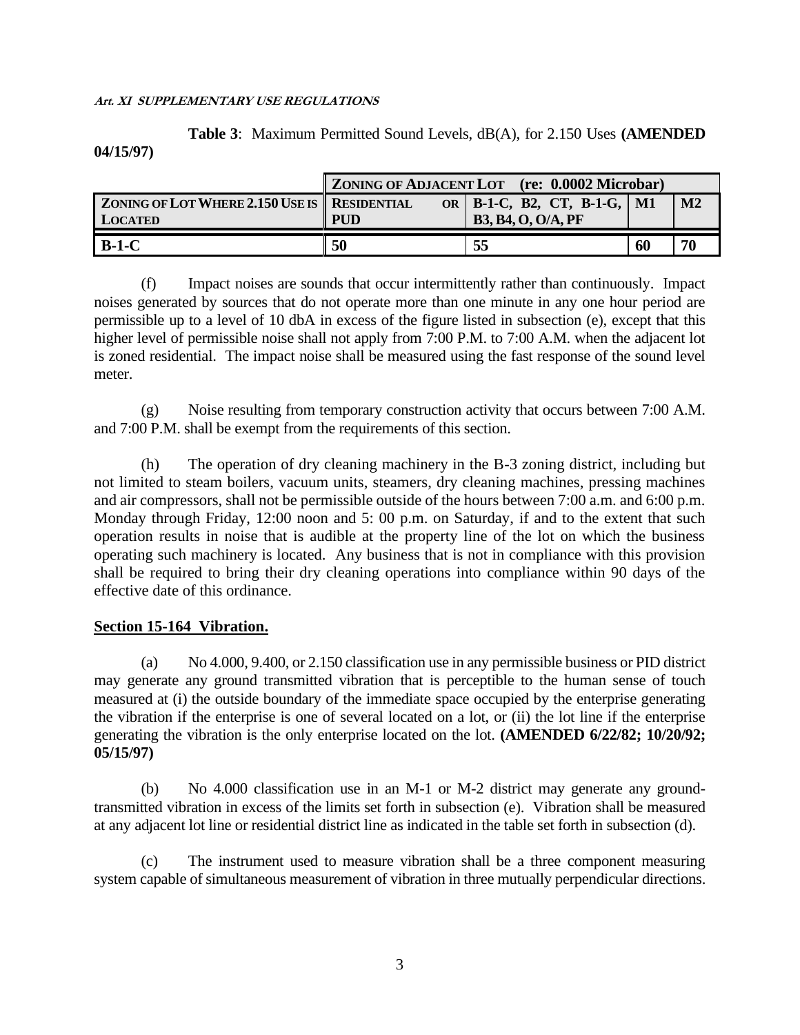**Table 3**: Maximum Permitted Sound Levels, dB(A), for 2.150 Uses **(AMENDED 04/15/97)**

| | **ZONING OF ADJACENT LOT (re: 0.0002 Microbar)** | | | |
|---|---|---|---|---|
| **ZONING OF LOT WHERE 2.150 USE IS LOCATED** | **RESIDENTIAL OR PUD** | **B-1-C, B2, CT, B-1-G, B3, B4, O, O/A, PF** | **M1** | **M2** |
| **B-1-C** | **50** | **55** | **60** | **70** |

(f) Impact noises are sounds that occur intermittently rather than continuously. Impact noises generated by sources that do not operate more than one minute in any one hour period are permissible up to a level of 10 dbA in excess of the figure listed in subsection (e), except that this higher level of permissible noise shall not apply from 7:00 P.M. to 7:00 A.M. when the adjacent lot is zoned residential. The impact noise shall be measured using the fast response of the sound level meter.

(g) Noise resulting from temporary construction activity that occurs between 7:00 A.M. and 7:00 P.M. shall be exempt from the requirements of this section.

(h) The operation of dry cleaning machinery in the B-3 zoning district, including but not limited to steam boilers, vacuum units, steamers, dry cleaning machines, pressing machines and air compressors, shall not be permissible outside of the hours between 7:00 a.m. and 6:00 p.m. Monday through Friday, 12:00 noon and 5: 00 p.m. on Saturday, if and to the extent that such operation results in noise that is audible at the property line of the lot on which the business operating such machinery is located. Any business that is not in compliance with this provision shall be required to bring their dry cleaning operations into compliance within 90 days of the effective date of this ordinance.

**Section 15-164 Vibration.**

(a) No 4.000, 9.400, or 2.150 classification use in any permissible business or PID district may generate any ground transmitted vibration that is perceptible to the human sense of touch measured at (i) the outside boundary of the immediate space occupied by the enterprise generating the vibration if the enterprise is one of several located on a lot, or (ii) the lot line if the enterprise generating the vibration is the only enterprise located on the lot. **(AMENDED 6/22/82; 10/20/92; 05/15/97)**

(b) No 4.000 classification use in an M-1 or M-2 district may generate any ground-transmitted vibration in excess of the limits set forth in subsection (e). Vibration shall be measured at any adjacent lot line or residential district line as indicated in the table set forth in subsection (d).

(c) The instrument used to measure vibration shall be a three component measuring system capable of simultaneous measurement of vibration in three mutually perpendicular directions.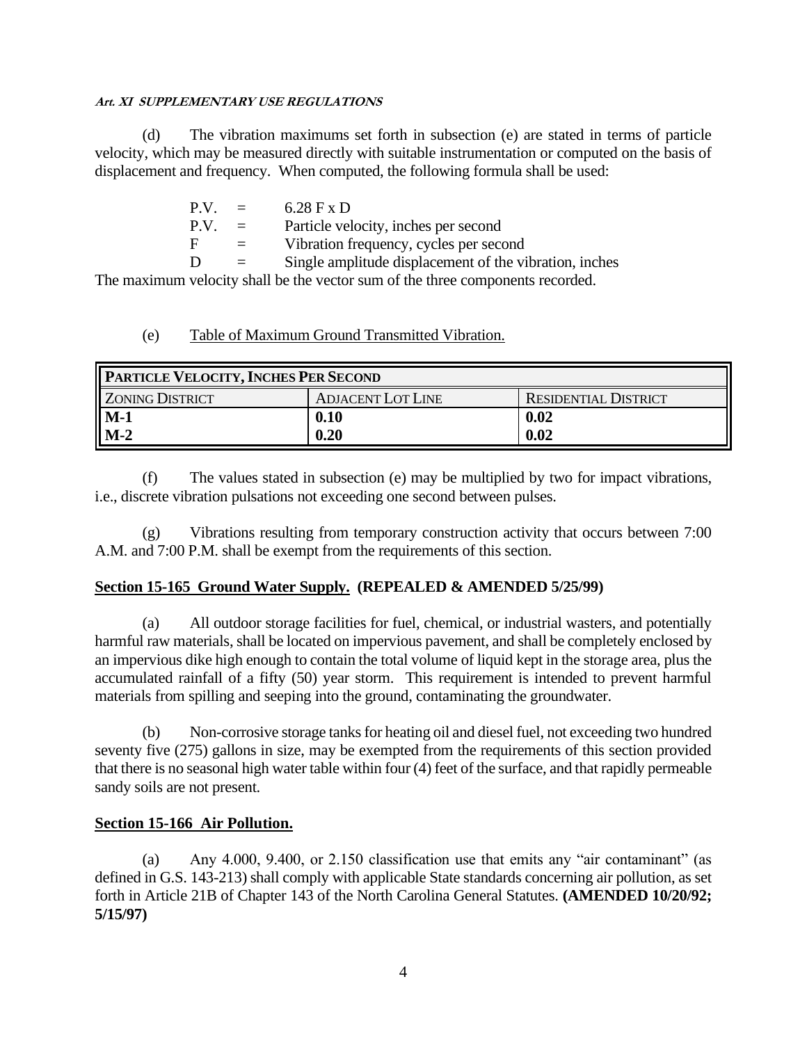(d) The vibration maximums set forth in subsection (e) are stated in terms of particle velocity, which may be measured directly with suitable instrumentation or computed on the basis of displacement and frequency. When computed, the following formula shall be used:

P.V. = 6.28 F x D
P.V. = Particle velocity, inches per second
F = Vibration frequency, cycles per second
D = Single amplitude displacement of the vibration, inches

The maximum velocity shall be the vector sum of the three components recorded.

(e) Table of Maximum Ground Transmitted Vibration.

| PARTICLE VELOCITY, INCHES PER SECOND | | |
|---|---|---|
| ZONING DISTRICT | ADJACENT LOT LINE | RESIDENTIAL DISTRICT |
| **M-1** | **0.10** | **0.02** |
| **M-2** | **0.20** | **0.02** |

(f) The values stated in subsection (e) may be multiplied by two for impact vibrations, i.e., discrete vibration pulsations not exceeding one second between pulses.

(g) Vibrations resulting from temporary construction activity that occurs between 7:00 A.M. and 7:00 P.M. shall be exempt from the requirements of this section.

**Section 15-165 Ground Water Supply. (REPEALED & AMENDED 5/25/99)**

(a) All outdoor storage facilities for fuel, chemical, or industrial wasters, and potentially harmful raw materials, shall be located on impervious pavement, and shall be completely enclosed by an impervious dike high enough to contain the total volume of liquid kept in the storage area, plus the accumulated rainfall of a fifty (50) year storm. This requirement is intended to prevent harmful materials from spilling and seeping into the ground, contaminating the groundwater.

(b) Non-corrosive storage tanks for heating oil and diesel fuel, not exceeding two hundred seventy five (275) gallons in size, may be exempted from the requirements of this section provided that there is no seasonal high water table within four (4) feet of the surface, and that rapidly permeable sandy soils are not present.

**Section 15-166 Air Pollution.**

(a) Any 4.000, 9.400, or 2.150 classification use that emits any "air contaminant" (as defined in G.S. 143-213) shall comply with applicable State standards concerning air pollution, as set forth in Article 21B of Chapter 143 of the North Carolina General Statutes. **(AMENDED 10/20/92; 5/15/97)**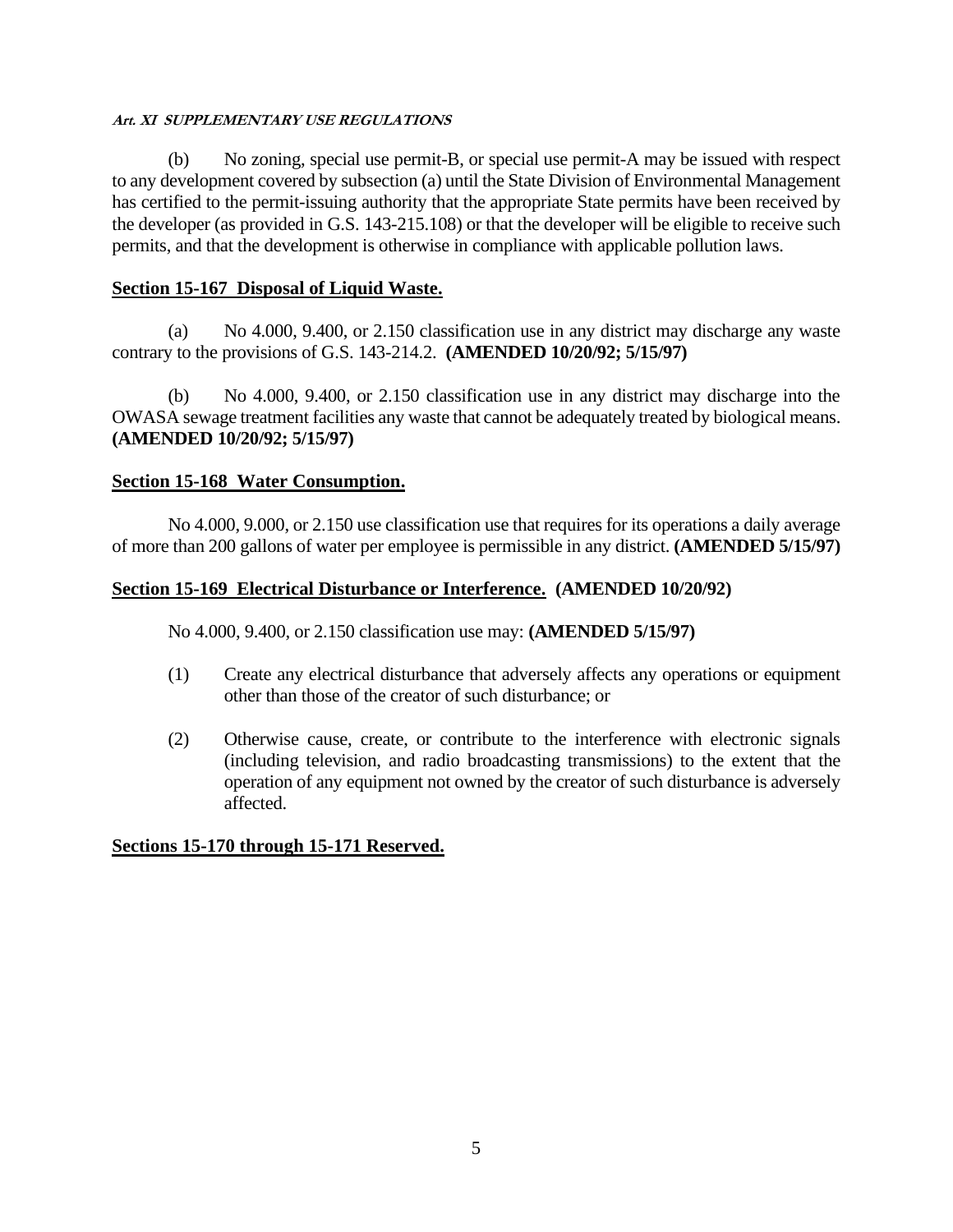(b) No zoning, special use permit-B, or special use permit-A may be issued with respect to any development covered by subsection (a) until the State Division of Environmental Management has certified to the permit-issuing authority that the appropriate State permits have been received by the developer (as provided in G.S. 143-215.108) or that the developer will be eligible to receive such permits, and that the development is otherwise in compliance with applicable pollution laws.

## Section 15-167 Disposal of Liquid Waste.

(a) No 4.000, 9.400, or 2.150 classification use in any district may discharge any waste contrary to the provisions of G.S. 143-214.2. **(AMENDED 10/20/92; 5/15/97)**

(b) No 4.000, 9.400, or 2.150 classification use in any district may discharge into the OWASA sewage treatment facilities any waste that cannot be adequately treated by biological means. **(AMENDED 10/20/92; 5/15/97)**

## Section 15-168 Water Consumption.

No 4.000, 9.000, or 2.150 use classification use that requires for its operations a daily average of more than 200 gallons of water per employee is permissible in any district. **(AMENDED 5/15/97)**

## Section 15-169 Electrical Disturbance or Interference. (AMENDED 10/20/92)

No 4.000, 9.400, or 2.150 classification use may: **(AMENDED 5/15/97)**

(1) Create any electrical disturbance that adversely affects any operations or equipment other than those of the creator of such disturbance; or

(2) Otherwise cause, create, or contribute to the interference with electronic signals (including television, and radio broadcasting transmissions) to the extent that the operation of any equipment not owned by the creator of such disturbance is adversely affected.

## Sections 15-170 through 15-171 Reserved.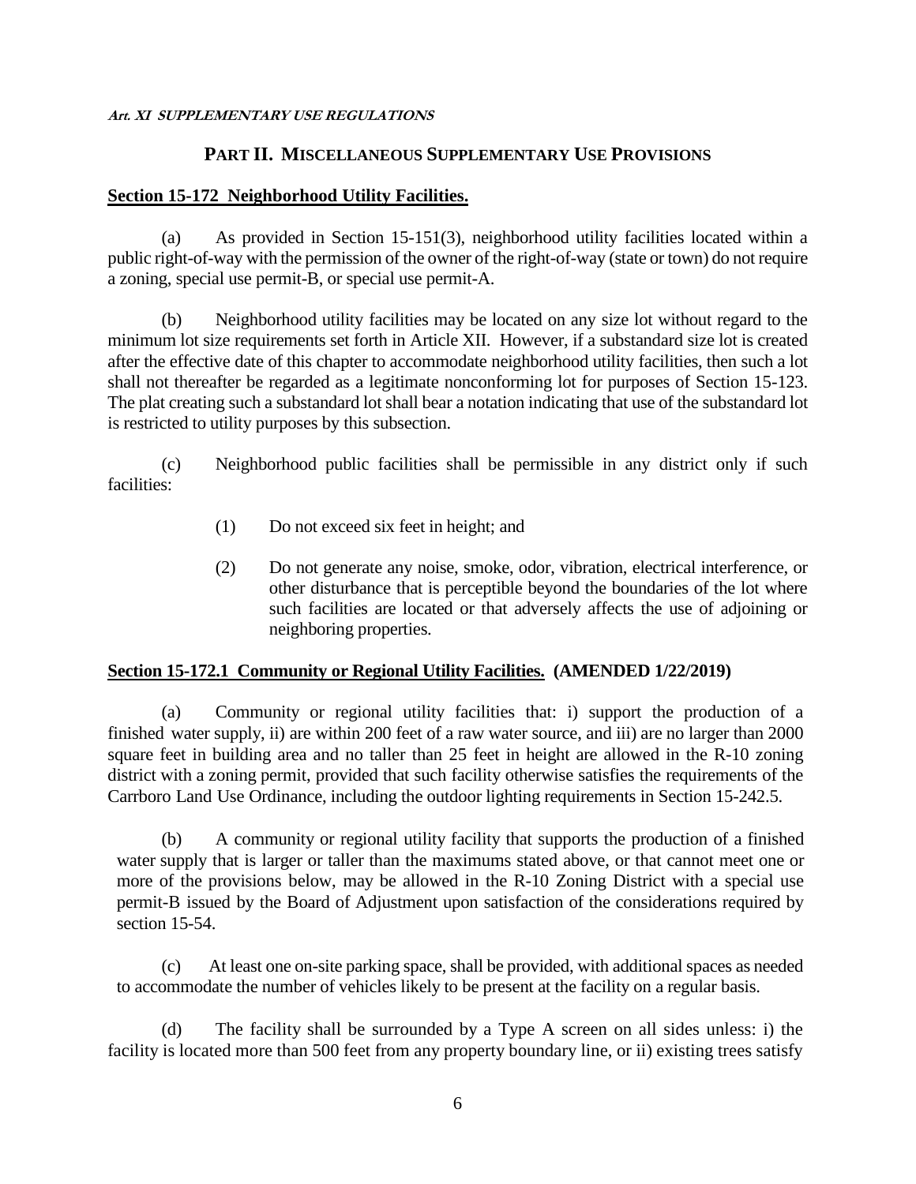## PART II. MISCELLANEOUS SUPPLEMENTARY USE PROVISIONS

**Section 15-172 Neighborhood Utility Facilities.**

(a) As provided in Section 15-151(3), neighborhood utility facilities located within a public right-of-way with the permission of the owner of the right-of-way (state or town) do not require a zoning, special use permit-B, or special use permit-A.

(b) Neighborhood utility facilities may be located on any size lot without regard to the minimum lot size requirements set forth in Article XII. However, if a substandard size lot is created after the effective date of this chapter to accommodate neighborhood utility facilities, then such a lot shall not thereafter be regarded as a legitimate nonconforming lot for purposes of Section 15-123. The plat creating such a substandard lot shall bear a notation indicating that use of the substandard lot is restricted to utility purposes by this subsection.

(c) Neighborhood public facilities shall be permissible in any district only if such facilities:

(1) Do not exceed six feet in height; and

(2) Do not generate any noise, smoke, odor, vibration, electrical interference, or other disturbance that is perceptible beyond the boundaries of the lot where such facilities are located or that adversely affects the use of adjoining or neighboring properties.

**Section 15-172.1 Community or Regional Utility Facilities. (AMENDED 1/22/2019)**

(a) Community or regional utility facilities that: i) support the production of a finished water supply, ii) are within 200 feet of a raw water source, and iii) are no larger than 2000 square feet in building area and no taller than 25 feet in height are allowed in the R-10 zoning district with a zoning permit, provided that such facility otherwise satisfies the requirements of the Carrboro Land Use Ordinance, including the outdoor lighting requirements in Section 15-242.5.

(b) A community or regional utility facility that supports the production of a finished water supply that is larger or taller than the maximums stated above, or that cannot meet one or more of the provisions below, may be allowed in the R-10 Zoning District with a special use permit-B issued by the Board of Adjustment upon satisfaction of the considerations required by section 15-54.

(c) At least one on-site parking space, shall be provided, with additional spaces as needed to accommodate the number of vehicles likely to be present at the facility on a regular basis.

(d) The facility shall be surrounded by a Type A screen on all sides unless: i) the facility is located more than 500 feet from any property boundary line, or ii) existing trees satisfy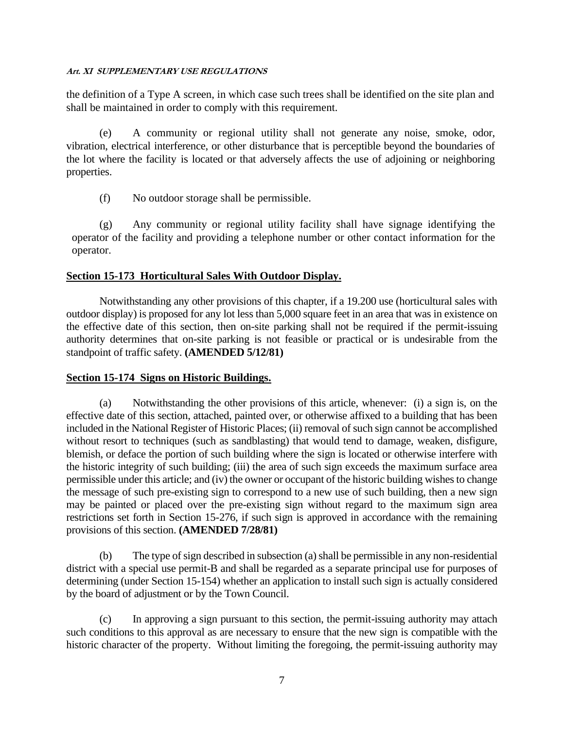the definition of a Type A screen, in which case such trees shall be identified on the site plan and shall be maintained in order to comply with this requirement.

(e) A community or regional utility shall not generate any noise, smoke, odor, vibration, electrical interference, or other disturbance that is perceptible beyond the boundaries of the lot where the facility is located or that adversely affects the use of adjoining or neighboring properties.

(f) No outdoor storage shall be permissible.

(g) Any community or regional utility facility shall have signage identifying the operator of the facility and providing a telephone number or other contact information for the operator.

## Section 15-173 Horticultural Sales With Outdoor Display.

Notwithstanding any other provisions of this chapter, if a 19.200 use (horticultural sales with outdoor display) is proposed for any lot less than 5,000 square feet in an area that was in existence on the effective date of this section, then on-site parking shall not be required if the permit-issuing authority determines that on-site parking is not feasible or practical or is undesirable from the standpoint of traffic safety. **(AMENDED 5/12/81)**

## Section 15-174 Signs on Historic Buildings.

(a) Notwithstanding the other provisions of this article, whenever: (i) a sign is, on the effective date of this section, attached, painted over, or otherwise affixed to a building that has been included in the National Register of Historic Places; (ii) removal of such sign cannot be accomplished without resort to techniques (such as sandblasting) that would tend to damage, weaken, disfigure, blemish, or deface the portion of such building where the sign is located or otherwise interfere with the historic integrity of such building; (iii) the area of such sign exceeds the maximum surface area permissible under this article; and (iv) the owner or occupant of the historic building wishes to change the message of such pre-existing sign to correspond to a new use of such building, then a new sign may be painted or placed over the pre-existing sign without regard to the maximum sign area restrictions set forth in Section 15-276, if such sign is approved in accordance with the remaining provisions of this section. **(AMENDED 7/28/81)**

(b) The type of sign described in subsection (a) shall be permissible in any non-residential district with a special use permit-B and shall be regarded as a separate principal use for purposes of determining (under Section 15-154) whether an application to install such sign is actually considered by the board of adjustment or by the Town Council.

(c) In approving a sign pursuant to this section, the permit-issuing authority may attach such conditions to this approval as are necessary to ensure that the new sign is compatible with the historic character of the property. Without limiting the foregoing, the permit-issuing authority may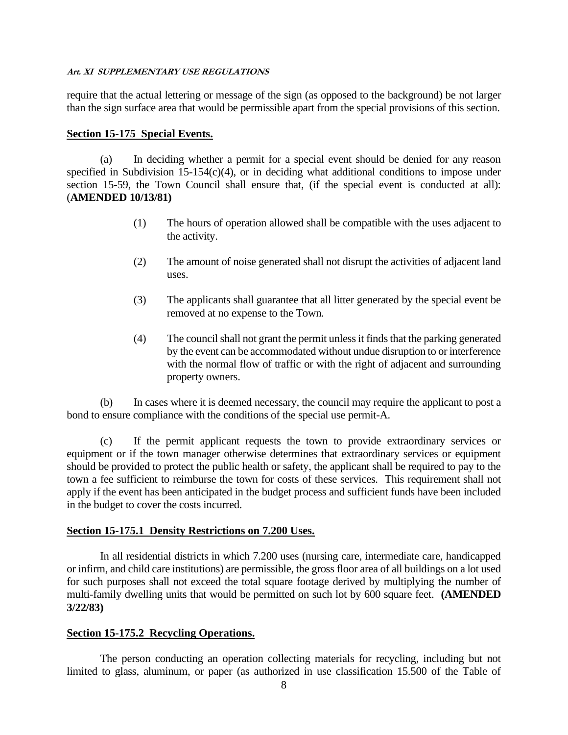require that the actual lettering or message of the sign (as opposed to the background) be not larger than the sign surface area that would be permissible apart from the special provisions of this section.

## Section 15-175 Special Events.

(a) In deciding whether a permit for a special event should be denied for any reason specified in Subdivision 15-154(c)(4), or in deciding what additional conditions to impose under section 15-59, the Town Council shall ensure that, (if the special event is conducted at all): (**AMENDED 10/13/81)**

(1) The hours of operation allowed shall be compatible with the uses adjacent to the activity.

(2) The amount of noise generated shall not disrupt the activities of adjacent land uses.

(3) The applicants shall guarantee that all litter generated by the special event be removed at no expense to the Town.

(4) The council shall not grant the permit unless it finds that the parking generated by the event can be accommodated without undue disruption to or interference with the normal flow of traffic or with the right of adjacent and surrounding property owners.

(b) In cases where it is deemed necessary, the council may require the applicant to post a bond to ensure compliance with the conditions of the special use permit-A.

(c) If the permit applicant requests the town to provide extraordinary services or equipment or if the town manager otherwise determines that extraordinary services or equipment should be provided to protect the public health or safety, the applicant shall be required to pay to the town a fee sufficient to reimburse the town for costs of these services. This requirement shall not apply if the event has been anticipated in the budget process and sufficient funds have been included in the budget to cover the costs incurred.

## Section 15-175.1 Density Restrictions on 7.200 Uses.

In all residential districts in which 7.200 uses (nursing care, intermediate care, handicapped or infirm, and child care institutions) are permissible, the gross floor area of all buildings on a lot used for such purposes shall not exceed the total square footage derived by multiplying the number of multi-family dwelling units that would be permitted on such lot by 600 square feet. **(AMENDED 3/22/83)**

## Section 15-175.2 Recycling Operations.

The person conducting an operation collecting materials for recycling, including but not limited to glass, aluminum, or paper (as authorized in use classification 15.500 of the Table of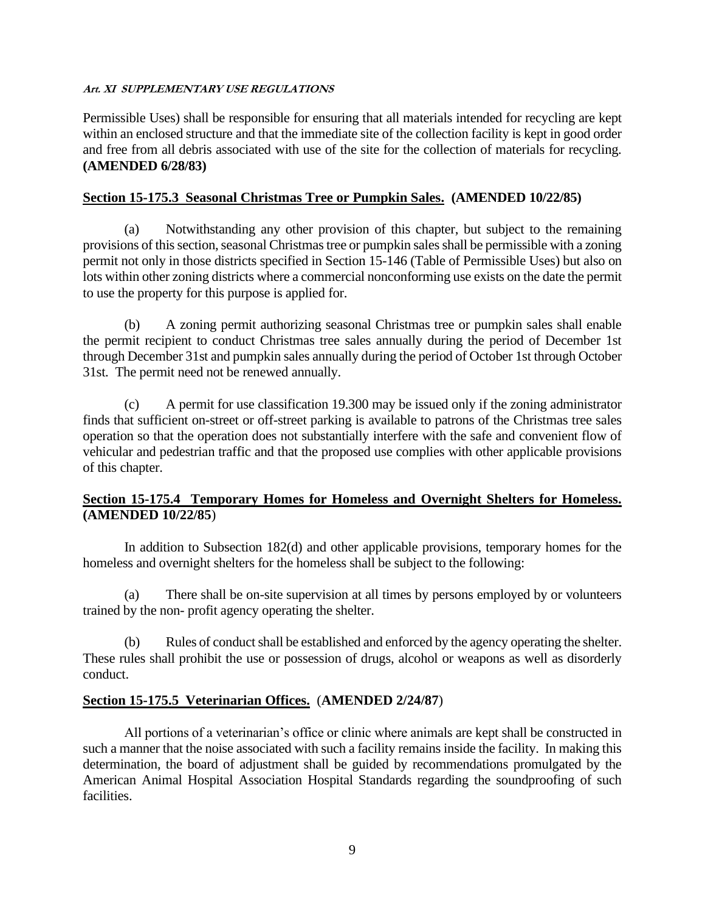Permissible Uses) shall be responsible for ensuring that all materials intended for recycling are kept within an enclosed structure and that the immediate site of the collection facility is kept in good order and free from all debris associated with use of the site for the collection of materials for recycling. **(AMENDED 6/28/83)**

## Section 15-175.3 Seasonal Christmas Tree or Pumpkin Sales. (AMENDED 10/22/85)

(a) Notwithstanding any other provision of this chapter, but subject to the remaining provisions of this section, seasonal Christmas tree or pumpkin sales shall be permissible with a zoning permit not only in those districts specified in Section 15-146 (Table of Permissible Uses) but also on lots within other zoning districts where a commercial nonconforming use exists on the date the permit to use the property for this purpose is applied for.

(b) A zoning permit authorizing seasonal Christmas tree or pumpkin sales shall enable the permit recipient to conduct Christmas tree sales annually during the period of December 1st through December 31st and pumpkin sales annually during the period of October 1st through October 31st. The permit need not be renewed annually.

(c) A permit for use classification 19.300 may be issued only if the zoning administrator finds that sufficient on-street or off-street parking is available to patrons of the Christmas tree sales operation so that the operation does not substantially interfere with the safe and convenient flow of vehicular and pedestrian traffic and that the proposed use complies with other applicable provisions of this chapter.

## Section 15-175.4 Temporary Homes for Homeless and Overnight Shelters for Homeless. (AMENDED 10/22/85)

In addition to Subsection 182(d) and other applicable provisions, temporary homes for the homeless and overnight shelters for the homeless shall be subject to the following:

(a) There shall be on-site supervision at all times by persons employed by or volunteers trained by the non- profit agency operating the shelter.

(b) Rules of conduct shall be established and enforced by the agency operating the shelter. These rules shall prohibit the use or possession of drugs, alcohol or weapons as well as disorderly conduct.

## Section 15-175.5 Veterinarian Offices. (AMENDED 2/24/87)

All portions of a veterinarian's office or clinic where animals are kept shall be constructed in such a manner that the noise associated with such a facility remains inside the facility. In making this determination, the board of adjustment shall be guided by recommendations promulgated by the American Animal Hospital Association Hospital Standards regarding the soundproofing of such facilities.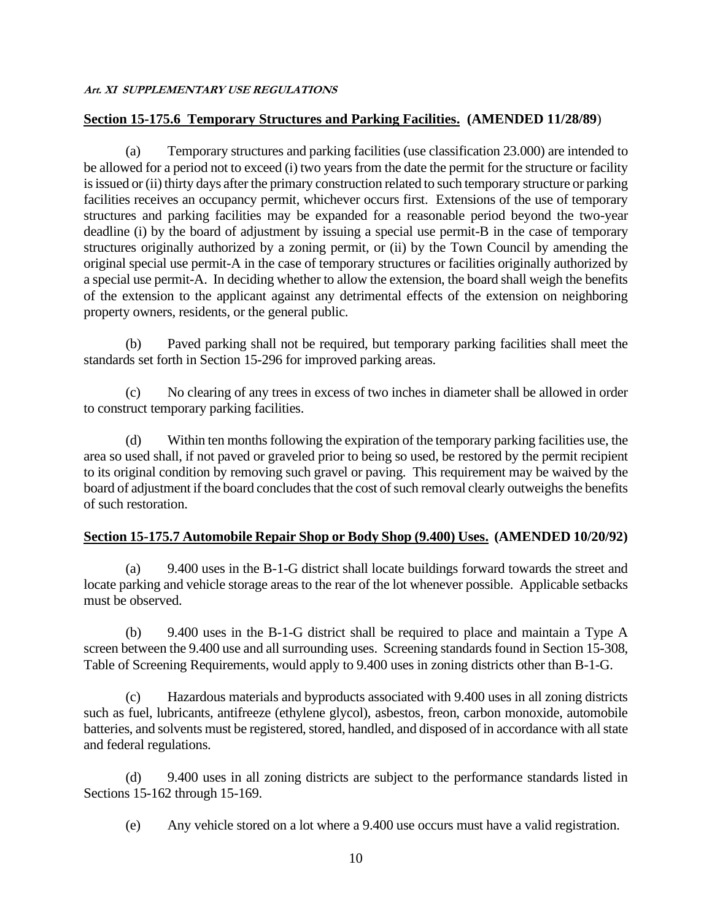## Section 15-175.6 Temporary Structures and Parking Facilities. (AMENDED 11/28/89)

(a) Temporary structures and parking facilities (use classification 23.000) are intended to be allowed for a period not to exceed (i) two years from the date the permit for the structure or facility is issued or (ii) thirty days after the primary construction related to such temporary structure or parking facilities receives an occupancy permit, whichever occurs first. Extensions of the use of temporary structures and parking facilities may be expanded for a reasonable period beyond the two-year deadline (i) by the board of adjustment by issuing a special use permit-B in the case of temporary structures originally authorized by a zoning permit, or (ii) by the Town Council by amending the original special use permit-A in the case of temporary structures or facilities originally authorized by a special use permit-A. In deciding whether to allow the extension, the board shall weigh the benefits of the extension to the applicant against any detrimental effects of the extension on neighboring property owners, residents, or the general public.

(b) Paved parking shall not be required, but temporary parking facilities shall meet the standards set forth in Section 15-296 for improved parking areas.

(c) No clearing of any trees in excess of two inches in diameter shall be allowed in order to construct temporary parking facilities.

(d) Within ten months following the expiration of the temporary parking facilities use, the area so used shall, if not paved or graveled prior to being so used, be restored by the permit recipient to its original condition by removing such gravel or paving. This requirement may be waived by the board of adjustment if the board concludes that the cost of such removal clearly outweighs the benefits of such restoration.

## Section 15-175.7 Automobile Repair Shop or Body Shop (9.400) Uses. (AMENDED 10/20/92)

(a) 9.400 uses in the B-1-G district shall locate buildings forward towards the street and locate parking and vehicle storage areas to the rear of the lot whenever possible. Applicable setbacks must be observed.

(b) 9.400 uses in the B-1-G district shall be required to place and maintain a Type A screen between the 9.400 use and all surrounding uses. Screening standards found in Section 15-308, Table of Screening Requirements, would apply to 9.400 uses in zoning districts other than B-1-G.

(c) Hazardous materials and byproducts associated with 9.400 uses in all zoning districts such as fuel, lubricants, antifreeze (ethylene glycol), asbestos, freon, carbon monoxide, automobile batteries, and solvents must be registered, stored, handled, and disposed of in accordance with all state and federal regulations.

(d) 9.400 uses in all zoning districts are subject to the performance standards listed in Sections 15-162 through 15-169.

(e) Any vehicle stored on a lot where a 9.400 use occurs must have a valid registration.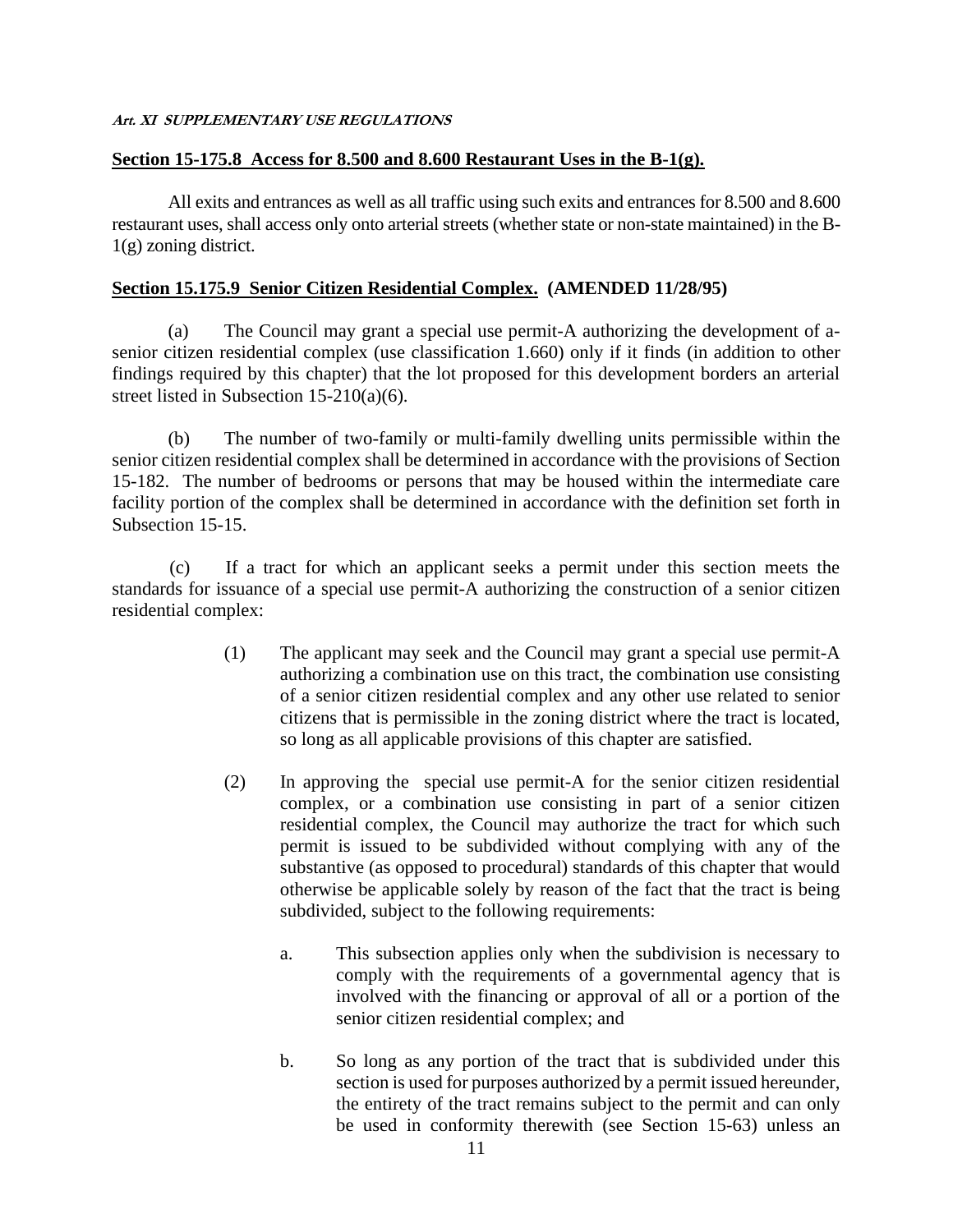## Section 15-175.8 Access for 8.500 and 8.600 Restaurant Uses in the B-1(g).

All exits and entrances as well as all traffic using such exits and entrances for 8.500 and 8.600 restaurant uses, shall access only onto arterial streets (whether state or non-state maintained) in the B-1(g) zoning district.

## Section 15.175.9 Senior Citizen Residential Complex. (AMENDED 11/28/95)

(a) The Council may grant a special use permit-A authorizing the development of a-senior citizen residential complex (use classification 1.660) only if it finds (in addition to other findings required by this chapter) that the lot proposed for this development borders an arterial street listed in Subsection 15-210(a)(6).

(b) The number of two-family or multi-family dwelling units permissible within the senior citizen residential complex shall be determined in accordance with the provisions of Section 15-182. The number of bedrooms or persons that may be housed within the intermediate care facility portion of the complex shall be determined in accordance with the definition set forth in Subsection 15-15.

(c) If a tract for which an applicant seeks a permit under this section meets the standards for issuance of a special use permit-A authorizing the construction of a senior citizen residential complex:

(1) The applicant may seek and the Council may grant a special use permit-A authorizing a combination use on this tract, the combination use consisting of a senior citizen residential complex and any other use related to senior citizens that is permissible in the zoning district where the tract is located, so long as all applicable provisions of this chapter are satisfied.

(2) In approving the special use permit-A for the senior citizen residential complex, or a combination use consisting in part of a senior citizen residential complex, the Council may authorize the tract for which such permit is issued to be subdivided without complying with any of the substantive (as opposed to procedural) standards of this chapter that would otherwise be applicable solely by reason of the fact that the tract is being subdivided, subject to the following requirements:

a. This subsection applies only when the subdivision is necessary to comply with the requirements of a governmental agency that is involved with the financing or approval of all or a portion of the senior citizen residential complex; and

b. So long as any portion of the tract that is subdivided under this section is used for purposes authorized by a permit issued hereunder, the entirety of the tract remains subject to the permit and can only be used in conformity therewith (see Section 15-63) unless an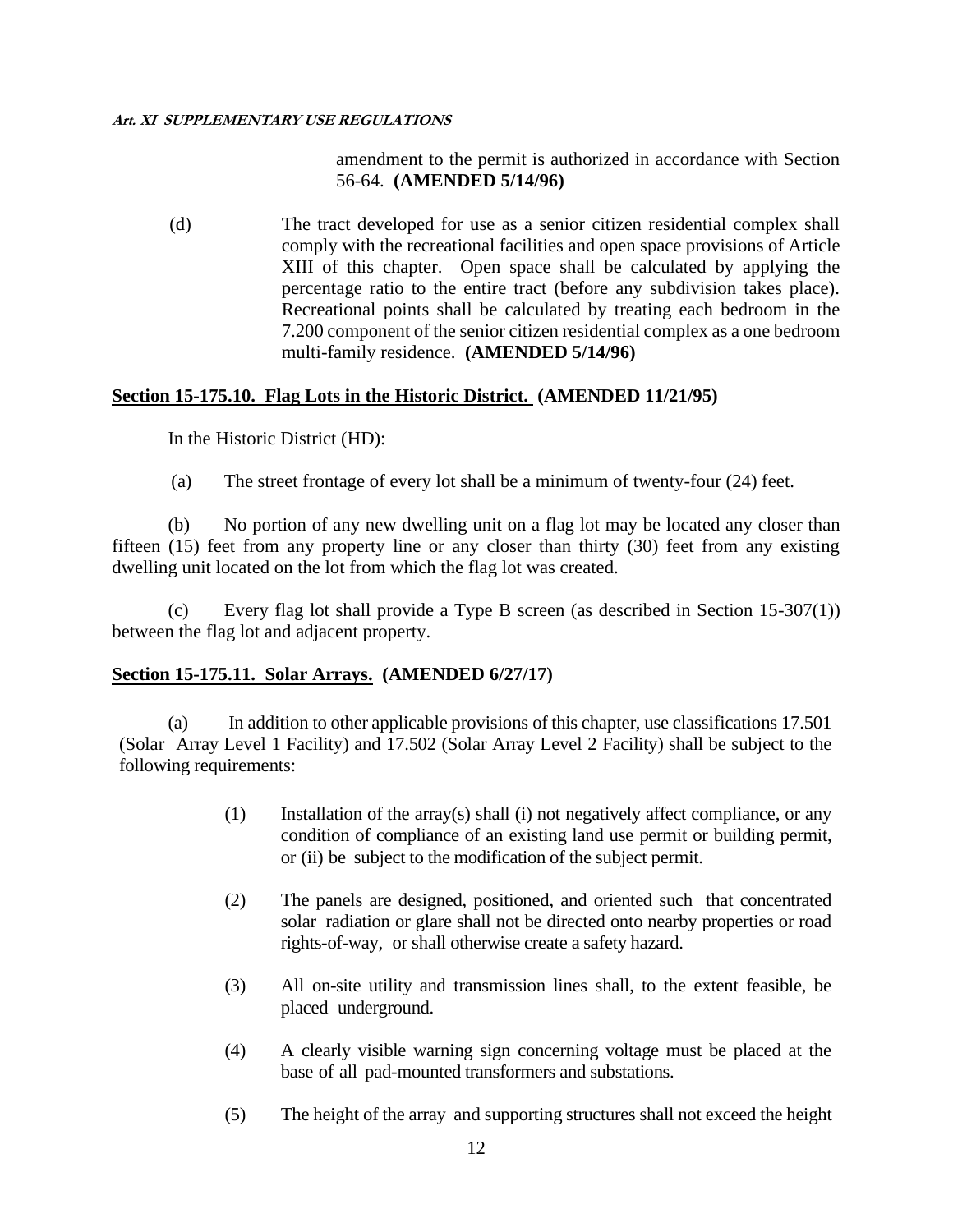amendment to the permit is authorized in accordance with Section 56-64. **(AMENDED 5/14/96)**

(d) The tract developed for use as a senior citizen residential complex shall comply with the recreational facilities and open space provisions of Article XIII of this chapter. Open space shall be calculated by applying the percentage ratio to the entire tract (before any subdivision takes place). Recreational points shall be calculated by treating each bedroom in the 7.200 component of the senior citizen residential complex as a one bedroom multi-family residence. **(AMENDED 5/14/96)**

**Section 15-175.10. Flag Lots in the Historic District. (AMENDED 11/21/95)**

In the Historic District (HD):

(a) The street frontage of every lot shall be a minimum of twenty-four (24) feet.

(b) No portion of any new dwelling unit on a flag lot may be located any closer than fifteen (15) feet from any property line or any closer than thirty (30) feet from any existing dwelling unit located on the lot from which the flag lot was created.

(c) Every flag lot shall provide a Type B screen (as described in Section 15-307(1)) between the flag lot and adjacent property.

**Section 15-175.11. Solar Arrays. (AMENDED 6/27/17)**

(a) In addition to other applicable provisions of this chapter, use classifications 17.501 (Solar Array Level 1 Facility) and 17.502 (Solar Array Level 2 Facility) shall be subject to the following requirements:

(1) Installation of the array(s) shall (i) not negatively affect compliance, or any condition of compliance of an existing land use permit or building permit, or (ii) be subject to the modification of the subject permit.

(2) The panels are designed, positioned, and oriented such that concentrated solar radiation or glare shall not be directed onto nearby properties or road rights-of-way, or shall otherwise create a safety hazard.

(3) All on-site utility and transmission lines shall, to the extent feasible, be placed underground.

(4) A clearly visible warning sign concerning voltage must be placed at the base of all pad-mounted transformers and substations.

(5) The height of the array and supporting structures shall not exceed the height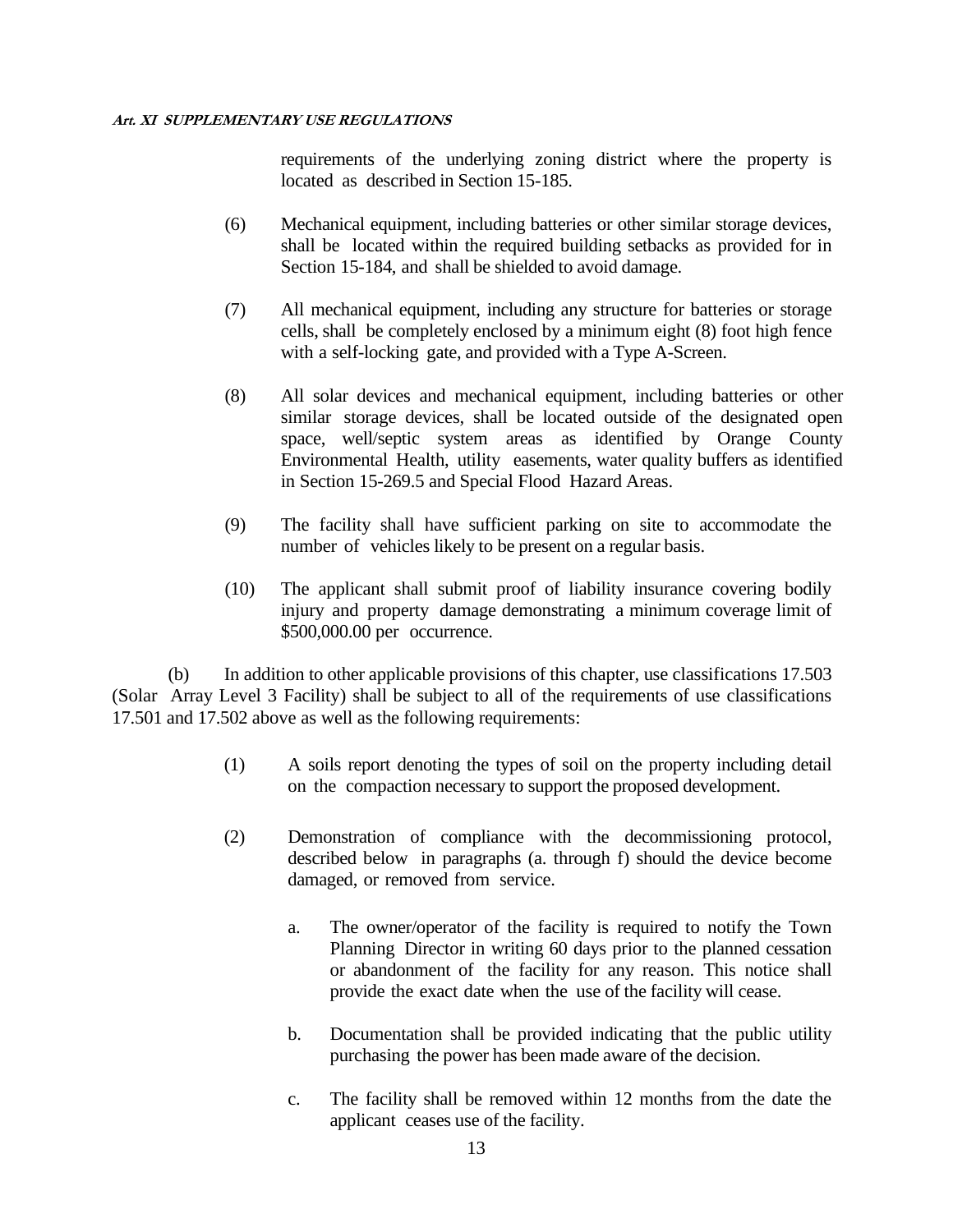requirements of the underlying zoning district where the property is located as described in Section 15-185.

(6) Mechanical equipment, including batteries or other similar storage devices, shall be located within the required building setbacks as provided for in Section 15-184, and shall be shielded to avoid damage.

(7) All mechanical equipment, including any structure for batteries or storage cells, shall be completely enclosed by a minimum eight (8) foot high fence with a self-locking gate, and provided with a Type A-Screen.

(8) All solar devices and mechanical equipment, including batteries or other similar storage devices, shall be located outside of the designated open space, well/septic system areas as identified by Orange County Environmental Health, utility easements, water quality buffers as identified in Section 15-269.5 and Special Flood Hazard Areas.

(9) The facility shall have sufficient parking on site to accommodate the number of vehicles likely to be present on a regular basis.

(10) The applicant shall submit proof of liability insurance covering bodily injury and property damage demonstrating a minimum coverage limit of $500,000.00 per occurrence.

(b) In addition to other applicable provisions of this chapter, use classifications 17.503 (Solar Array Level 3 Facility) shall be subject to all of the requirements of use classifications 17.501 and 17.502 above as well as the following requirements:

(1) A soils report denoting the types of soil on the property including detail on the compaction necessary to support the proposed development.

(2) Demonstration of compliance with the decommissioning protocol, described below in paragraphs (a. through f) should the device become damaged, or removed from service.

a. The owner/operator of the facility is required to notify the Town Planning Director in writing 60 days prior to the planned cessation or abandonment of the facility for any reason. This notice shall provide the exact date when the use of the facility will cease.

b. Documentation shall be provided indicating that the public utility purchasing the power has been made aware of the decision.

c. The facility shall be removed within 12 months from the date the applicant ceases use of the facility.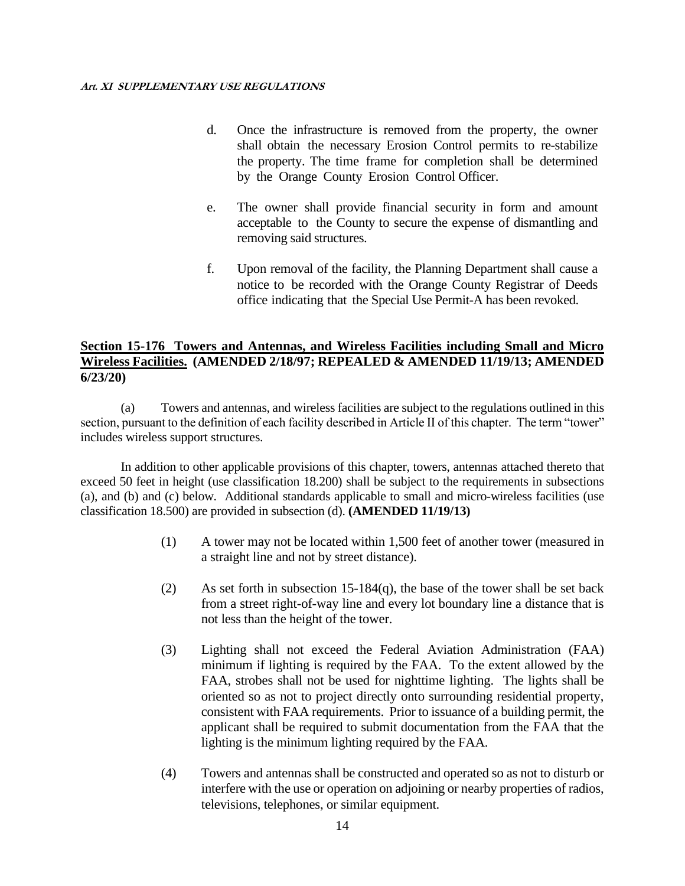d. Once the infrastructure is removed from the property, the owner shall obtain the necessary Erosion Control permits to re-stabilize the property. The time frame for completion shall be determined by the Orange County Erosion Control Officer.

e. The owner shall provide financial security in form and amount acceptable to the County to secure the expense of dismantling and removing said structures.

f. Upon removal of the facility, the Planning Department shall cause a notice to be recorded with the Orange County Registrar of Deeds office indicating that the Special Use Permit-A has been revoked.

## Section 15-176 Towers and Antennas, and Wireless Facilities including Small and Micro Wireless Facilities. (AMENDED 2/18/97; REPEALED & AMENDED 11/19/13; AMENDED 6/23/20)

(a) Towers and antennas, and wireless facilities are subject to the regulations outlined in this section, pursuant to the definition of each facility described in Article II of this chapter. The term "tower" includes wireless support structures.

In addition to other applicable provisions of this chapter, towers, antennas attached thereto that exceed 50 feet in height (use classification 18.200) shall be subject to the requirements in subsections (a), and (b) and (c) below. Additional standards applicable to small and micro-wireless facilities (use classification 18.500) are provided in subsection (d). **(AMENDED 11/19/13)**

(1) A tower may not be located within 1,500 feet of another tower (measured in a straight line and not by street distance).

(2) As set forth in subsection 15-184(q), the base of the tower shall be set back from a street right-of-way line and every lot boundary line a distance that is not less than the height of the tower.

(3) Lighting shall not exceed the Federal Aviation Administration (FAA) minimum if lighting is required by the FAA. To the extent allowed by the FAA, strobes shall not be used for nighttime lighting. The lights shall be oriented so as not to project directly onto surrounding residential property, consistent with FAA requirements. Prior to issuance of a building permit, the applicant shall be required to submit documentation from the FAA that the lighting is the minimum lighting required by the FAA.

(4) Towers and antennas shall be constructed and operated so as not to disturb or interfere with the use or operation on adjoining or nearby properties of radios, televisions, telephones, or similar equipment.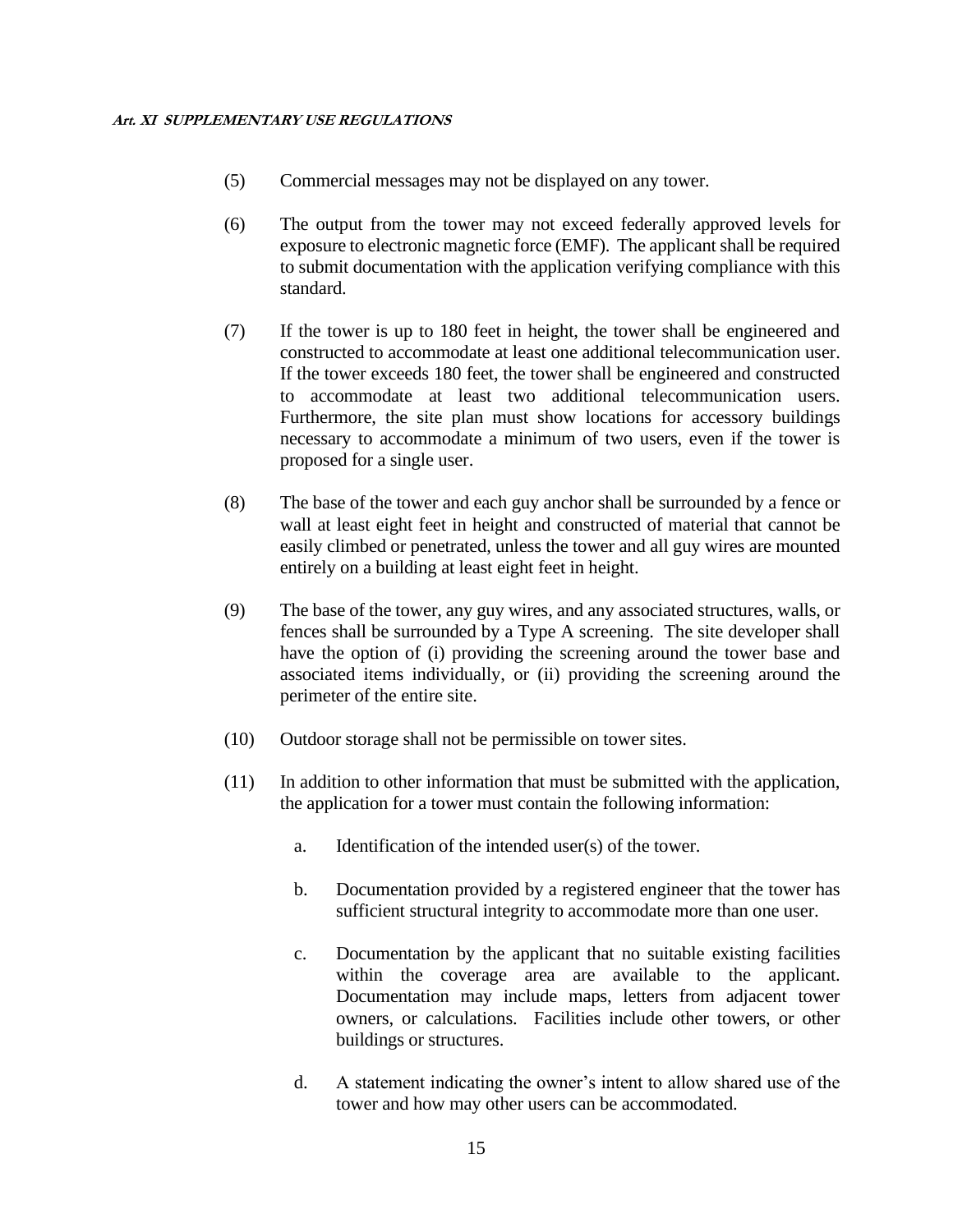(5) Commercial messages may not be displayed on any tower.

(6) The output from the tower may not exceed federally approved levels for exposure to electronic magnetic force (EMF). The applicant shall be required to submit documentation with the application verifying compliance with this standard.

(7) If the tower is up to 180 feet in height, the tower shall be engineered and constructed to accommodate at least one additional telecommunication user. If the tower exceeds 180 feet, the tower shall be engineered and constructed to accommodate at least two additional telecommunication users. Furthermore, the site plan must show locations for accessory buildings necessary to accommodate a minimum of two users, even if the tower is proposed for a single user.

(8) The base of the tower and each guy anchor shall be surrounded by a fence or wall at least eight feet in height and constructed of material that cannot be easily climbed or penetrated, unless the tower and all guy wires are mounted entirely on a building at least eight feet in height.

(9) The base of the tower, any guy wires, and any associated structures, walls, or fences shall be surrounded by a Type A screening. The site developer shall have the option of (i) providing the screening around the tower base and associated items individually, or (ii) providing the screening around the perimeter of the entire site.

(10) Outdoor storage shall not be permissible on tower sites.

(11) In addition to other information that must be submitted with the application, the application for a tower must contain the following information:

  a. Identification of the intended user(s) of the tower.

  b. Documentation provided by a registered engineer that the tower has sufficient structural integrity to accommodate more than one user.

  c. Documentation by the applicant that no suitable existing facilities within the coverage area are available to the applicant. Documentation may include maps, letters from adjacent tower owners, or calculations. Facilities include other towers, or other buildings or structures.

  d. A statement indicating the owner's intent to allow shared use of the tower and how may other users can be accommodated.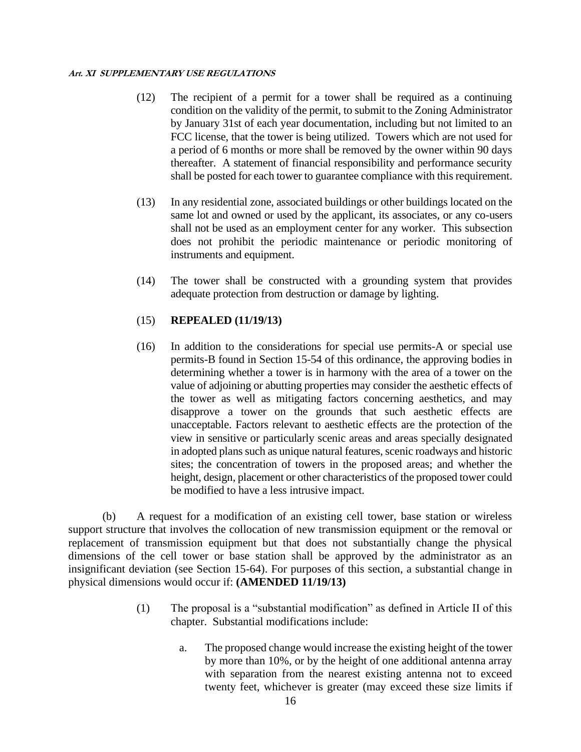(12) The recipient of a permit for a tower shall be required as a continuing condition on the validity of the permit, to submit to the Zoning Administrator by January 31st of each year documentation, including but not limited to an FCC license, that the tower is being utilized. Towers which are not used for a period of 6 months or more shall be removed by the owner within 90 days thereafter. A statement of financial responsibility and performance security shall be posted for each tower to guarantee compliance with this requirement.

(13) In any residential zone, associated buildings or other buildings located on the same lot and owned or used by the applicant, its associates, or any co-users shall not be used as an employment center for any worker. This subsection does not prohibit the periodic maintenance or periodic monitoring of instruments and equipment.

(14) The tower shall be constructed with a grounding system that provides adequate protection from destruction or damage by lighting.

(15) **REPEALED (11/19/13)**

(16) In addition to the considerations for special use permits-A or special use permits-B found in Section 15-54 of this ordinance, the approving bodies in determining whether a tower is in harmony with the area of a tower on the value of adjoining or abutting properties may consider the aesthetic effects of the tower as well as mitigating factors concerning aesthetics, and may disapprove a tower on the grounds that such aesthetic effects are unacceptable. Factors relevant to aesthetic effects are the protection of the view in sensitive or particularly scenic areas and areas specially designated in adopted plans such as unique natural features, scenic roadways and historic sites; the concentration of towers in the proposed areas; and whether the height, design, placement or other characteristics of the proposed tower could be modified to have a less intrusive impact.

(b) A request for a modification of an existing cell tower, base station or wireless support structure that involves the collocation of new transmission equipment or the removal or replacement of transmission equipment but that does not substantially change the physical dimensions of the cell tower or base station shall be approved by the administrator as an insignificant deviation (see Section 15-64). For purposes of this section, a substantial change in physical dimensions would occur if: **(AMENDED 11/19/13)**

(1) The proposal is a "substantial modification" as defined in Article II of this chapter. Substantial modifications include:

a. The proposed change would increase the existing height of the tower by more than 10%, or by the height of one additional antenna array with separation from the nearest existing antenna not to exceed twenty feet, whichever is greater (may exceed these size limits if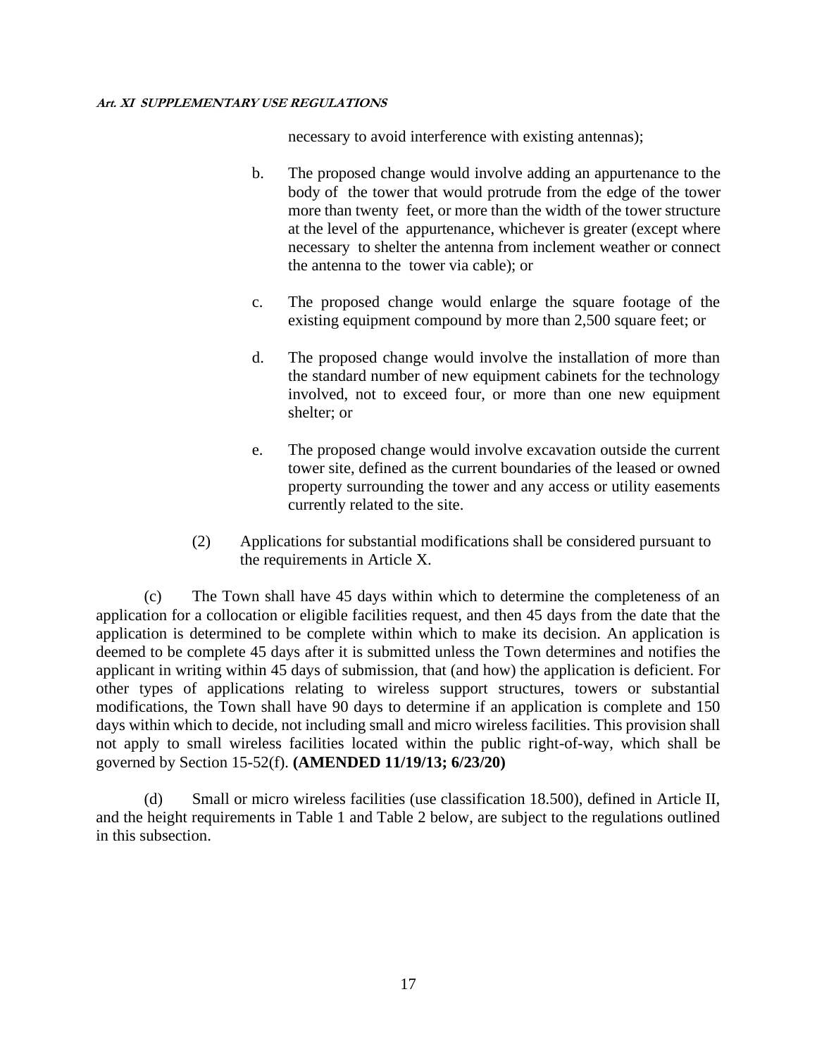necessary to avoid interference with existing antennas);

b. The proposed change would involve adding an appurtenance to the body of the tower that would protrude from the edge of the tower more than twenty feet, or more than the width of the tower structure at the level of the appurtenance, whichever is greater (except where necessary to shelter the antenna from inclement weather or connect the antenna to the tower via cable); or

c. The proposed change would enlarge the square footage of the existing equipment compound by more than 2,500 square feet; or

d. The proposed change would involve the installation of more than the standard number of new equipment cabinets for the technology involved, not to exceed four, or more than one new equipment shelter; or

e. The proposed change would involve excavation outside the current tower site, defined as the current boundaries of the leased or owned property surrounding the tower and any access or utility easements currently related to the site.

(2) Applications for substantial modifications shall be considered pursuant to the requirements in Article X.

(c) The Town shall have 45 days within which to determine the completeness of an application for a collocation or eligible facilities request, and then 45 days from the date that the application is determined to be complete within which to make its decision. An application is deemed to be complete 45 days after it is submitted unless the Town determines and notifies the applicant in writing within 45 days of submission, that (and how) the application is deficient. For other types of applications relating to wireless support structures, towers or substantial modifications, the Town shall have 90 days to determine if an application is complete and 150 days within which to decide, not including small and micro wireless facilities. This provision shall not apply to small wireless facilities located within the public right-of-way, which shall be governed by Section 15-52(f). **(AMENDED 11/19/13; 6/23/20)**

(d) Small or micro wireless facilities (use classification 18.500), defined in Article II, and the height requirements in Table 1 and Table 2 below, are subject to the regulations outlined in this subsection.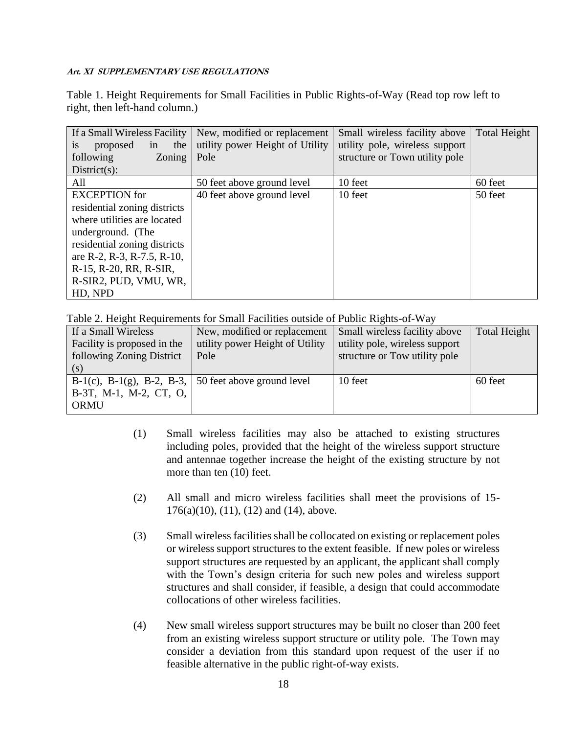Table 1. Height Requirements for Small Facilities in Public Rights-of-Way (Read top row left to right, then left-hand column.)

| If a Small Wireless Facility is proposed in the following Zoning District(s): | New, modified or replacement utility power Height of Utility Pole | Small wireless facility above utility pole, wireless support structure or Town utility pole | Total Height |
|---|---|---|---|
| All | 50 feet above ground level | 10 feet | 60 feet |
| EXCEPTION for residential zoning districts where utilities are located underground. (The residential zoning districts are R-2, R-3, R-7.5, R-10, R-15, R-20, RR, R-SIR, R-SIR2, PUD, VMU, WR, HD, NPD | 40 feet above ground level | 10 feet | 50 feet |

Table 2. Height Requirements for Small Facilities outside of Public Rights-of-Way

| If a Small Wireless Facility is proposed in the following Zoning District (s) | New, modified or replacement utility power Height of Utility Pole | Small wireless facility above utility pole, wireless support structure or Tow utility pole | Total Height |
|---|---|---|---|
| B-1(c), B-1(g), B-2, B-3, B-3T, M-1, M-2, CT, O, ORMU | 50 feet above ground level | 10 feet | 60 feet |

(1) Small wireless facilities may also be attached to existing structures including poles, provided that the height of the wireless support structure and antennae together increase the height of the existing structure by not more than ten (10) feet.

(2) All small and micro wireless facilities shall meet the provisions of 15-176(a)(10), (11), (12) and (14), above.

(3) Small wireless facilities shall be collocated on existing or replacement poles or wireless support structures to the extent feasible. If new poles or wireless support structures are requested by an applicant, the applicant shall comply with the Town's design criteria for such new poles and wireless support structures and shall consider, if feasible, a design that could accommodate collocations of other wireless facilities.

(4) New small wireless support structures may be built no closer than 200 feet from an existing wireless support structure or utility pole. The Town may consider a deviation from this standard upon request of the user if no feasible alternative in the public right-of-way exists.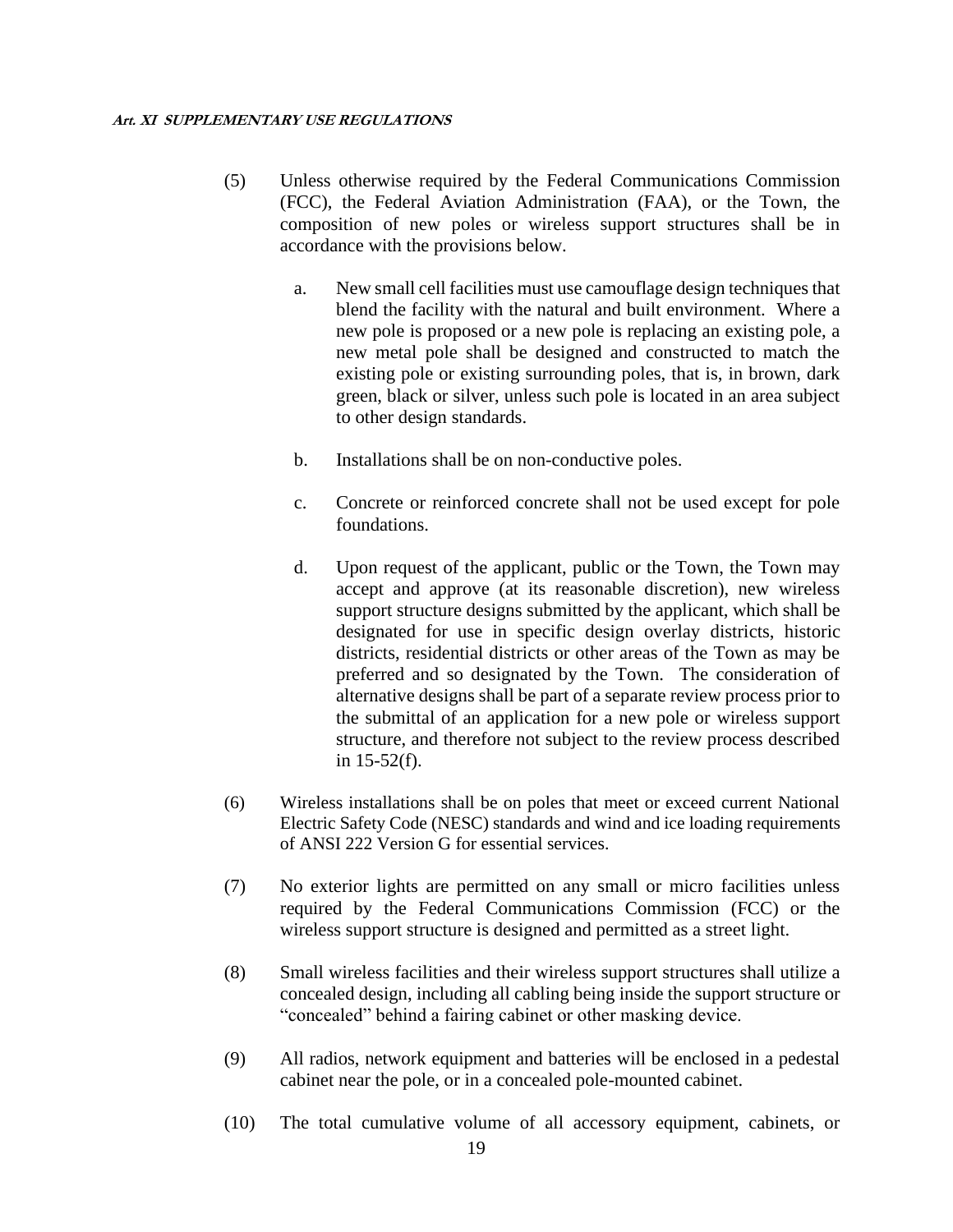(5) Unless otherwise required by the Federal Communications Commission (FCC), the Federal Aviation Administration (FAA), or the Town, the composition of new poles or wireless support structures shall be in accordance with the provisions below.

   a. New small cell facilities must use camouflage design techniques that blend the facility with the natural and built environment. Where a new pole is proposed or a new pole is replacing an existing pole, a new metal pole shall be designed and constructed to match the existing pole or existing surrounding poles, that is, in brown, dark green, black or silver, unless such pole is located in an area subject to other design standards.

   b. Installations shall be on non-conductive poles.

   c. Concrete or reinforced concrete shall not be used except for pole foundations.

   d. Upon request of the applicant, public or the Town, the Town may accept and approve (at its reasonable discretion), new wireless support structure designs submitted by the applicant, which shall be designated for use in specific design overlay districts, historic districts, residential districts or other areas of the Town as may be preferred and so designated by the Town. The consideration of alternative designs shall be part of a separate review process prior to the submittal of an application for a new pole or wireless support structure, and therefore not subject to the review process described in 15-52(f).

(6) Wireless installations shall be on poles that meet or exceed current National Electric Safety Code (NESC) standards and wind and ice loading requirements of ANSI 222 Version G for essential services.

(7) No exterior lights are permitted on any small or micro facilities unless required by the Federal Communications Commission (FCC) or the wireless support structure is designed and permitted as a street light.

(8) Small wireless facilities and their wireless support structures shall utilize a concealed design, including all cabling being inside the support structure or "concealed" behind a fairing cabinet or other masking device.

(9) All radios, network equipment and batteries will be enclosed in a pedestal cabinet near the pole, or in a concealed pole-mounted cabinet.

(10) The total cumulative volume of all accessory equipment, cabinets, or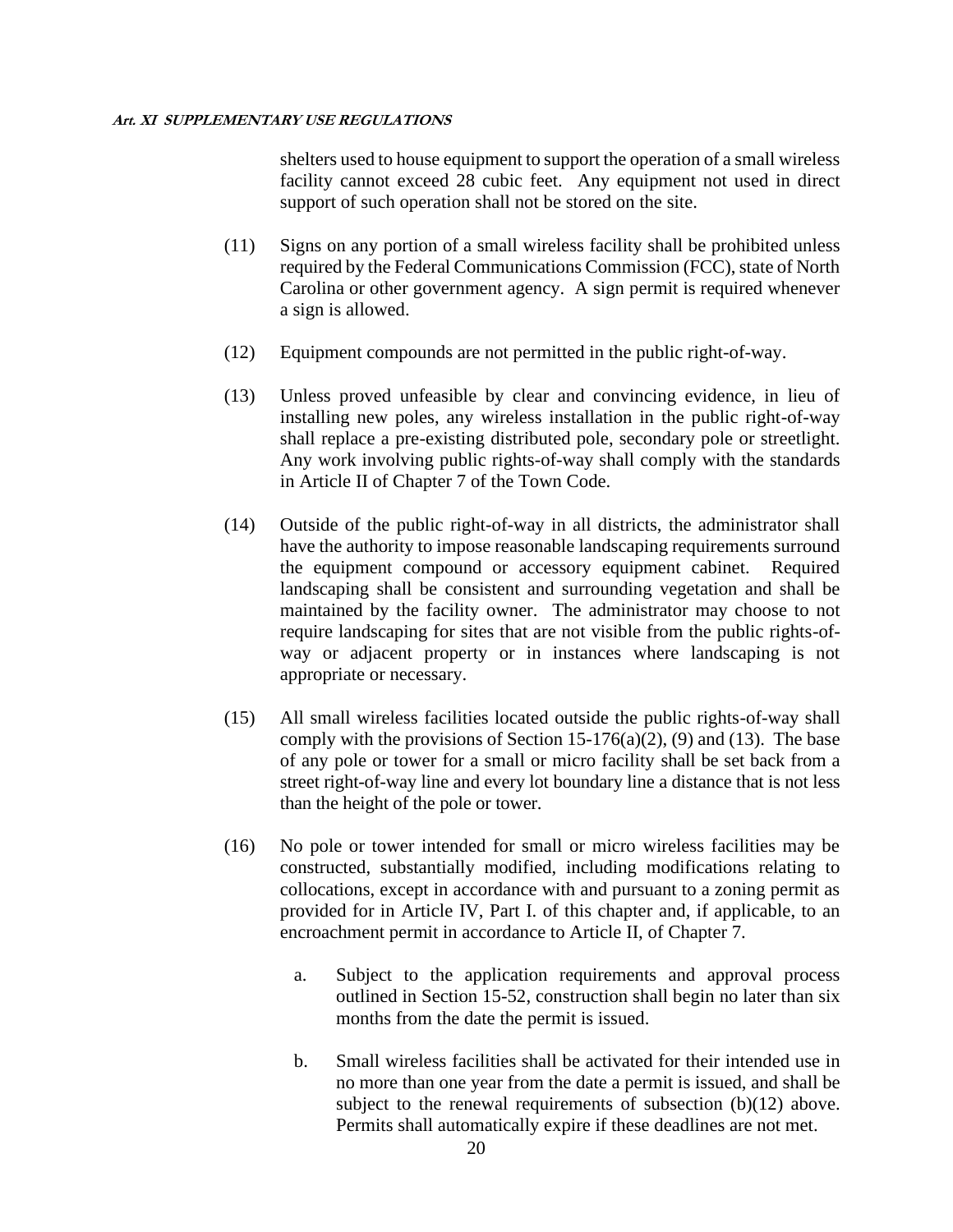shelters used to house equipment to support the operation of a small wireless facility cannot exceed 28 cubic feet. Any equipment not used in direct support of such operation shall not be stored on the site.

(11) Signs on any portion of a small wireless facility shall be prohibited unless required by the Federal Communications Commission (FCC), state of North Carolina or other government agency. A sign permit is required whenever a sign is allowed.

(12) Equipment compounds are not permitted in the public right-of-way.

(13) Unless proved unfeasible by clear and convincing evidence, in lieu of installing new poles, any wireless installation in the public right-of-way shall replace a pre-existing distributed pole, secondary pole or streetlight. Any work involving public rights-of-way shall comply with the standards in Article II of Chapter 7 of the Town Code.

(14) Outside of the public right-of-way in all districts, the administrator shall have the authority to impose reasonable landscaping requirements surround the equipment compound or accessory equipment cabinet. Required landscaping shall be consistent and surrounding vegetation and shall be maintained by the facility owner. The administrator may choose to not require landscaping for sites that are not visible from the public rights-of-way or adjacent property or in instances where landscaping is not appropriate or necessary.

(15) All small wireless facilities located outside the public rights-of-way shall comply with the provisions of Section 15-176(a)(2), (9) and (13). The base of any pole or tower for a small or micro facility shall be set back from a street right-of-way line and every lot boundary line a distance that is not less than the height of the pole or tower.

(16) No pole or tower intended for small or micro wireless facilities may be constructed, substantially modified, including modifications relating to collocations, except in accordance with and pursuant to a zoning permit as provided for in Article IV, Part I. of this chapter and, if applicable, to an encroachment permit in accordance to Article II, of Chapter 7.

   a. Subject to the application requirements and approval process outlined in Section 15-52, construction shall begin no later than six months from the date the permit is issued.

   b. Small wireless facilities shall be activated for their intended use in no more than one year from the date a permit is issued, and shall be subject to the renewal requirements of subsection (b)(12) above. Permits shall automatically expire if these deadlines are not met.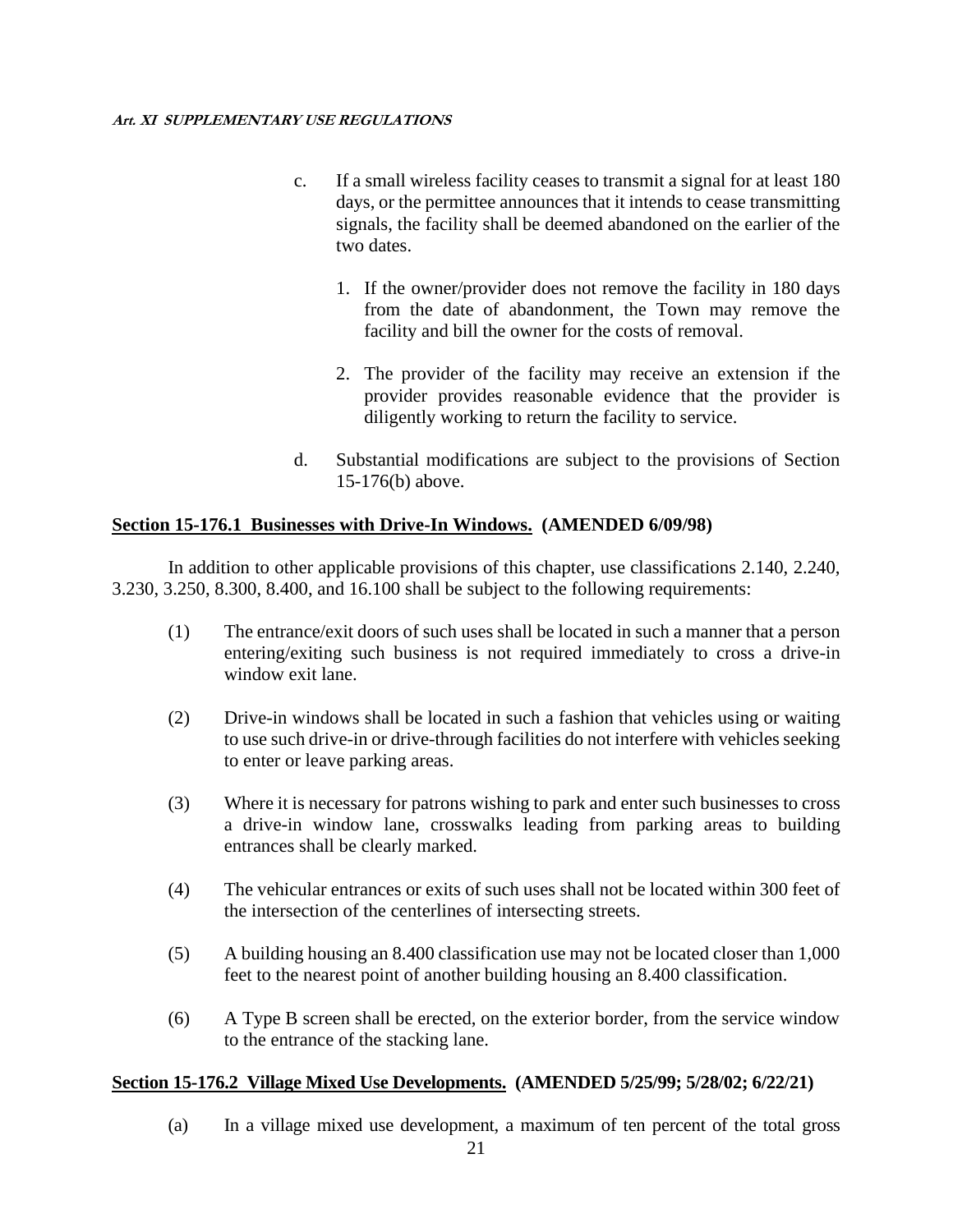c. If a small wireless facility ceases to transmit a signal for at least 180 days, or the permittee announces that it intends to cease transmitting signals, the facility shall be deemed abandoned on the earlier of the two dates.

   1. If the owner/provider does not remove the facility in 180 days from the date of abandonment, the Town may remove the facility and bill the owner for the costs of removal.

   2. The provider of the facility may receive an extension if the provider provides reasonable evidence that the provider is diligently working to return the facility to service.

d. Substantial modifications are subject to the provisions of Section 15-176(b) above.

## Section 15-176.1 Businesses with Drive-In Windows. (AMENDED 6/09/98)

In addition to other applicable provisions of this chapter, use classifications 2.140, 2.240, 3.230, 3.250, 8.300, 8.400, and 16.100 shall be subject to the following requirements:

(1) The entrance/exit doors of such uses shall be located in such a manner that a person entering/exiting such business is not required immediately to cross a drive-in window exit lane.

(2) Drive-in windows shall be located in such a fashion that vehicles using or waiting to use such drive-in or drive-through facilities do not interfere with vehicles seeking to enter or leave parking areas.

(3) Where it is necessary for patrons wishing to park and enter such businesses to cross a drive-in window lane, crosswalks leading from parking areas to building entrances shall be clearly marked.

(4) The vehicular entrances or exits of such uses shall not be located within 300 feet of the intersection of the centerlines of intersecting streets.

(5) A building housing an 8.400 classification use may not be located closer than 1,000 feet to the nearest point of another building housing an 8.400 classification.

(6) A Type B screen shall be erected, on the exterior border, from the service window to the entrance of the stacking lane.

## Section 15-176.2 Village Mixed Use Developments. (AMENDED 5/25/99; 5/28/02; 6/22/21)

(a) In a village mixed use development, a maximum of ten percent of the total gross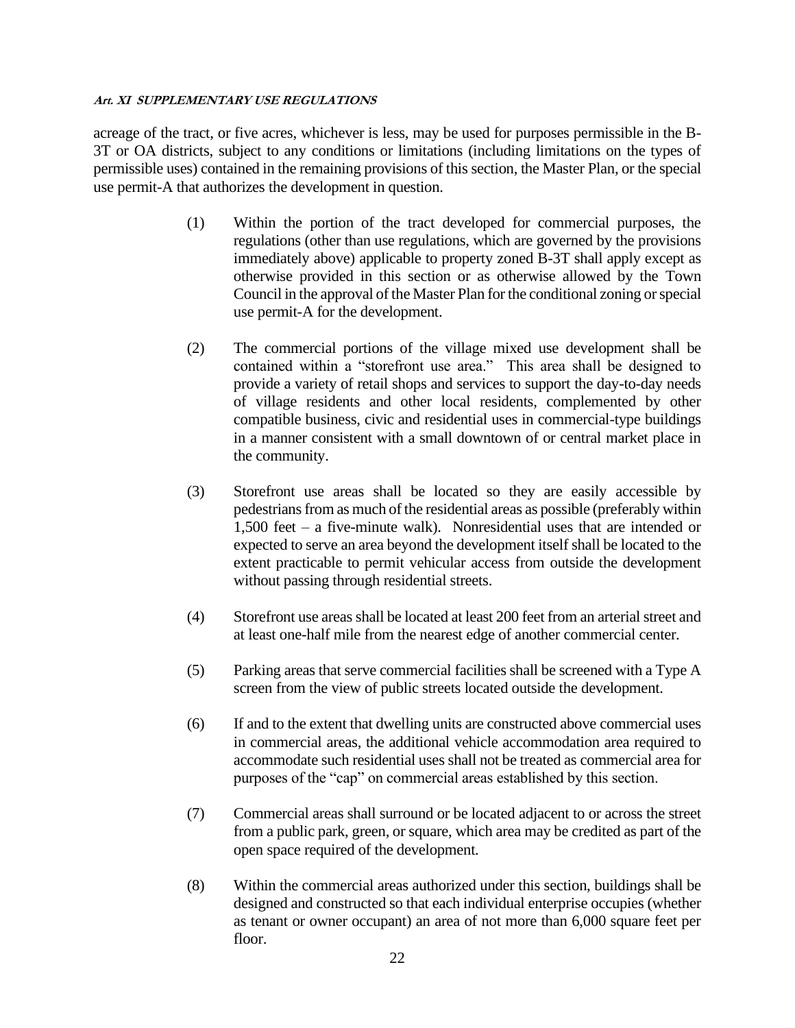acreage of the tract, or five acres, whichever is less, may be used for purposes permissible in the B-3T or OA districts, subject to any conditions or limitations (including limitations on the types of permissible uses) contained in the remaining provisions of this section, the Master Plan, or the special use permit-A that authorizes the development in question.

(1) Within the portion of the tract developed for commercial purposes, the regulations (other than use regulations, which are governed by the provisions immediately above) applicable to property zoned B-3T shall apply except as otherwise provided in this section or as otherwise allowed by the Town Council in the approval of the Master Plan for the conditional zoning or special use permit-A for the development.

(2) The commercial portions of the village mixed use development shall be contained within a "storefront use area." This area shall be designed to provide a variety of retail shops and services to support the day-to-day needs of village residents and other local residents, complemented by other compatible business, civic and residential uses in commercial-type buildings in a manner consistent with a small downtown of or central market place in the community.

(3) Storefront use areas shall be located so they are easily accessible by pedestrians from as much of the residential areas as possible (preferably within 1,500 feet – a five-minute walk). Nonresidential uses that are intended or expected to serve an area beyond the development itself shall be located to the extent practicable to permit vehicular access from outside the development without passing through residential streets.

(4) Storefront use areas shall be located at least 200 feet from an arterial street and at least one-half mile from the nearest edge of another commercial center.

(5) Parking areas that serve commercial facilities shall be screened with a Type A screen from the view of public streets located outside the development.

(6) If and to the extent that dwelling units are constructed above commercial uses in commercial areas, the additional vehicle accommodation area required to accommodate such residential uses shall not be treated as commercial area for purposes of the "cap" on commercial areas established by this section.

(7) Commercial areas shall surround or be located adjacent to or across the street from a public park, green, or square, which area may be credited as part of the open space required of the development.

(8) Within the commercial areas authorized under this section, buildings shall be designed and constructed so that each individual enterprise occupies (whether as tenant or owner occupant) an area of not more than 6,000 square feet per floor.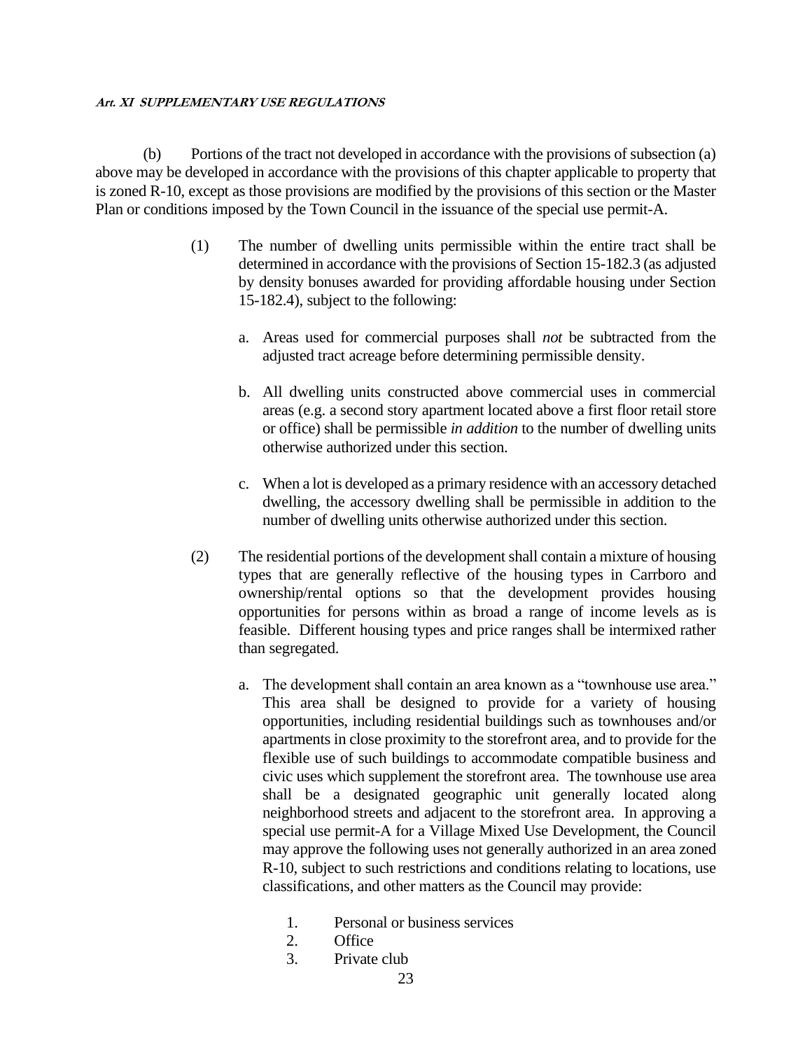(b) Portions of the tract not developed in accordance with the provisions of subsection (a) above may be developed in accordance with the provisions of this chapter applicable to property that is zoned R-10, except as those provisions are modified by the provisions of this section or the Master Plan or conditions imposed by the Town Council in the issuance of the special use permit-A.

(1) The number of dwelling units permissible within the entire tract shall be determined in accordance with the provisions of Section 15-182.3 (as adjusted by density bonuses awarded for providing affordable housing under Section 15-182.4), subject to the following:

a. Areas used for commercial purposes shall *not* be subtracted from the adjusted tract acreage before determining permissible density.

b. All dwelling units constructed above commercial uses in commercial areas (e.g. a second story apartment located above a first floor retail store or office) shall be permissible *in addition* to the number of dwelling units otherwise authorized under this section.

c. When a lot is developed as a primary residence with an accessory detached dwelling, the accessory dwelling shall be permissible in addition to the number of dwelling units otherwise authorized under this section.

(2) The residential portions of the development shall contain a mixture of housing types that are generally reflective of the housing types in Carrboro and ownership/rental options so that the development provides housing opportunities for persons within as broad a range of income levels as is feasible. Different housing types and price ranges shall be intermixed rather than segregated.

a. The development shall contain an area known as a "townhouse use area." This area shall be designed to provide for a variety of housing opportunities, including residential buildings such as townhouses and/or apartments in close proximity to the storefront area, and to provide for the flexible use of such buildings to accommodate compatible business and civic uses which supplement the storefront area. The townhouse use area shall be a designated geographic unit generally located along neighborhood streets and adjacent to the storefront area. In approving a special use permit-A for a Village Mixed Use Development, the Council may approve the following uses not generally authorized in an area zoned R-10, subject to such restrictions and conditions relating to locations, use classifications, and other matters as the Council may provide:

1. Personal or business services
2. Office
3. Private club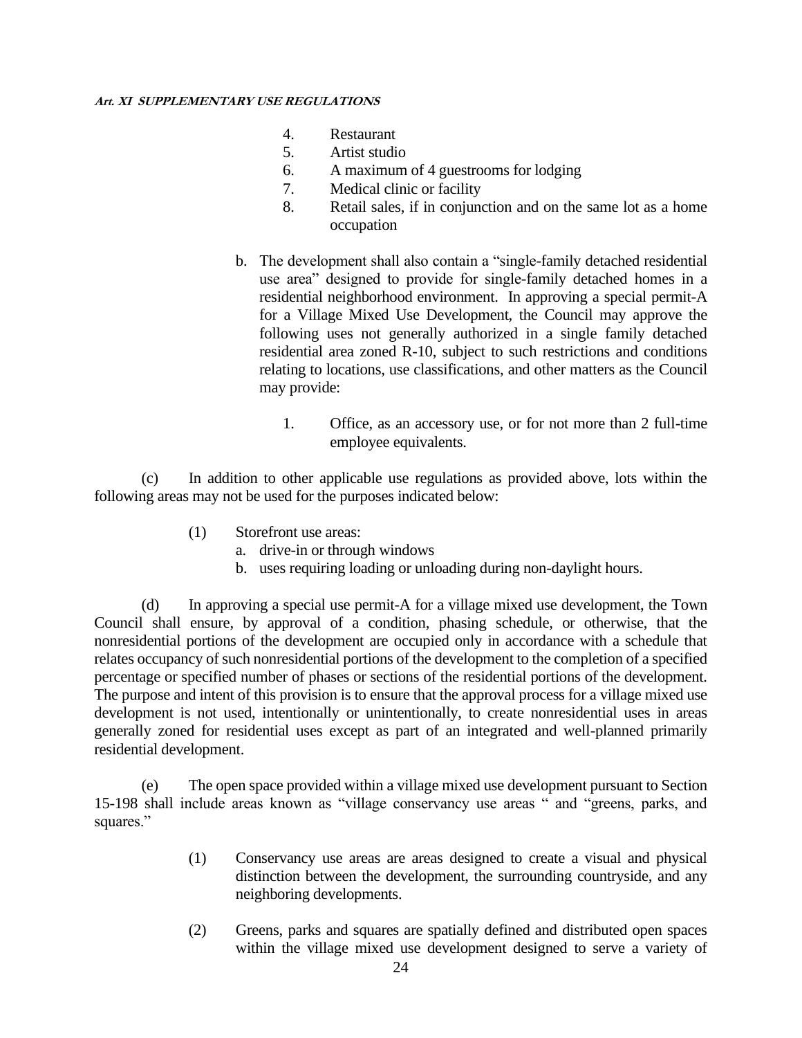4. Restaurant
5. Artist studio
6. A maximum of 4 guestrooms for lodging
7. Medical clinic or facility
8. Retail sales, if in conjunction and on the same lot as a home occupation

b. The development shall also contain a "single-family detached residential use area" designed to provide for single-family detached homes in a residential neighborhood environment. In approving a special permit-A for a Village Mixed Use Development, the Council may approve the following uses not generally authorized in a single family detached residential area zoned R-10, subject to such restrictions and conditions relating to locations, use classifications, and other matters as the Council may provide:

   1. Office, as an accessory use, or for not more than 2 full-time employee equivalents.

(c) In addition to other applicable use regulations as provided above, lots within the following areas may not be used for the purposes indicated below:

(1) Storefront use areas:
   a. drive-in or through windows
   b. uses requiring loading or unloading during non-daylight hours.

(d) In approving a special use permit-A for a village mixed use development, the Town Council shall ensure, by approval of a condition, phasing schedule, or otherwise, that the nonresidential portions of the development are occupied only in accordance with a schedule that relates occupancy of such nonresidential portions of the development to the completion of a specified percentage or specified number of phases or sections of the residential portions of the development. The purpose and intent of this provision is to ensure that the approval process for a village mixed use development is not used, intentionally or unintentionally, to create nonresidential uses in areas generally zoned for residential uses except as part of an integrated and well-planned primarily residential development.

(e) The open space provided within a village mixed use development pursuant to Section 15-198 shall include areas known as "village conservancy use areas " and "greens, parks, and squares."

(1) Conservancy use areas are areas designed to create a visual and physical distinction between the development, the surrounding countryside, and any neighboring developments.

(2) Greens, parks and squares are spatially defined and distributed open spaces within the village mixed use development designed to serve a variety of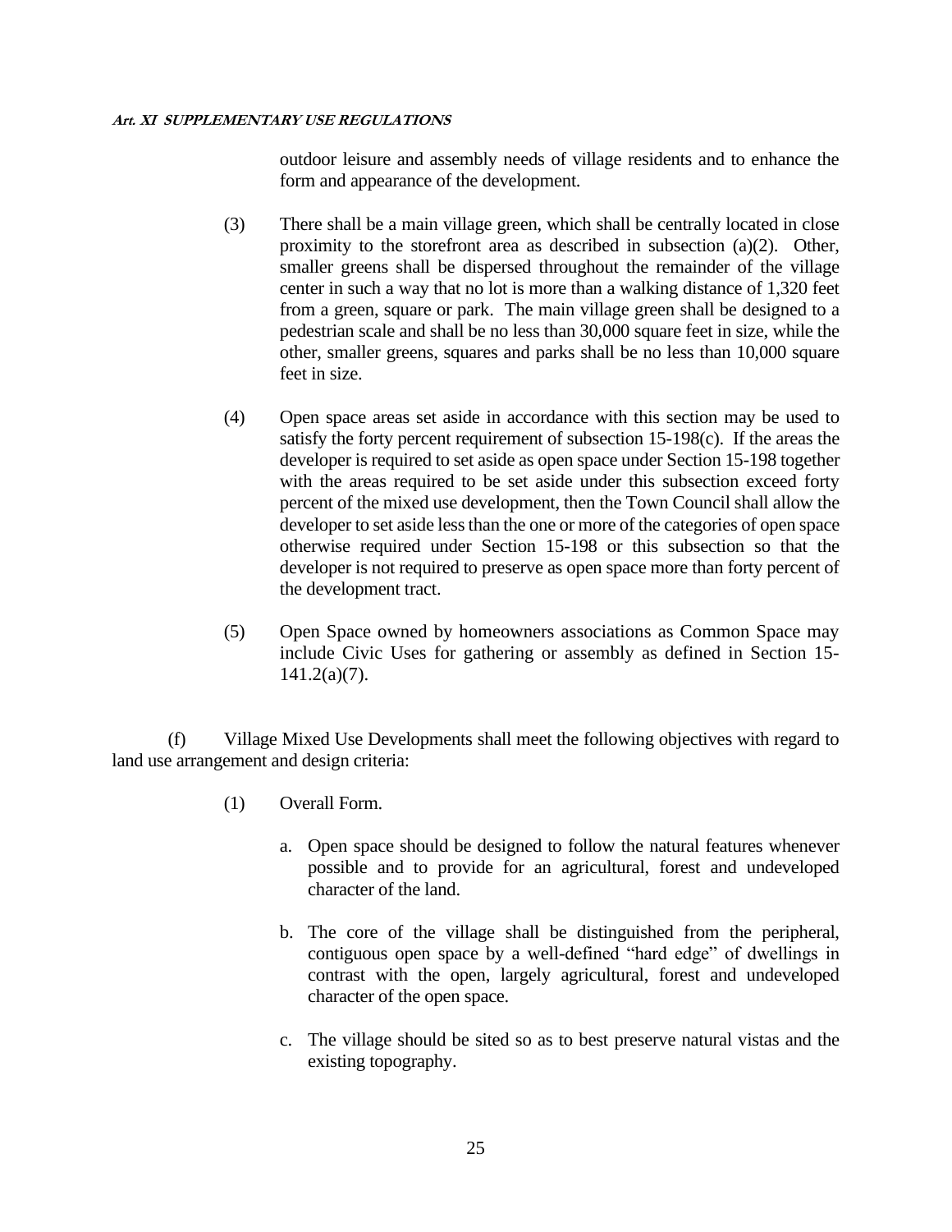outdoor leisure and assembly needs of village residents and to enhance the form and appearance of the development.

(3) There shall be a main village green, which shall be centrally located in close proximity to the storefront area as described in subsection (a)(2). Other, smaller greens shall be dispersed throughout the remainder of the village center in such a way that no lot is more than a walking distance of 1,320 feet from a green, square or park. The main village green shall be designed to a pedestrian scale and shall be no less than 30,000 square feet in size, while the other, smaller greens, squares and parks shall be no less than 10,000 square feet in size.

(4) Open space areas set aside in accordance with this section may be used to satisfy the forty percent requirement of subsection 15-198(c). If the areas the developer is required to set aside as open space under Section 15-198 together with the areas required to be set aside under this subsection exceed forty percent of the mixed use development, then the Town Council shall allow the developer to set aside less than the one or more of the categories of open space otherwise required under Section 15-198 or this subsection so that the developer is not required to preserve as open space more than forty percent of the development tract.

(5) Open Space owned by homeowners associations as Common Space may include Civic Uses for gathering or assembly as defined in Section 15-141.2(a)(7).

(f) Village Mixed Use Developments shall meet the following objectives with regard to land use arrangement and design criteria:

(1) Overall Form.

a. Open space should be designed to follow the natural features whenever possible and to provide for an agricultural, forest and undeveloped character of the land.

b. The core of the village shall be distinguished from the peripheral, contiguous open space by a well-defined "hard edge" of dwellings in contrast with the open, largely agricultural, forest and undeveloped character of the open space.

c. The village should be sited so as to best preserve natural vistas and the existing topography.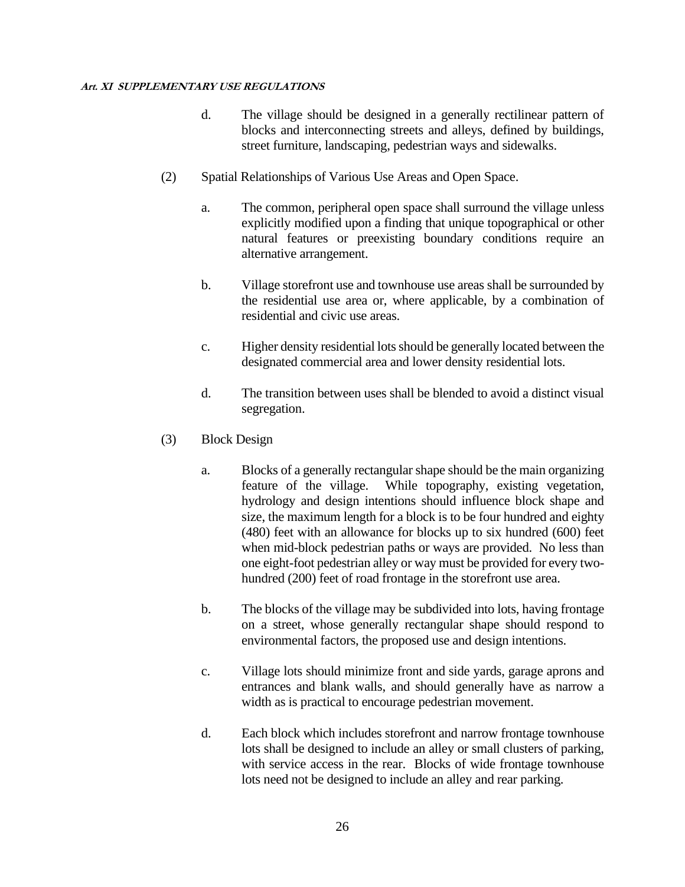d. The village should be designed in a generally rectilinear pattern of blocks and interconnecting streets and alleys, defined by buildings, street furniture, landscaping, pedestrian ways and sidewalks.

(2) Spatial Relationships of Various Use Areas and Open Space.

a. The common, peripheral open space shall surround the village unless explicitly modified upon a finding that unique topographical or other natural features or preexisting boundary conditions require an alternative arrangement.

b. Village storefront use and townhouse use areas shall be surrounded by the residential use area or, where applicable, by a combination of residential and civic use areas.

c. Higher density residential lots should be generally located between the designated commercial area and lower density residential lots.

d. The transition between uses shall be blended to avoid a distinct visual segregation.

(3) Block Design

a. Blocks of a generally rectangular shape should be the main organizing feature of the village. While topography, existing vegetation, hydrology and design intentions should influence block shape and size, the maximum length for a block is to be four hundred and eighty (480) feet with an allowance for blocks up to six hundred (600) feet when mid-block pedestrian paths or ways are provided. No less than one eight-foot pedestrian alley or way must be provided for every two-hundred (200) feet of road frontage in the storefront use area.

b. The blocks of the village may be subdivided into lots, having frontage on a street, whose generally rectangular shape should respond to environmental factors, the proposed use and design intentions.

c. Village lots should minimize front and side yards, garage aprons and entrances and blank walls, and should generally have as narrow a width as is practical to encourage pedestrian movement.

d. Each block which includes storefront and narrow frontage townhouse lots shall be designed to include an alley or small clusters of parking, with service access in the rear. Blocks of wide frontage townhouse lots need not be designed to include an alley and rear parking.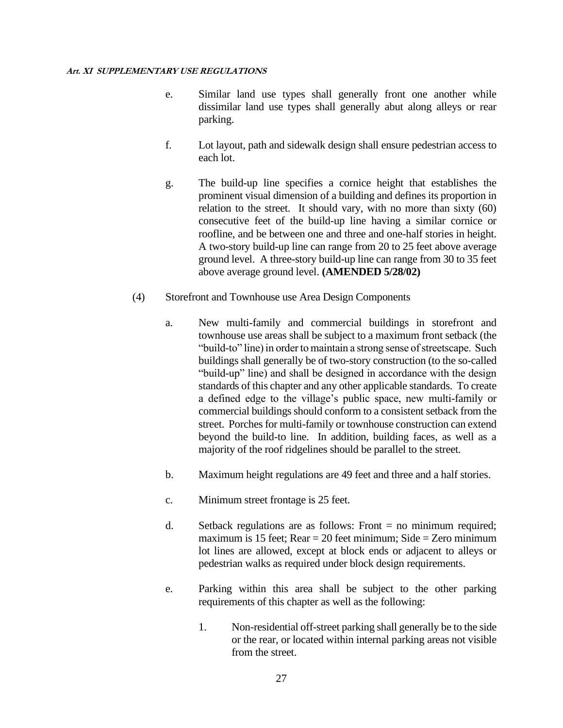e. Similar land use types shall generally front one another while dissimilar land use types shall generally abut along alleys or rear parking.

f. Lot layout, path and sidewalk design shall ensure pedestrian access to each lot.

g. The build-up line specifies a cornice height that establishes the prominent visual dimension of a building and defines its proportion in relation to the street. It should vary, with no more than sixty (60) consecutive feet of the build-up line having a similar cornice or roofline, and be between one and three and one-half stories in height. A two-story build-up line can range from 20 to 25 feet above average ground level. A three-story build-up line can range from 30 to 35 feet above average ground level. **(AMENDED 5/28/02)**

(4) Storefront and Townhouse use Area Design Components

a. New multi-family and commercial buildings in storefront and townhouse use areas shall be subject to a maximum front setback (the "build-to" line) in order to maintain a strong sense of streetscape. Such buildings shall generally be of two-story construction (to the so-called "build-up" line) and shall be designed in accordance with the design standards of this chapter and any other applicable standards. To create a defined edge to the village's public space, new multi-family or commercial buildings should conform to a consistent setback from the street. Porches for multi-family or townhouse construction can extend beyond the build-to line. In addition, building faces, as well as a majority of the roof ridgelines should be parallel to the street.

b. Maximum height regulations are 49 feet and three and a half stories.

c. Minimum street frontage is 25 feet.

d. Setback regulations are as follows: Front = no minimum required; maximum is 15 feet; Rear = 20 feet minimum; Side = Zero minimum lot lines are allowed, except at block ends or adjacent to alleys or pedestrian walks as required under block design requirements.

e. Parking within this area shall be subject to the other parking requirements of this chapter as well as the following:

1. Non-residential off-street parking shall generally be to the side or the rear, or located within internal parking areas not visible from the street.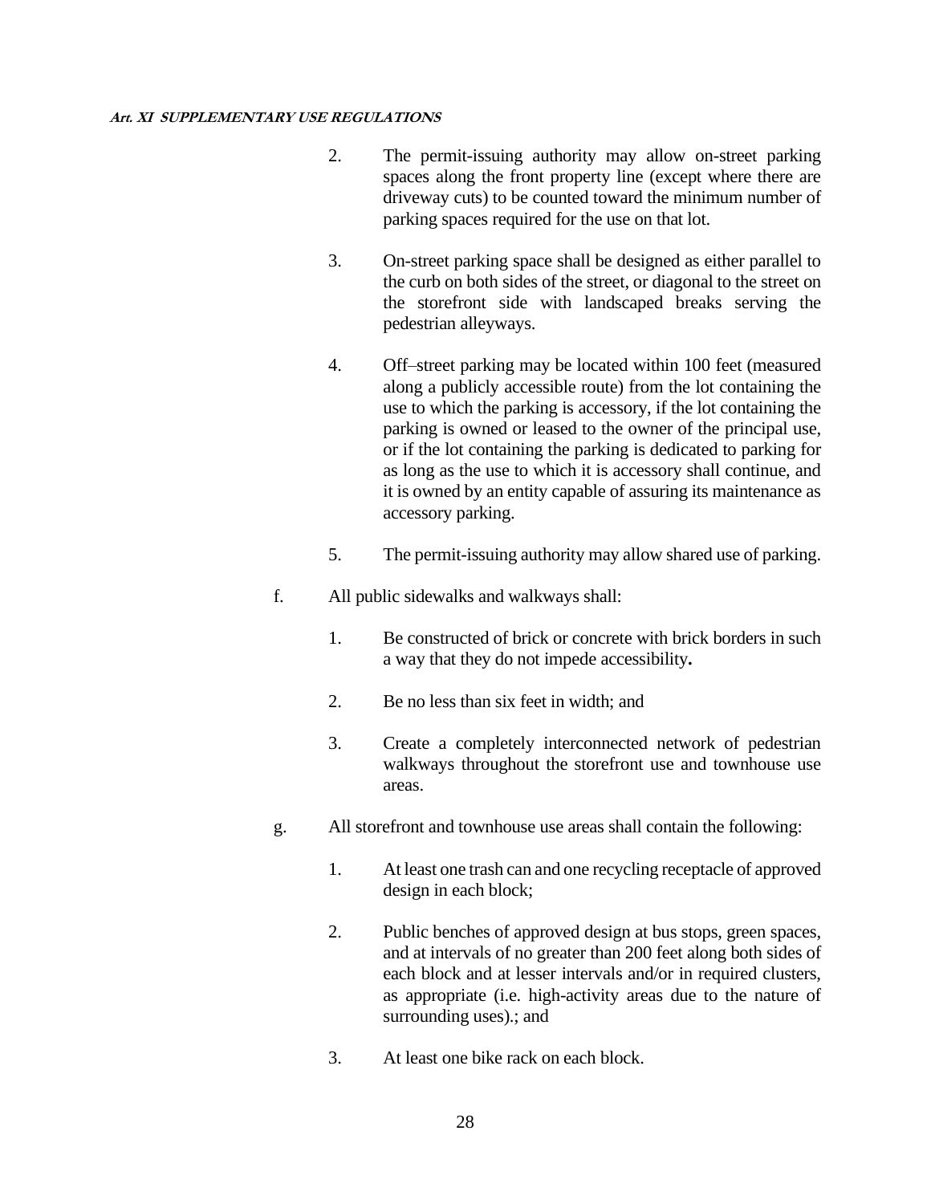2. The permit-issuing authority may allow on-street parking spaces along the front property line (except where there are driveway cuts) to be counted toward the minimum number of parking spaces required for the use on that lot.

3. On-street parking space shall be designed as either parallel to the curb on both sides of the street, or diagonal to the street on the storefront side with landscaped breaks serving the pedestrian alleyways.

4. Off–street parking may be located within 100 feet (measured along a publicly accessible route) from the lot containing the use to which the parking is accessory, if the lot containing the parking is owned or leased to the owner of the principal use, or if the lot containing the parking is dedicated to parking for as long as the use to which it is accessory shall continue, and it is owned by an entity capable of assuring its maintenance as accessory parking.

5. The permit-issuing authority may allow shared use of parking.

f. All public sidewalks and walkways shall:

1. Be constructed of brick or concrete with brick borders in such a way that they do not impede accessibility**.**

2. Be no less than six feet in width; and

3. Create a completely interconnected network of pedestrian walkways throughout the storefront use and townhouse use areas.

g. All storefront and townhouse use areas shall contain the following:

1. At least one trash can and one recycling receptacle of approved design in each block;

2. Public benches of approved design at bus stops, green spaces, and at intervals of no greater than 200 feet along both sides of each block and at lesser intervals and/or in required clusters, as appropriate (i.e. high-activity areas due to the nature of surrounding uses).; and

3. At least one bike rack on each block.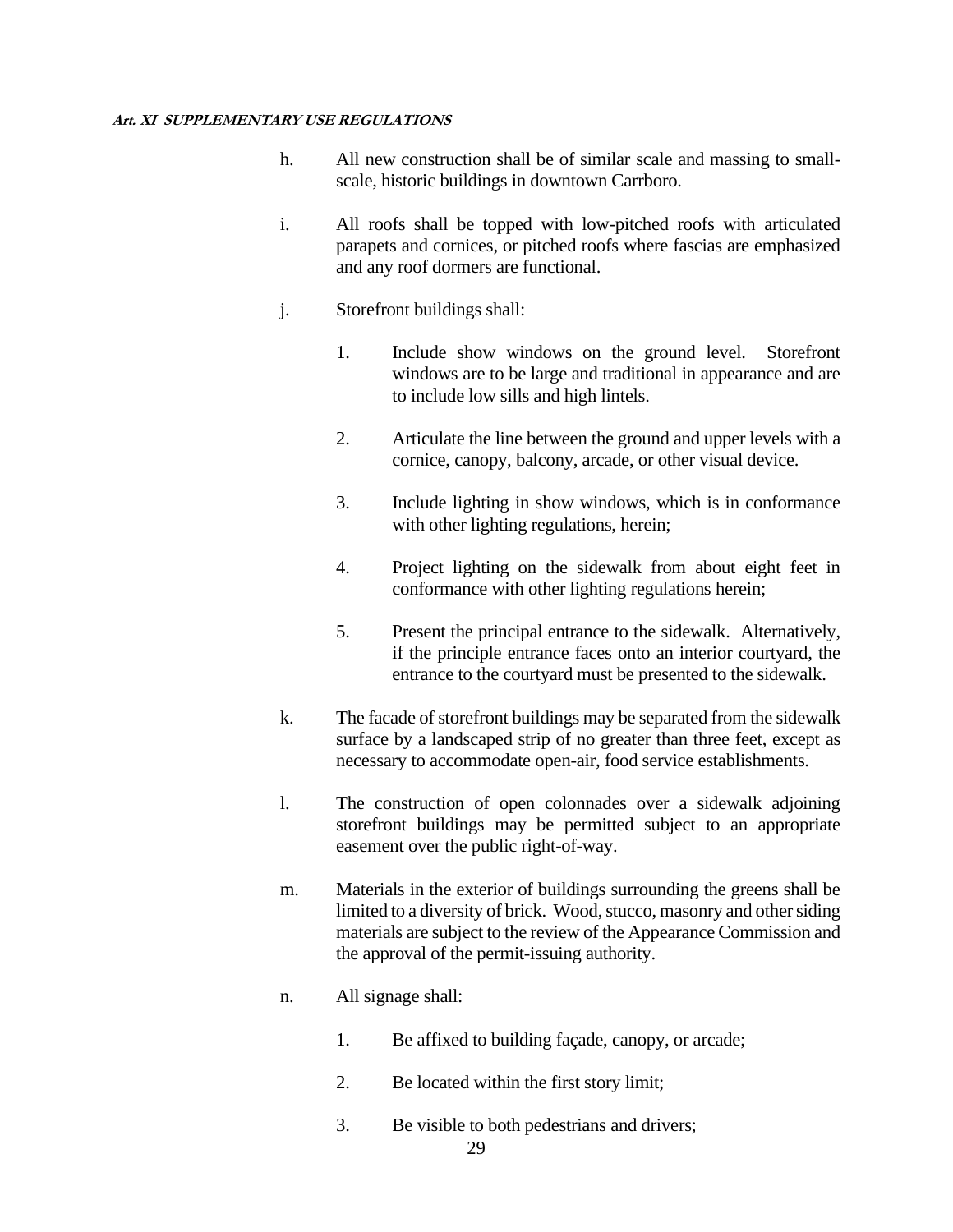h. All new construction shall be of similar scale and massing to small-scale, historic buildings in downtown Carrboro.

i. All roofs shall be topped with low-pitched roofs with articulated parapets and cornices, or pitched roofs where fascias are emphasized and any roof dormers are functional.

j. Storefront buildings shall:

   1. Include show windows on the ground level. Storefront windows are to be large and traditional in appearance and are to include low sills and high lintels.

   2. Articulate the line between the ground and upper levels with a cornice, canopy, balcony, arcade, or other visual device.

   3. Include lighting in show windows, which is in conformance with other lighting regulations, herein;

   4. Project lighting on the sidewalk from about eight feet in conformance with other lighting regulations herein;

   5. Present the principal entrance to the sidewalk. Alternatively, if the principle entrance faces onto an interior courtyard, the entrance to the courtyard must be presented to the sidewalk.

k. The facade of storefront buildings may be separated from the sidewalk surface by a landscaped strip of no greater than three feet, except as necessary to accommodate open-air, food service establishments.

l. The construction of open colonnades over a sidewalk adjoining storefront buildings may be permitted subject to an appropriate easement over the public right-of-way.

m. Materials in the exterior of buildings surrounding the greens shall be limited to a diversity of brick. Wood, stucco, masonry and other siding materials are subject to the review of the Appearance Commission and the approval of the permit-issuing authority.

n. All signage shall:

   1. Be affixed to building façade, canopy, or arcade;

   2. Be located within the first story limit;

   3. Be visible to both pedestrians and drivers;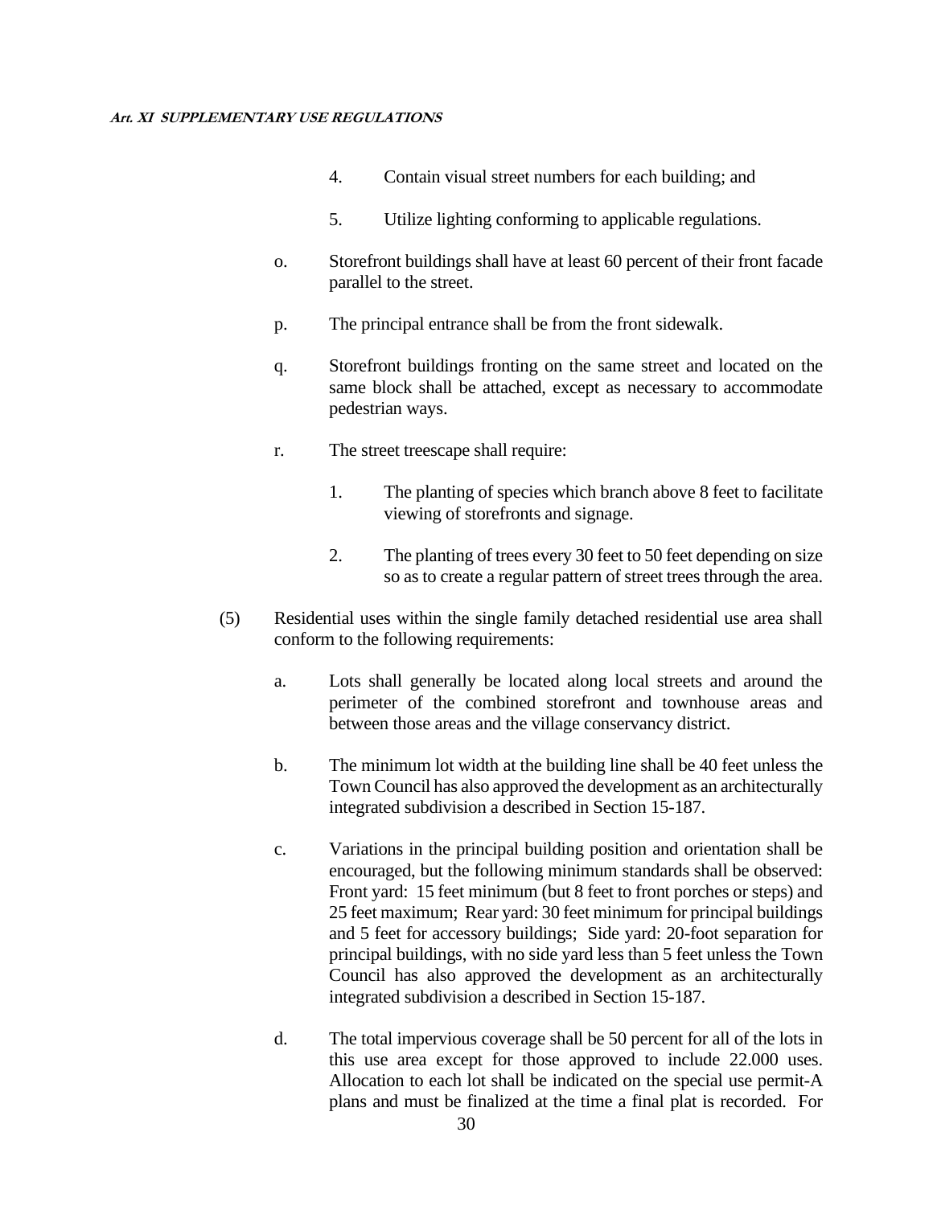4. Contain visual street numbers for each building; and

5. Utilize lighting conforming to applicable regulations.

o. Storefront buildings shall have at least 60 percent of their front facade parallel to the street.

p. The principal entrance shall be from the front sidewalk.

q. Storefront buildings fronting on the same street and located on the same block shall be attached, except as necessary to accommodate pedestrian ways.

r. The street treescape shall require:

1. The planting of species which branch above 8 feet to facilitate viewing of storefronts and signage.

2. The planting of trees every 30 feet to 50 feet depending on size so as to create a regular pattern of street trees through the area.

(5) Residential uses within the single family detached residential use area shall conform to the following requirements:

a. Lots shall generally be located along local streets and around the perimeter of the combined storefront and townhouse areas and between those areas and the village conservancy district.

b. The minimum lot width at the building line shall be 40 feet unless the Town Council has also approved the development as an architecturally integrated subdivision a described in Section 15-187.

c. Variations in the principal building position and orientation shall be encouraged, but the following minimum standards shall be observed: Front yard: 15 feet minimum (but 8 feet to front porches or steps) and 25 feet maximum; Rear yard: 30 feet minimum for principal buildings and 5 feet for accessory buildings; Side yard: 20-foot separation for principal buildings, with no side yard less than 5 feet unless the Town Council has also approved the development as an architecturally integrated subdivision a described in Section 15-187.

d. The total impervious coverage shall be 50 percent for all of the lots in this use area except for those approved to include 22.000 uses. Allocation to each lot shall be indicated on the special use permit-A plans and must be finalized at the time a final plat is recorded. For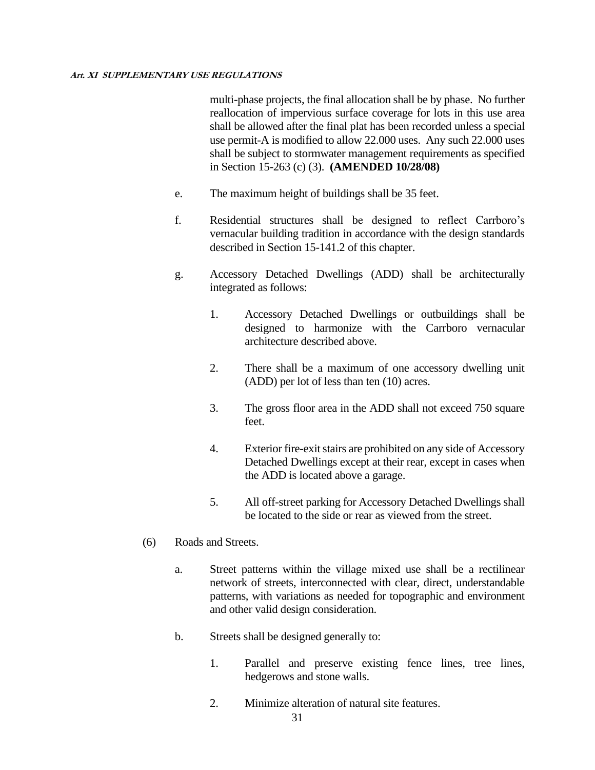multi-phase projects, the final allocation shall be by phase. No further reallocation of impervious surface coverage for lots in this use area shall be allowed after the final plat has been recorded unless a special use permit-A is modified to allow 22.000 uses. Any such 22.000 uses shall be subject to stormwater management requirements as specified in Section 15-263 (c) (3). **(AMENDED 10/28/08)**

e. The maximum height of buildings shall be 35 feet.

f. Residential structures shall be designed to reflect Carrboro's vernacular building tradition in accordance with the design standards described in Section 15-141.2 of this chapter.

g. Accessory Detached Dwellings (ADD) shall be architecturally integrated as follows:

1. Accessory Detached Dwellings or outbuildings shall be designed to harmonize with the Carrboro vernacular architecture described above.

2. There shall be a maximum of one accessory dwelling unit (ADD) per lot of less than ten (10) acres.

3. The gross floor area in the ADD shall not exceed 750 square feet.

4. Exterior fire-exit stairs are prohibited on any side of Accessory Detached Dwellings except at their rear, except in cases when the ADD is located above a garage.

5. All off-street parking for Accessory Detached Dwellings shall be located to the side or rear as viewed from the street.

(6) Roads and Streets.

a. Street patterns within the village mixed use shall be a rectilinear network of streets, interconnected with clear, direct, understandable patterns, with variations as needed for topographic and environment and other valid design consideration.

b. Streets shall be designed generally to:

1. Parallel and preserve existing fence lines, tree lines, hedgerows and stone walls.

2. Minimize alteration of natural site features.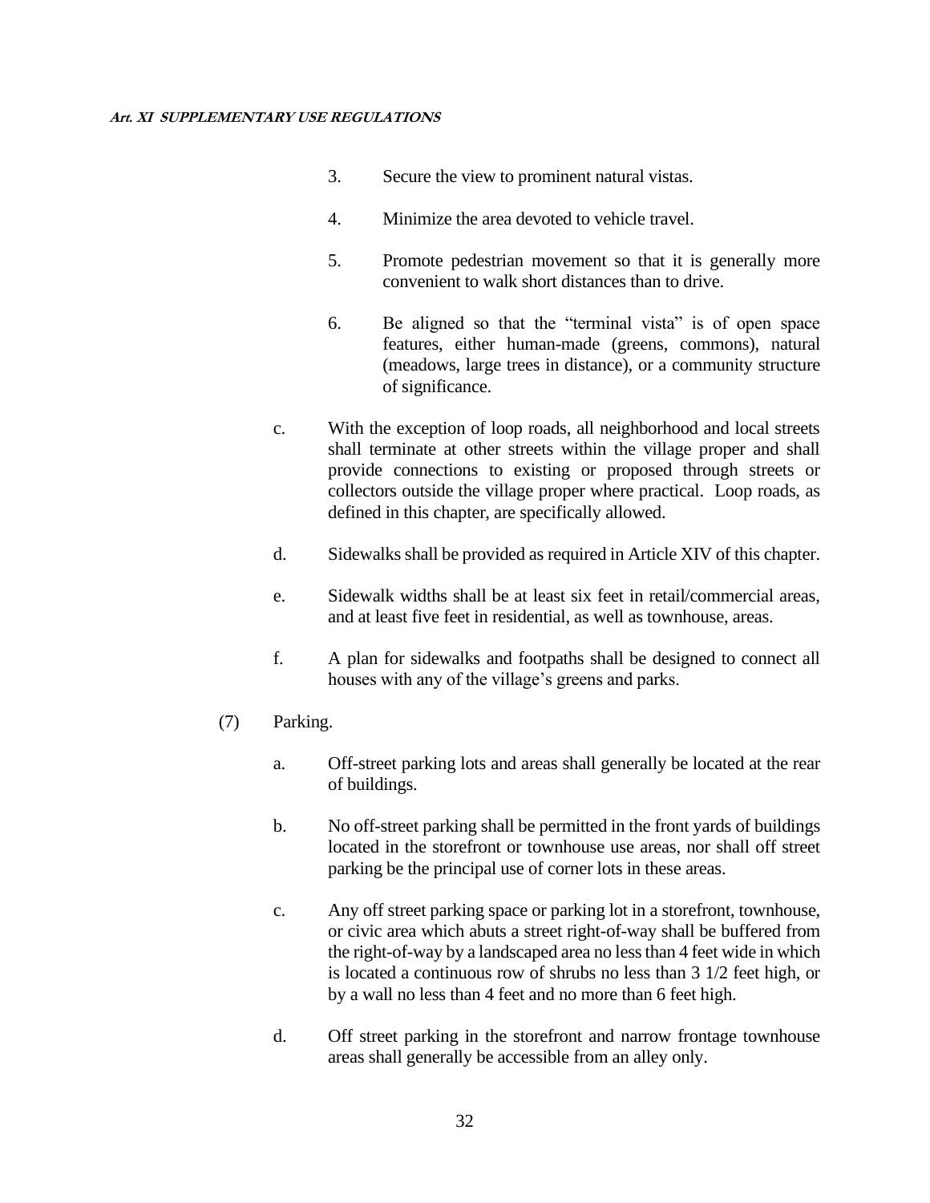3. Secure the view to prominent natural vistas.

4. Minimize the area devoted to vehicle travel.

5. Promote pedestrian movement so that it is generally more convenient to walk short distances than to drive.

6. Be aligned so that the "terminal vista" is of open space features, either human-made (greens, commons), natural (meadows, large trees in distance), or a community structure of significance.

c. With the exception of loop roads, all neighborhood and local streets shall terminate at other streets within the village proper and shall provide connections to existing or proposed through streets or collectors outside the village proper where practical. Loop roads, as defined in this chapter, are specifically allowed.

d. Sidewalks shall be provided as required in Article XIV of this chapter.

e. Sidewalk widths shall be at least six feet in retail/commercial areas, and at least five feet in residential, as well as townhouse, areas.

f. A plan for sidewalks and footpaths shall be designed to connect all houses with any of the village's greens and parks.

(7) Parking.

a. Off-street parking lots and areas shall generally be located at the rear of buildings.

b. No off-street parking shall be permitted in the front yards of buildings located in the storefront or townhouse use areas, nor shall off street parking be the principal use of corner lots in these areas.

c. Any off street parking space or parking lot in a storefront, townhouse, or civic area which abuts a street right-of-way shall be buffered from the right-of-way by a landscaped area no less than 4 feet wide in which is located a continuous row of shrubs no less than 3 1/2 feet high, or by a wall no less than 4 feet and no more than 6 feet high.

d. Off street parking in the storefront and narrow frontage townhouse areas shall generally be accessible from an alley only.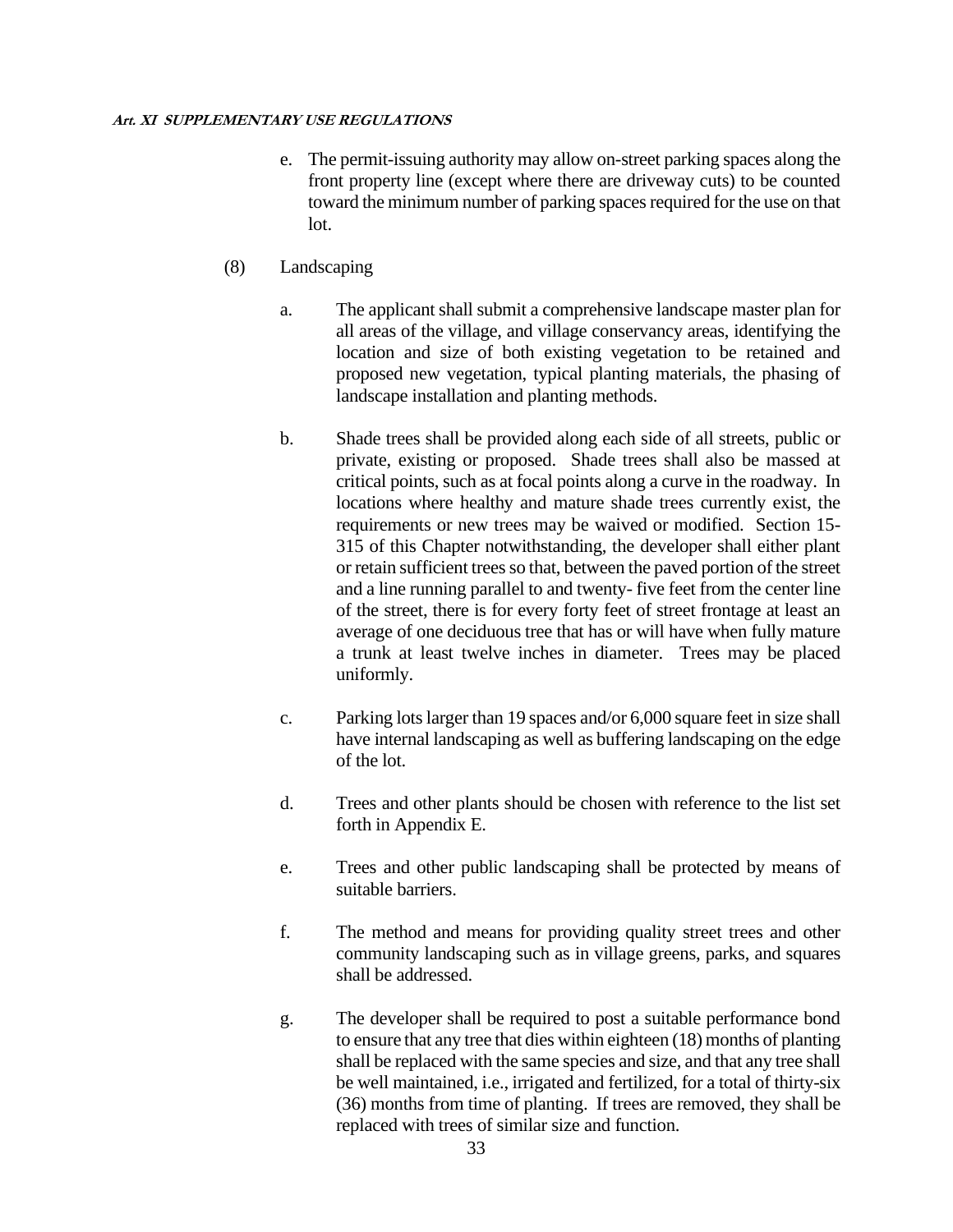e. The permit-issuing authority may allow on-street parking spaces along the front property line (except where there are driveway cuts) to be counted toward the minimum number of parking spaces required for the use on that lot.

(8) Landscaping

a. The applicant shall submit a comprehensive landscape master plan for all areas of the village, and village conservancy areas, identifying the location and size of both existing vegetation to be retained and proposed new vegetation, typical planting materials, the phasing of landscape installation and planting methods.

b. Shade trees shall be provided along each side of all streets, public or private, existing or proposed. Shade trees shall also be massed at critical points, such as at focal points along a curve in the roadway. In locations where healthy and mature shade trees currently exist, the requirements or new trees may be waived or modified. Section 15-315 of this Chapter notwithstanding, the developer shall either plant or retain sufficient trees so that, between the paved portion of the street and a line running parallel to and twenty- five feet from the center line of the street, there is for every forty feet of street frontage at least an average of one deciduous tree that has or will have when fully mature a trunk at least twelve inches in diameter. Trees may be placed uniformly.

c. Parking lots larger than 19 spaces and/or 6,000 square feet in size shall have internal landscaping as well as buffering landscaping on the edge of the lot.

d. Trees and other plants should be chosen with reference to the list set forth in Appendix E.

e. Trees and other public landscaping shall be protected by means of suitable barriers.

f. The method and means for providing quality street trees and other community landscaping such as in village greens, parks, and squares shall be addressed.

g. The developer shall be required to post a suitable performance bond to ensure that any tree that dies within eighteen (18) months of planting shall be replaced with the same species and size, and that any tree shall be well maintained, i.e., irrigated and fertilized, for a total of thirty-six (36) months from time of planting. If trees are removed, they shall be replaced with trees of similar size and function.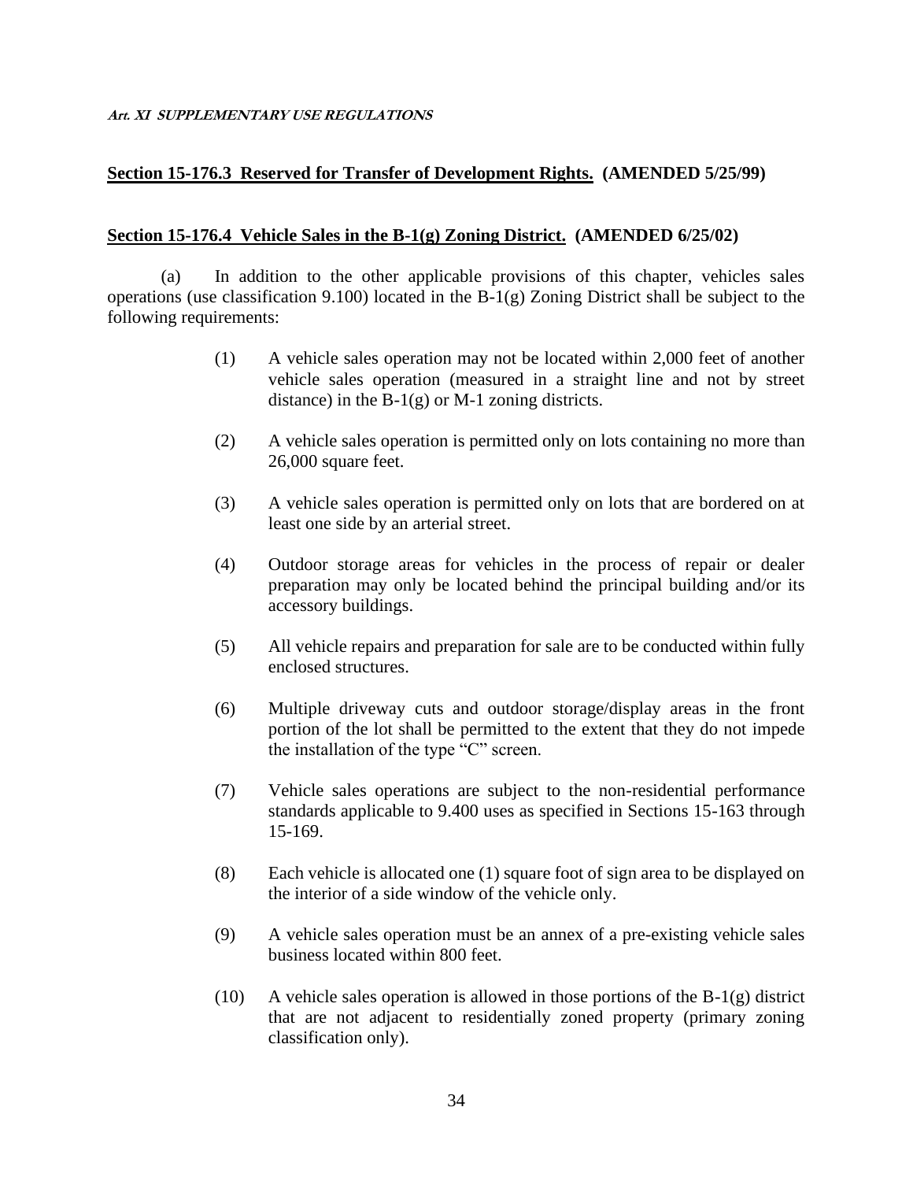**Art. XI SUPPLEMENTARY USE REGULATIONS**

## Section 15-176.3 Reserved for Transfer of Development Rights. (AMENDED 5/25/99)

## Section 15-176.4 Vehicle Sales in the B-1(g) Zoning District. (AMENDED 6/25/02)

(a) In addition to the other applicable provisions of this chapter, vehicles sales operations (use classification 9.100) located in the B-1(g) Zoning District shall be subject to the following requirements:

(1) A vehicle sales operation may not be located within 2,000 feet of another vehicle sales operation (measured in a straight line and not by street distance) in the B-1(g) or M-1 zoning districts.

(2) A vehicle sales operation is permitted only on lots containing no more than 26,000 square feet.

(3) A vehicle sales operation is permitted only on lots that are bordered on at least one side by an arterial street.

(4) Outdoor storage areas for vehicles in the process of repair or dealer preparation may only be located behind the principal building and/or its accessory buildings.

(5) All vehicle repairs and preparation for sale are to be conducted within fully enclosed structures.

(6) Multiple driveway cuts and outdoor storage/display areas in the front portion of the lot shall be permitted to the extent that they do not impede the installation of the type "C" screen.

(7) Vehicle sales operations are subject to the non-residential performance standards applicable to 9.400 uses as specified in Sections 15-163 through 15-169.

(8) Each vehicle is allocated one (1) square foot of sign area to be displayed on the interior of a side window of the vehicle only.

(9) A vehicle sales operation must be an annex of a pre-existing vehicle sales business located within 800 feet.

(10) A vehicle sales operation is allowed in those portions of the B-1(g) district that are not adjacent to residentially zoned property (primary zoning classification only).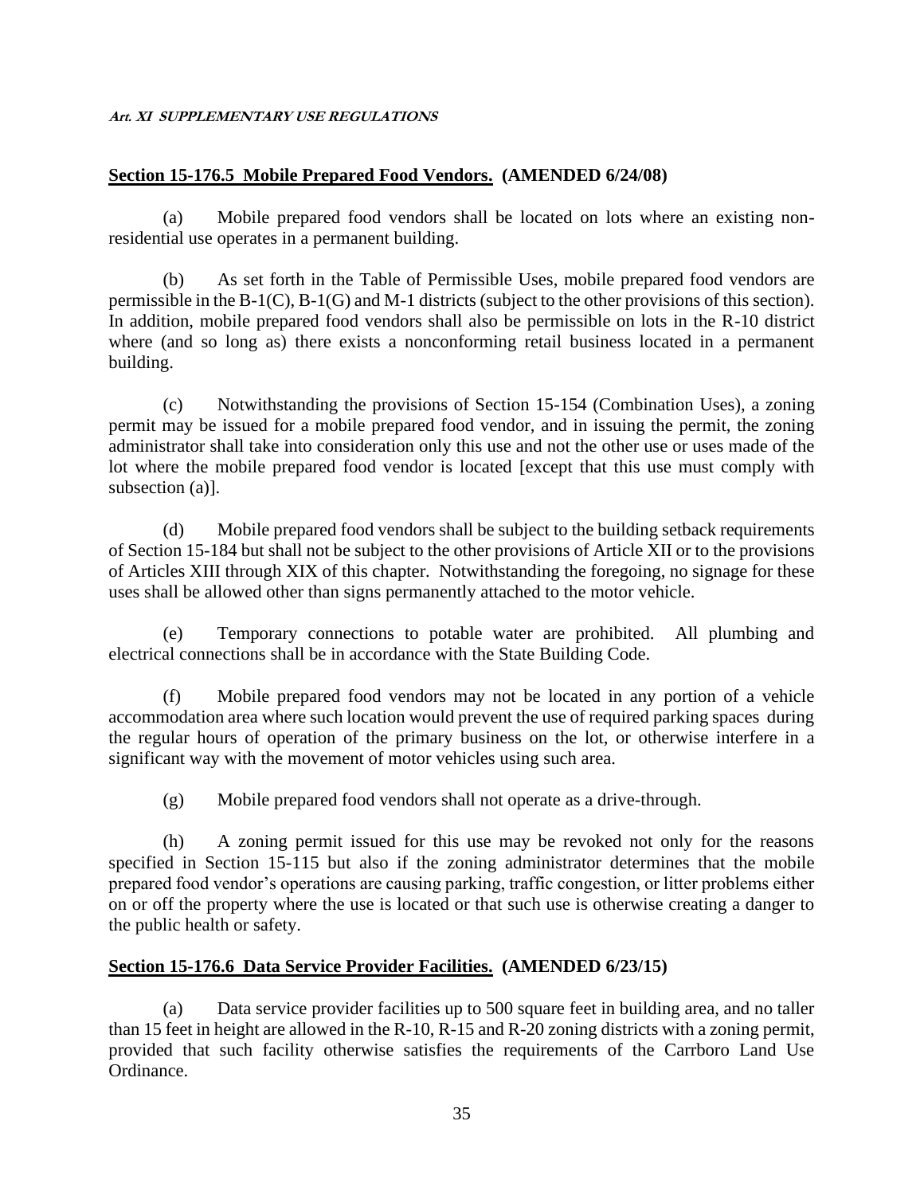## Section 15-176.5 Mobile Prepared Food Vendors. (AMENDED 6/24/08)

(a) Mobile prepared food vendors shall be located on lots where an existing non-residential use operates in a permanent building.

(b) As set forth in the Table of Permissible Uses, mobile prepared food vendors are permissible in the B-1(C), B-1(G) and M-1 districts (subject to the other provisions of this section). In addition, mobile prepared food vendors shall also be permissible on lots in the R-10 district where (and so long as) there exists a nonconforming retail business located in a permanent building.

(c) Notwithstanding the provisions of Section 15-154 (Combination Uses), a zoning permit may be issued for a mobile prepared food vendor, and in issuing the permit, the zoning administrator shall take into consideration only this use and not the other use or uses made of the lot where the mobile prepared food vendor is located [except that this use must comply with subsection (a)].

(d) Mobile prepared food vendors shall be subject to the building setback requirements of Section 15-184 but shall not be subject to the other provisions of Article XII or to the provisions of Articles XIII through XIX of this chapter. Notwithstanding the foregoing, no signage for these uses shall be allowed other than signs permanently attached to the motor vehicle.

(e) Temporary connections to potable water are prohibited. All plumbing and electrical connections shall be in accordance with the State Building Code.

(f) Mobile prepared food vendors may not be located in any portion of a vehicle accommodation area where such location would prevent the use of required parking spaces during the regular hours of operation of the primary business on the lot, or otherwise interfere in a significant way with the movement of motor vehicles using such area.

(g) Mobile prepared food vendors shall not operate as a drive-through.

(h) A zoning permit issued for this use may be revoked not only for the reasons specified in Section 15-115 but also if the zoning administrator determines that the mobile prepared food vendor's operations are causing parking, traffic congestion, or litter problems either on or off the property where the use is located or that such use is otherwise creating a danger to the public health or safety.

## Section 15-176.6 Data Service Provider Facilities. (AMENDED 6/23/15)

(a) Data service provider facilities up to 500 square feet in building area, and no taller than 15 feet in height are allowed in the R-10, R-15 and R-20 zoning districts with a zoning permit, provided that such facility otherwise satisfies the requirements of the Carrboro Land Use Ordinance.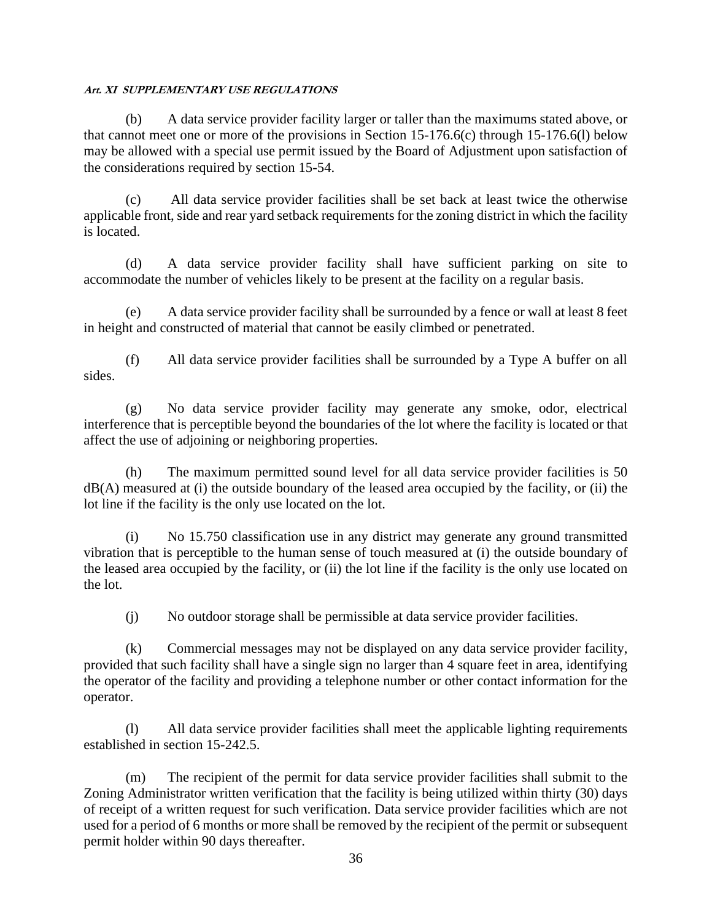(b) A data service provider facility larger or taller than the maximums stated above, or that cannot meet one or more of the provisions in Section 15-176.6(c) through 15-176.6(l) below may be allowed with a special use permit issued by the Board of Adjustment upon satisfaction of the considerations required by section 15-54.

(c) All data service provider facilities shall be set back at least twice the otherwise applicable front, side and rear yard setback requirements for the zoning district in which the facility is located.

(d) A data service provider facility shall have sufficient parking on site to accommodate the number of vehicles likely to be present at the facility on a regular basis.

(e) A data service provider facility shall be surrounded by a fence or wall at least 8 feet in height and constructed of material that cannot be easily climbed or penetrated.

(f) All data service provider facilities shall be surrounded by a Type A buffer on all sides.

(g) No data service provider facility may generate any smoke, odor, electrical interference that is perceptible beyond the boundaries of the lot where the facility is located or that affect the use of adjoining or neighboring properties.

(h) The maximum permitted sound level for all data service provider facilities is 50 dB(A) measured at (i) the outside boundary of the leased area occupied by the facility, or (ii) the lot line if the facility is the only use located on the lot.

(i) No 15.750 classification use in any district may generate any ground transmitted vibration that is perceptible to the human sense of touch measured at (i) the outside boundary of the leased area occupied by the facility, or (ii) the lot line if the facility is the only use located on the lot.

(j) No outdoor storage shall be permissible at data service provider facilities.

(k) Commercial messages may not be displayed on any data service provider facility, provided that such facility shall have a single sign no larger than 4 square feet in area, identifying the operator of the facility and providing a telephone number or other contact information for the operator.

(l) All data service provider facilities shall meet the applicable lighting requirements established in section 15-242.5.

(m) The recipient of the permit for data service provider facilities shall submit to the Zoning Administrator written verification that the facility is being utilized within thirty (30) days of receipt of a written request for such verification. Data service provider facilities which are not used for a period of 6 months or more shall be removed by the recipient of the permit or subsequent permit holder within 90 days thereafter.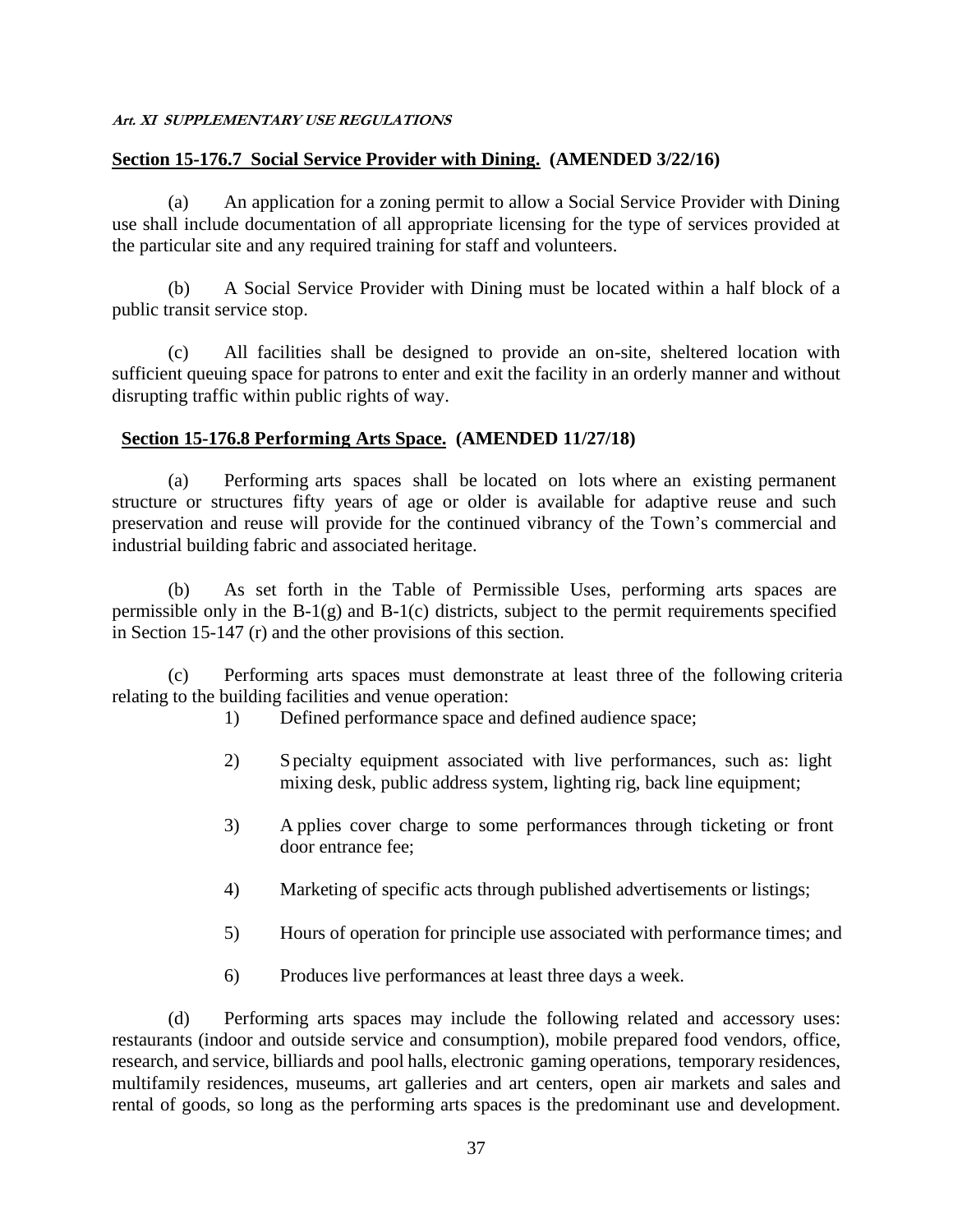**Section 15-176.7 Social Service Provider with Dining. (AMENDED 3/22/16)**

(a) An application for a zoning permit to allow a Social Service Provider with Dining use shall include documentation of all appropriate licensing for the type of services provided at the particular site and any required training for staff and volunteers.

(b) A Social Service Provider with Dining must be located within a half block of a public transit service stop.

(c) All facilities shall be designed to provide an on-site, sheltered location with sufficient queuing space for patrons to enter and exit the facility in an orderly manner and without disrupting traffic within public rights of way.

**Section 15-176.8 Performing Arts Space. (AMENDED 11/27/18)**

(a) Performing arts spaces shall be located on lots where an existing permanent structure or structures fifty years of age or older is available for adaptive reuse and such preservation and reuse will provide for the continued vibrancy of the Town's commercial and industrial building fabric and associated heritage.

(b) As set forth in the Table of Permissible Uses, performing arts spaces are permissible only in the B-1(g) and B-1(c) districts, subject to the permit requirements specified in Section 15-147 (r) and the other provisions of this section.

(c) Performing arts spaces must demonstrate at least three of the following criteria relating to the building facilities and venue operation:

1) Defined performance space and defined audience space;

2) Specialty equipment associated with live performances, such as: light mixing desk, public address system, lighting rig, back line equipment;

3) Applies cover charge to some performances through ticketing or front door entrance fee;

4) Marketing of specific acts through published advertisements or listings;

5) Hours of operation for principle use associated with performance times; and

6) Produces live performances at least three days a week.

(d) Performing arts spaces may include the following related and accessory uses: restaurants (indoor and outside service and consumption), mobile prepared food vendors, office, research, and service, billiards and pool halls, electronic gaming operations, temporary residences, multifamily residences, museums, art galleries and art centers, open air markets and sales and rental of goods, so long as the performing arts spaces is the predominant use and development.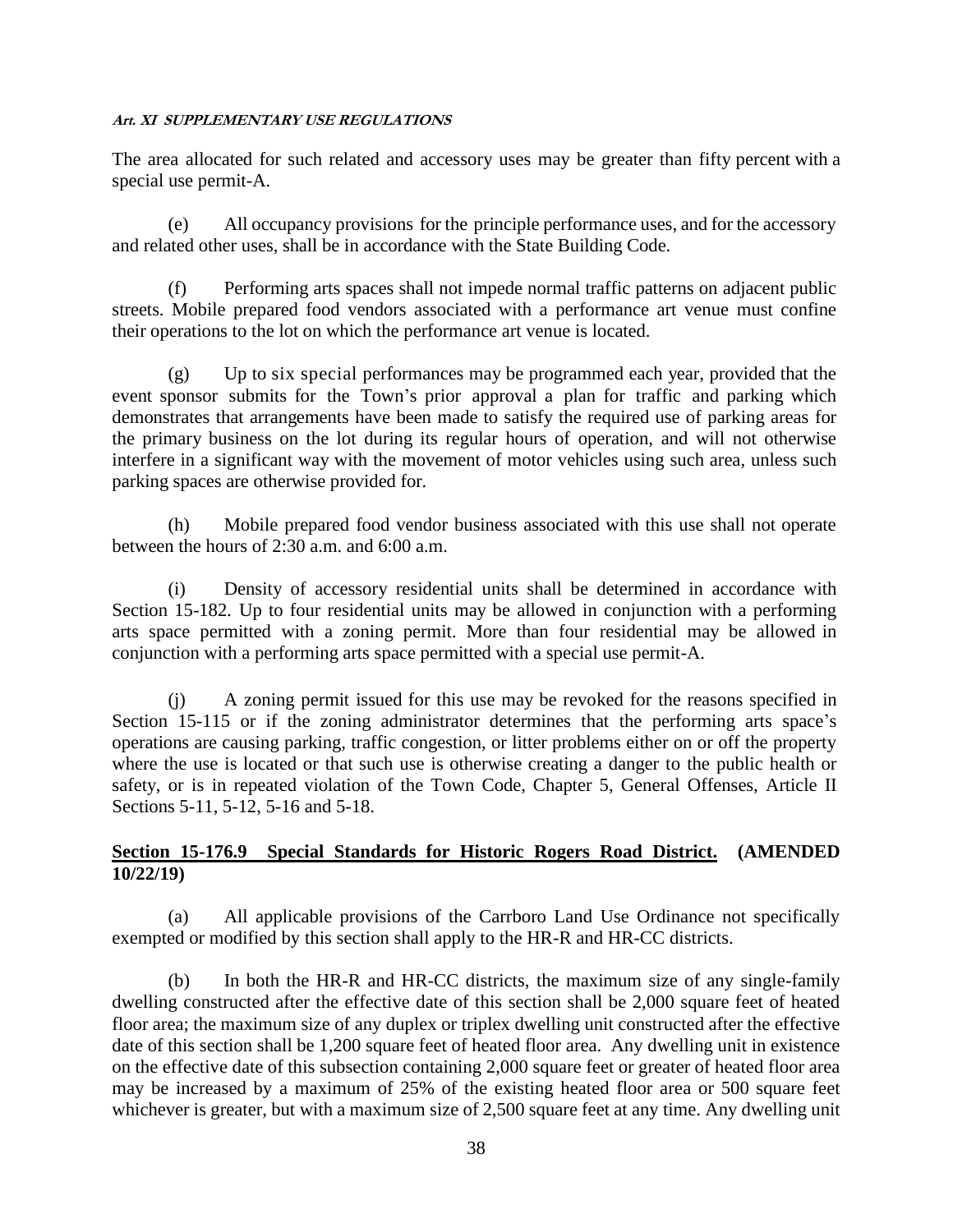The area allocated for such related and accessory uses may be greater than fifty percent with a special use permit-A.

(e) All occupancy provisions for the principle performance uses, and for the accessory and related other uses, shall be in accordance with the State Building Code.

(f) Performing arts spaces shall not impede normal traffic patterns on adjacent public streets. Mobile prepared food vendors associated with a performance art venue must confine their operations to the lot on which the performance art venue is located.

(g) Up to six special performances may be programmed each year, provided that the event sponsor submits for the Town's prior approval a plan for traffic and parking which demonstrates that arrangements have been made to satisfy the required use of parking areas for the primary business on the lot during its regular hours of operation, and will not otherwise interfere in a significant way with the movement of motor vehicles using such area, unless such parking spaces are otherwise provided for.

(h) Mobile prepared food vendor business associated with this use shall not operate between the hours of 2:30 a.m. and 6:00 a.m.

(i) Density of accessory residential units shall be determined in accordance with Section 15-182. Up to four residential units may be allowed in conjunction with a performing arts space permitted with a zoning permit. More than four residential may be allowed in conjunction with a performing arts space permitted with a special use permit-A.

(j) A zoning permit issued for this use may be revoked for the reasons specified in Section 15-115 or if the zoning administrator determines that the performing arts space's operations are causing parking, traffic congestion, or litter problems either on or off the property where the use is located or that such use is otherwise creating a danger to the public health or safety, or is in repeated violation of the Town Code, Chapter 5, General Offenses, Article II Sections 5-11, 5-12, 5-16 and 5-18.

## Section 15-176.9 Special Standards for Historic Rogers Road District. (AMENDED 10/22/19)

(a) All applicable provisions of the Carrboro Land Use Ordinance not specifically exempted or modified by this section shall apply to the HR-R and HR-CC districts.

(b) In both the HR-R and HR-CC districts, the maximum size of any single-family dwelling constructed after the effective date of this section shall be 2,000 square feet of heated floor area; the maximum size of any duplex or triplex dwelling unit constructed after the effective date of this section shall be 1,200 square feet of heated floor area. Any dwelling unit in existence on the effective date of this subsection containing 2,000 square feet or greater of heated floor area may be increased by a maximum of 25% of the existing heated floor area or 500 square feet whichever is greater, but with a maximum size of 2,500 square feet at any time. Any dwelling unit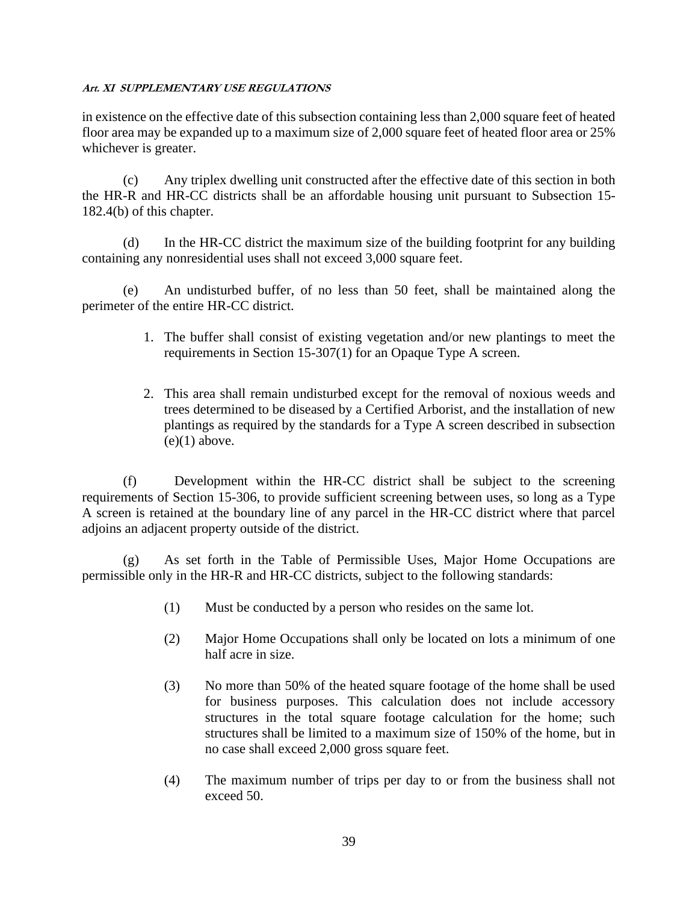in existence on the effective date of this subsection containing less than 2,000 square feet of heated floor area may be expanded up to a maximum size of 2,000 square feet of heated floor area or 25% whichever is greater.

(c) Any triplex dwelling unit constructed after the effective date of this section in both the HR-R and HR-CC districts shall be an affordable housing unit pursuant to Subsection 15-182.4(b) of this chapter.

(d) In the HR-CC district the maximum size of the building footprint for any building containing any nonresidential uses shall not exceed 3,000 square feet.

(e) An undisturbed buffer, of no less than 50 feet, shall be maintained along the perimeter of the entire HR-CC district.

1. The buffer shall consist of existing vegetation and/or new plantings to meet the requirements in Section 15-307(1) for an Opaque Type A screen.

2. This area shall remain undisturbed except for the removal of noxious weeds and trees determined to be diseased by a Certified Arborist, and the installation of new plantings as required by the standards for a Type A screen described in subsection (e)(1) above.

(f) Development within the HR-CC district shall be subject to the screening requirements of Section 15-306, to provide sufficient screening between uses, so long as a Type A screen is retained at the boundary line of any parcel in the HR-CC district where that parcel adjoins an adjacent property outside of the district.

(g) As set forth in the Table of Permissible Uses, Major Home Occupations are permissible only in the HR-R and HR-CC districts, subject to the following standards:

(1) Must be conducted by a person who resides on the same lot.

(2) Major Home Occupations shall only be located on lots a minimum of one half acre in size.

(3) No more than 50% of the heated square footage of the home shall be used for business purposes. This calculation does not include accessory structures in the total square footage calculation for the home; such structures shall be limited to a maximum size of 150% of the home, but in no case shall exceed 2,000 gross square feet.

(4) The maximum number of trips per day to or from the business shall not exceed 50.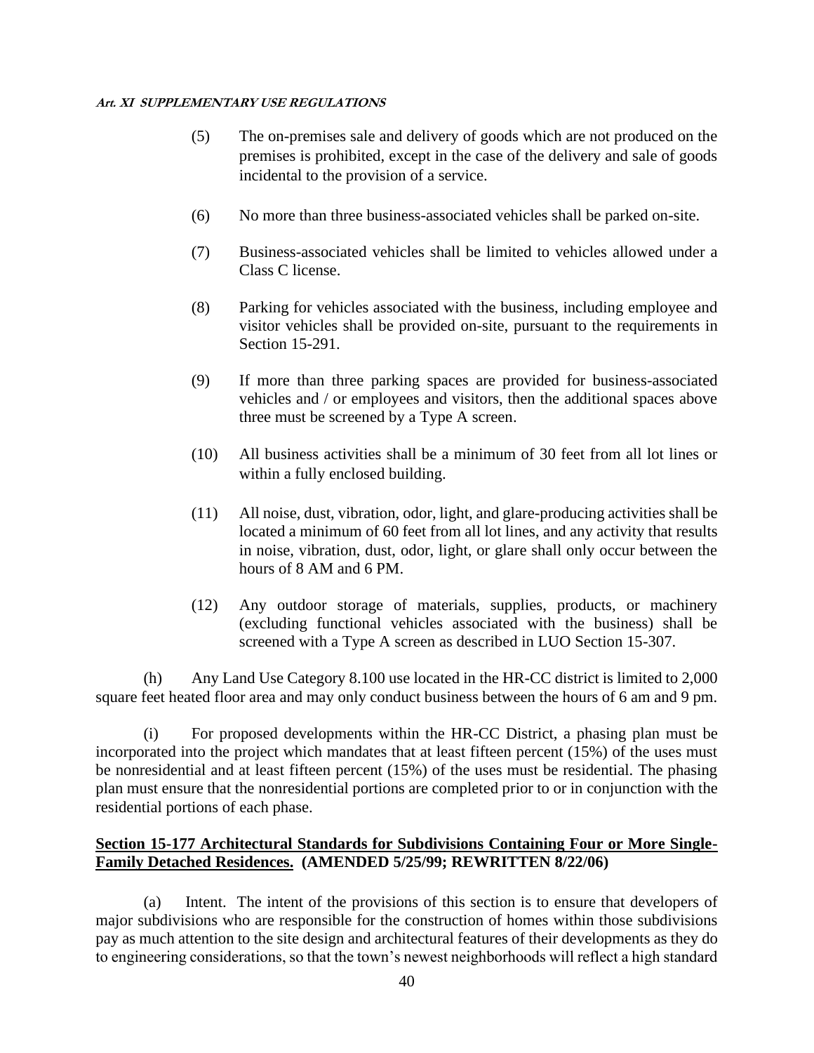(5) The on-premises sale and delivery of goods which are not produced on the premises is prohibited, except in the case of the delivery and sale of goods incidental to the provision of a service.

(6) No more than three business-associated vehicles shall be parked on-site.

(7) Business-associated vehicles shall be limited to vehicles allowed under a Class C license.

(8) Parking for vehicles associated with the business, including employee and visitor vehicles shall be provided on-site, pursuant to the requirements in Section 15-291.

(9) If more than three parking spaces are provided for business-associated vehicles and / or employees and visitors, then the additional spaces above three must be screened by a Type A screen.

(10) All business activities shall be a minimum of 30 feet from all lot lines or within a fully enclosed building.

(11) All noise, dust, vibration, odor, light, and glare-producing activities shall be located a minimum of 60 feet from all lot lines, and any activity that results in noise, vibration, dust, odor, light, or glare shall only occur between the hours of 8 AM and 6 PM.

(12) Any outdoor storage of materials, supplies, products, or machinery (excluding functional vehicles associated with the business) shall be screened with a Type A screen as described in LUO Section 15-307.

(h) Any Land Use Category 8.100 use located in the HR-CC district is limited to 2,000 square feet heated floor area and may only conduct business between the hours of 6 am and 9 pm.

(i) For proposed developments within the HR-CC District, a phasing plan must be incorporated into the project which mandates that at least fifteen percent (15%) of the uses must be nonresidential and at least fifteen percent (15%) of the uses must be residential. The phasing plan must ensure that the nonresidential portions are completed prior to or in conjunction with the residential portions of each phase.

## <u>Section 15-177 Architectural Standards for Subdivisions Containing Four or More Single-Family Detached Residences.</u> (AMENDED 5/25/99; REWRITTEN 8/22/06)

(a) Intent. The intent of the provisions of this section is to ensure that developers of major subdivisions who are responsible for the construction of homes within those subdivisions pay as much attention to the site design and architectural features of their developments as they do to engineering considerations, so that the town's newest neighborhoods will reflect a high standard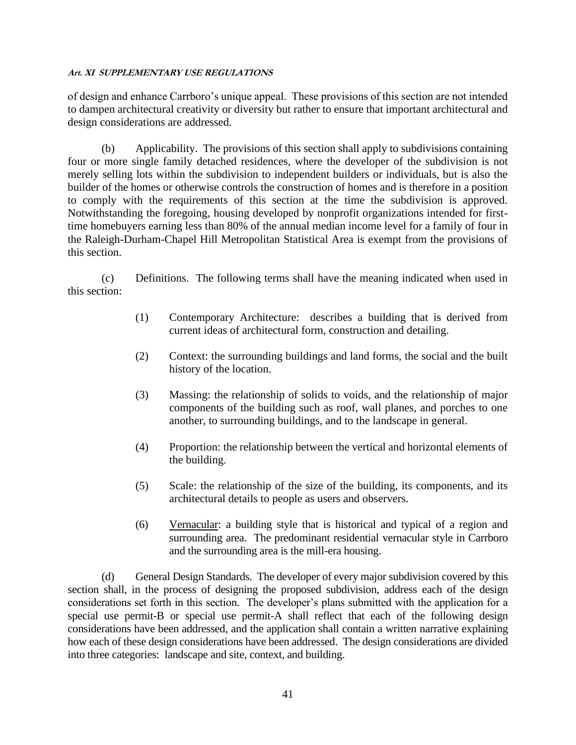of design and enhance Carrboro's unique appeal. These provisions of this section are not intended to dampen architectural creativity or diversity but rather to ensure that important architectural and design considerations are addressed.

(b) Applicability. The provisions of this section shall apply to subdivisions containing four or more single family detached residences, where the developer of the subdivision is not merely selling lots within the subdivision to independent builders or individuals, but is also the builder of the homes or otherwise controls the construction of homes and is therefore in a position to comply with the requirements of this section at the time the subdivision is approved. Notwithstanding the foregoing, housing developed by nonprofit organizations intended for first-time homebuyers earning less than 80% of the annual median income level for a family of four in the Raleigh-Durham-Chapel Hill Metropolitan Statistical Area is exempt from the provisions of this section.

(c) Definitions. The following terms shall have the meaning indicated when used in this section:

(1) Contemporary Architecture: describes a building that is derived from current ideas of architectural form, construction and detailing.

(2) Context: the surrounding buildings and land forms, the social and the built history of the location.

(3) Massing: the relationship of solids to voids, and the relationship of major components of the building such as roof, wall planes, and porches to one another, to surrounding buildings, and to the landscape in general.

(4) Proportion: the relationship between the vertical and horizontal elements of the building.

(5) Scale: the relationship of the size of the building, its components, and its architectural details to people as users and observers.

(6) Vernacular: a building style that is historical and typical of a region and surrounding area. The predominant residential vernacular style in Carrboro and the surrounding area is the mill-era housing.

(d) General Design Standards. The developer of every major subdivision covered by this section shall, in the process of designing the proposed subdivision, address each of the design considerations set forth in this section. The developer's plans submitted with the application for a special use permit-B or special use permit-A shall reflect that each of the following design considerations have been addressed, and the application shall contain a written narrative explaining how each of these design considerations have been addressed. The design considerations are divided into three categories: landscape and site, context, and building.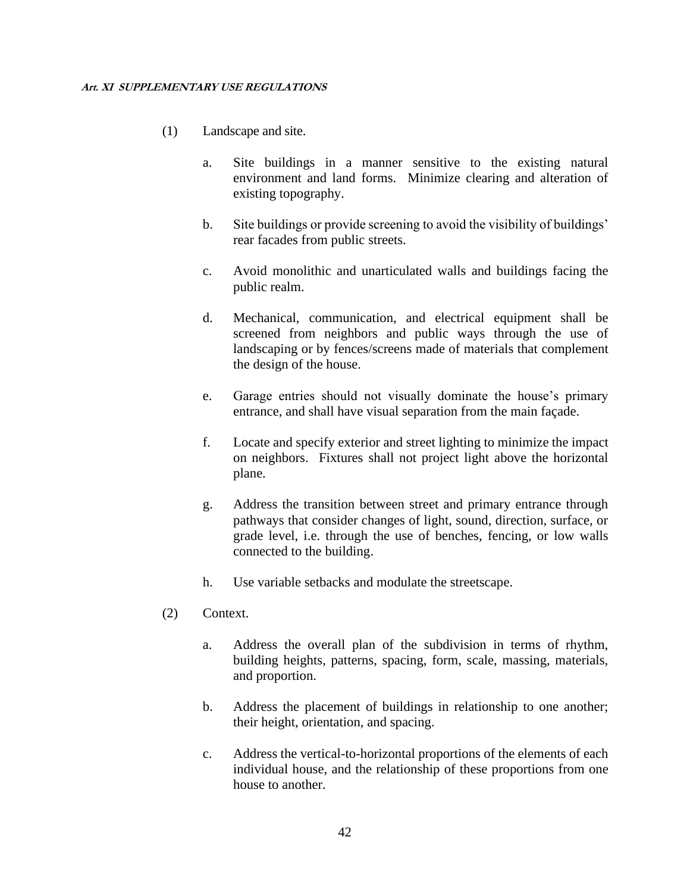(1) Landscape and site.

a. Site buildings in a manner sensitive to the existing natural environment and land forms. Minimize clearing and alteration of existing topography.

b. Site buildings or provide screening to avoid the visibility of buildings' rear facades from public streets.

c. Avoid monolithic and unarticulated walls and buildings facing the public realm.

d. Mechanical, communication, and electrical equipment shall be screened from neighbors and public ways through the use of landscaping or by fences/screens made of materials that complement the design of the house.

e. Garage entries should not visually dominate the house's primary entrance, and shall have visual separation from the main façade.

f. Locate and specify exterior and street lighting to minimize the impact on neighbors. Fixtures shall not project light above the horizontal plane.

g. Address the transition between street and primary entrance through pathways that consider changes of light, sound, direction, surface, or grade level, i.e. through the use of benches, fencing, or low walls connected to the building.

h. Use variable setbacks and modulate the streetscape.

(2) Context.

a. Address the overall plan of the subdivision in terms of rhythm, building heights, patterns, spacing, form, scale, massing, materials, and proportion.

b. Address the placement of buildings in relationship to one another; their height, orientation, and spacing.

c. Address the vertical-to-horizontal proportions of the elements of each individual house, and the relationship of these proportions from one house to another.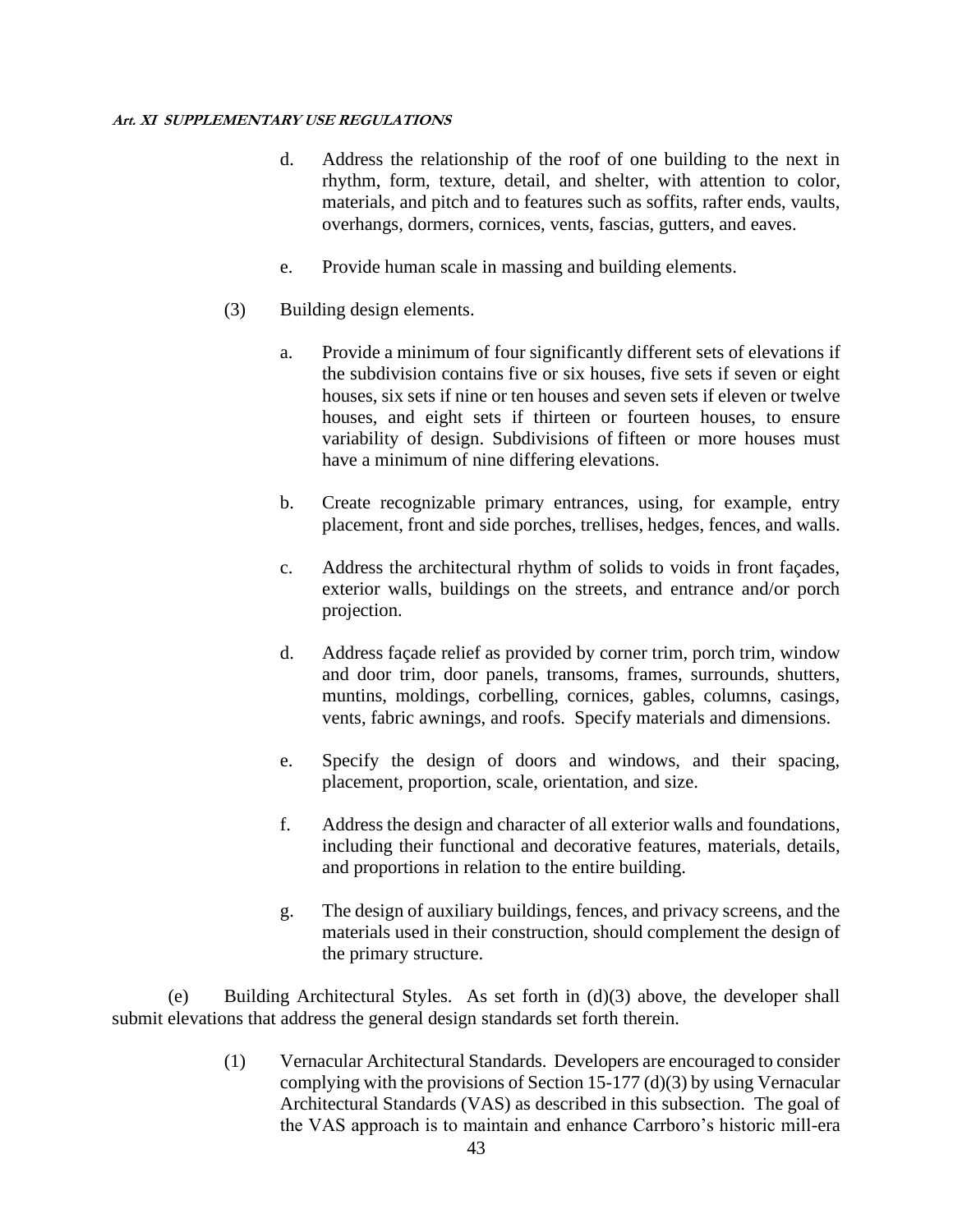d. Address the relationship of the roof of one building to the next in rhythm, form, texture, detail, and shelter, with attention to color, materials, and pitch and to features such as soffits, rafter ends, vaults, overhangs, dormers, cornices, vents, fascias, gutters, and eaves.

e. Provide human scale in massing and building elements.

(3) Building design elements.

a. Provide a minimum of four significantly different sets of elevations if the subdivision contains five or six houses, five sets if seven or eight houses, six sets if nine or ten houses and seven sets if eleven or twelve houses, and eight sets if thirteen or fourteen houses, to ensure variability of design. Subdivisions of fifteen or more houses must have a minimum of nine differing elevations.

b. Create recognizable primary entrances, using, for example, entry placement, front and side porches, trellises, hedges, fences, and walls.

c. Address the architectural rhythm of solids to voids in front façades, exterior walls, buildings on the streets, and entrance and/or porch projection.

d. Address façade relief as provided by corner trim, porch trim, window and door trim, door panels, transoms, frames, surrounds, shutters, muntins, moldings, corbelling, cornices, gables, columns, casings, vents, fabric awnings, and roofs. Specify materials and dimensions.

e. Specify the design of doors and windows, and their spacing, placement, proportion, scale, orientation, and size.

f. Address the design and character of all exterior walls and foundations, including their functional and decorative features, materials, details, and proportions in relation to the entire building.

g. The design of auxiliary buildings, fences, and privacy screens, and the materials used in their construction, should complement the design of the primary structure.

(e) Building Architectural Styles. As set forth in (d)(3) above, the developer shall submit elevations that address the general design standards set forth therein.

(1) Vernacular Architectural Standards. Developers are encouraged to consider complying with the provisions of Section 15-177 (d)(3) by using Vernacular Architectural Standards (VAS) as described in this subsection. The goal of the VAS approach is to maintain and enhance Carrboro's historic mill-era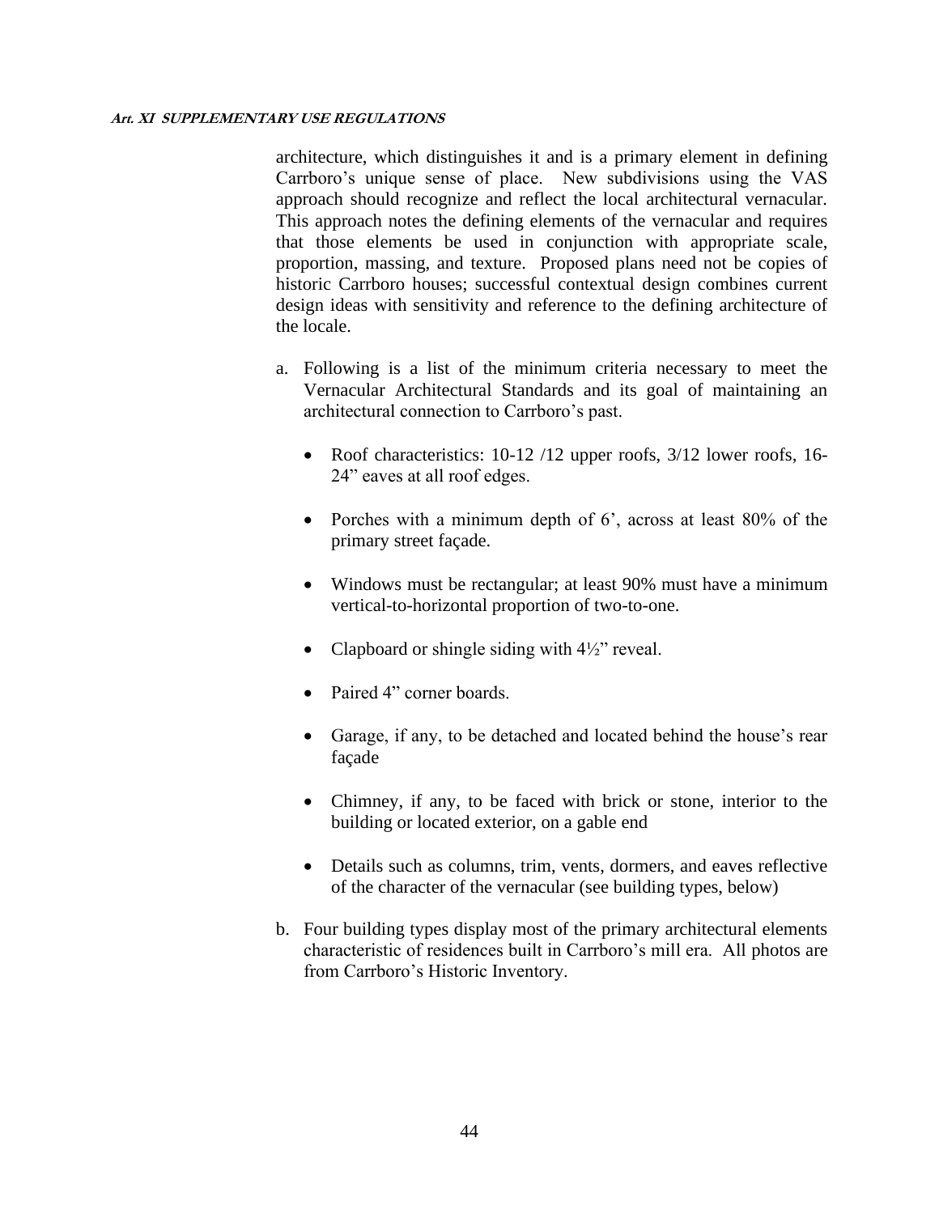architecture, which distinguishes it and is a primary element in defining Carrboro's unique sense of place. New subdivisions using the VAS approach should recognize and reflect the local architectural vernacular. This approach notes the defining elements of the vernacular and requires that those elements be used in conjunction with appropriate scale, proportion, massing, and texture. Proposed plans need not be copies of historic Carrboro houses; successful contextual design combines current design ideas with sensitivity and reference to the defining architecture of the locale.

a. Following is a list of the minimum criteria necessary to meet the Vernacular Architectural Standards and its goal of maintaining an architectural connection to Carrboro's past.

   - Roof characteristics: 10-12 /12 upper roofs, 3/12 lower roofs, 16-24" eaves at all roof edges.

   - Porches with a minimum depth of 6', across at least 80% of the primary street façade.

   - Windows must be rectangular; at least 90% must have a minimum vertical-to-horizontal proportion of two-to-one.

   - Clapboard or shingle siding with 4½" reveal.

   - Paired 4" corner boards.

   - Garage, if any, to be detached and located behind the house's rear façade

   - Chimney, if any, to be faced with brick or stone, interior to the building or located exterior, on a gable end

   - Details such as columns, trim, vents, dormers, and eaves reflective of the character of the vernacular (see building types, below)

b. Four building types display most of the primary architectural elements characteristic of residences built in Carrboro's mill era. All photos are from Carrboro's Historic Inventory.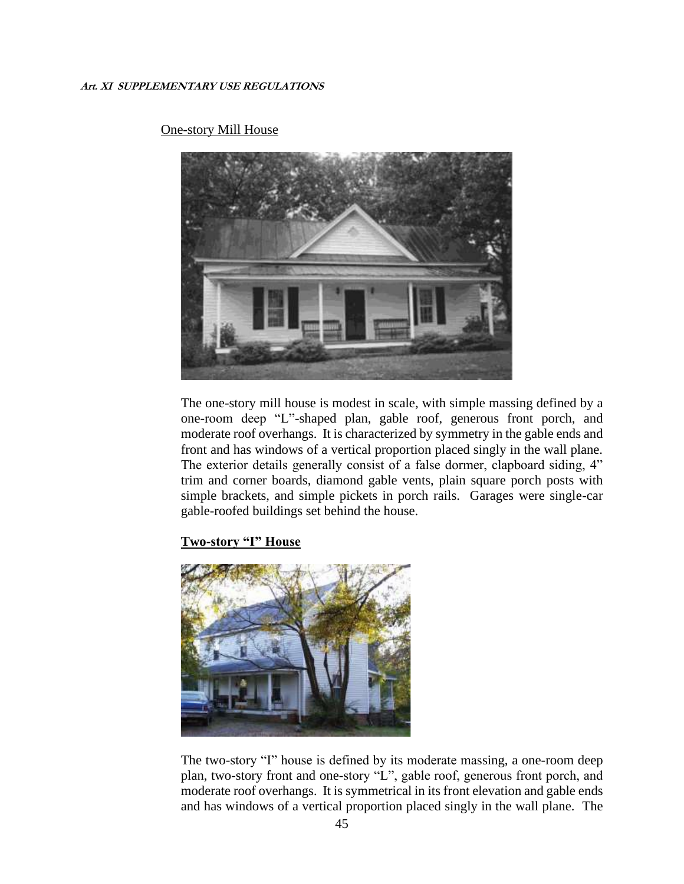One-story Mill House

The one-story mill house is modest in scale, with simple massing defined by a one-room deep "L"-shaped plan, gable roof, generous front porch, and moderate roof overhangs. It is characterized by symmetry in the gable ends and front and has windows of a vertical proportion placed singly in the wall plane. The exterior details generally consist of a false dormer, clapboard siding, 4" trim and corner boards, diamond gable vents, plain square porch posts with simple brackets, and simple pickets in porch rails. Garages were single-car gable-roofed buildings set behind the house.

**Two-story "I" House**

The two-story "I" house is defined by its moderate massing, a one-room deep plan, two-story front and one-story "L", gable roof, generous front porch, and moderate roof overhangs. It is symmetrical in its front elevation and gable ends and has windows of a vertical proportion placed singly in the wall plane. The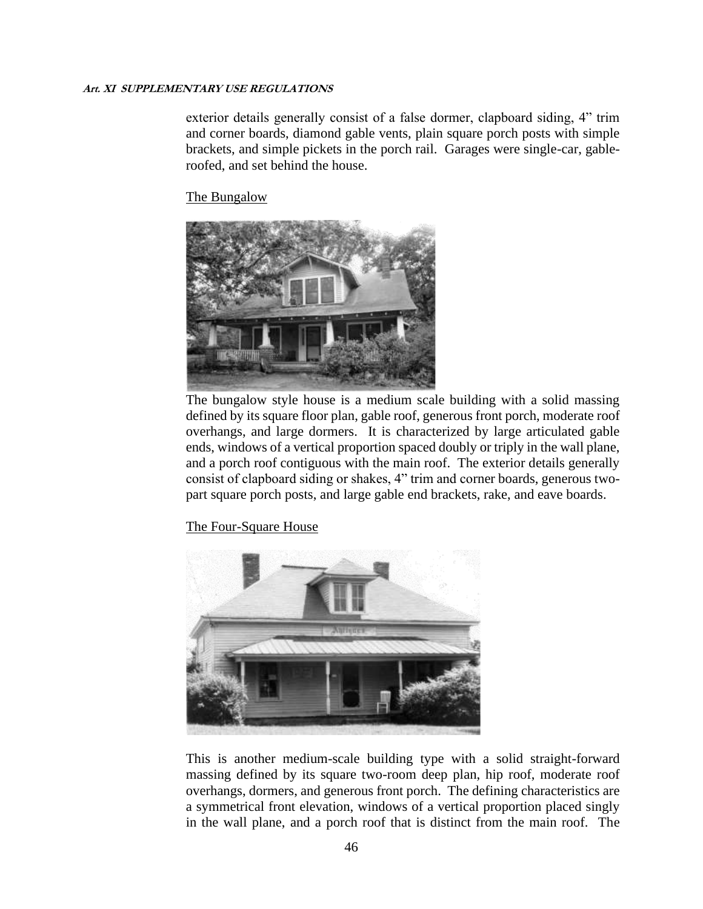exterior details generally consist of a false dormer, clapboard siding, 4" trim and corner boards, diamond gable vents, plain square porch posts with simple brackets, and simple pickets in the porch rail. Garages were single-car, gable-roofed, and set behind the house.

<u>The Bungalow</u>

The bungalow style house is a medium scale building with a solid massing defined by its square floor plan, gable roof, generous front porch, moderate roof overhangs, and large dormers. It is characterized by large articulated gable ends, windows of a vertical proportion spaced doubly or triply in the wall plane, and a porch roof contiguous with the main roof. The exterior details generally consist of clapboard siding or shakes, 4" trim and corner boards, generous two-part square porch posts, and large gable end brackets, rake, and eave boards.

<u>The Four-Square House</u>

This is another medium-scale building type with a solid straight-forward massing defined by its square two-room deep plan, hip roof, moderate roof overhangs, dormers, and generous front porch. The defining characteristics are a symmetrical front elevation, windows of a vertical proportion placed singly in the wall plane, and a porch roof that is distinct from the main roof. The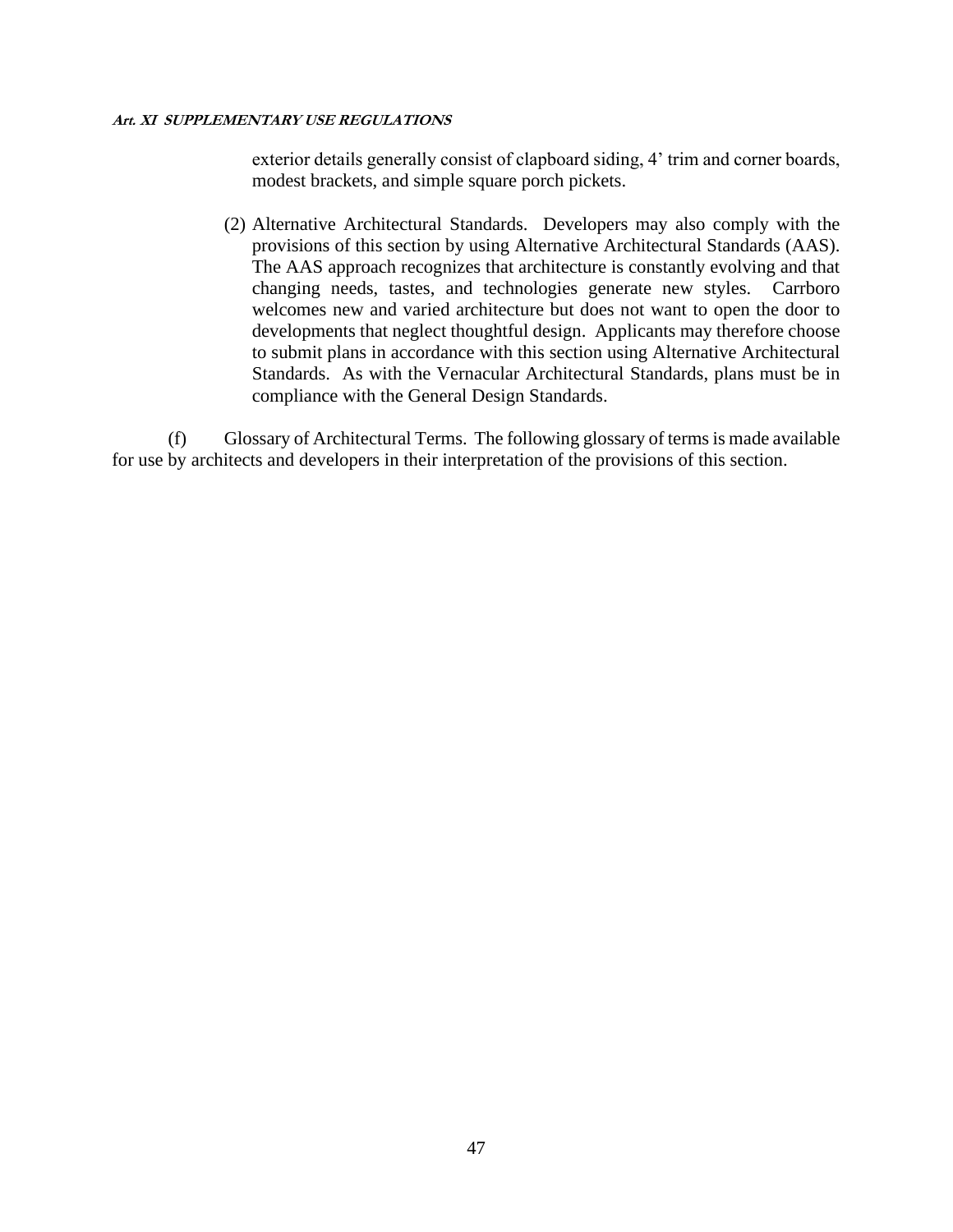exterior details generally consist of clapboard siding, 4' trim and corner boards, modest brackets, and simple square porch pickets.

(2) Alternative Architectural Standards. Developers may also comply with the provisions of this section by using Alternative Architectural Standards (AAS). The AAS approach recognizes that architecture is constantly evolving and that changing needs, tastes, and technologies generate new styles. Carrboro welcomes new and varied architecture but does not want to open the door to developments that neglect thoughtful design. Applicants may therefore choose to submit plans in accordance with this section using Alternative Architectural Standards. As with the Vernacular Architectural Standards, plans must be in compliance with the General Design Standards.

(f) Glossary of Architectural Terms. The following glossary of terms is made available for use by architects and developers in their interpretation of the provisions of this section.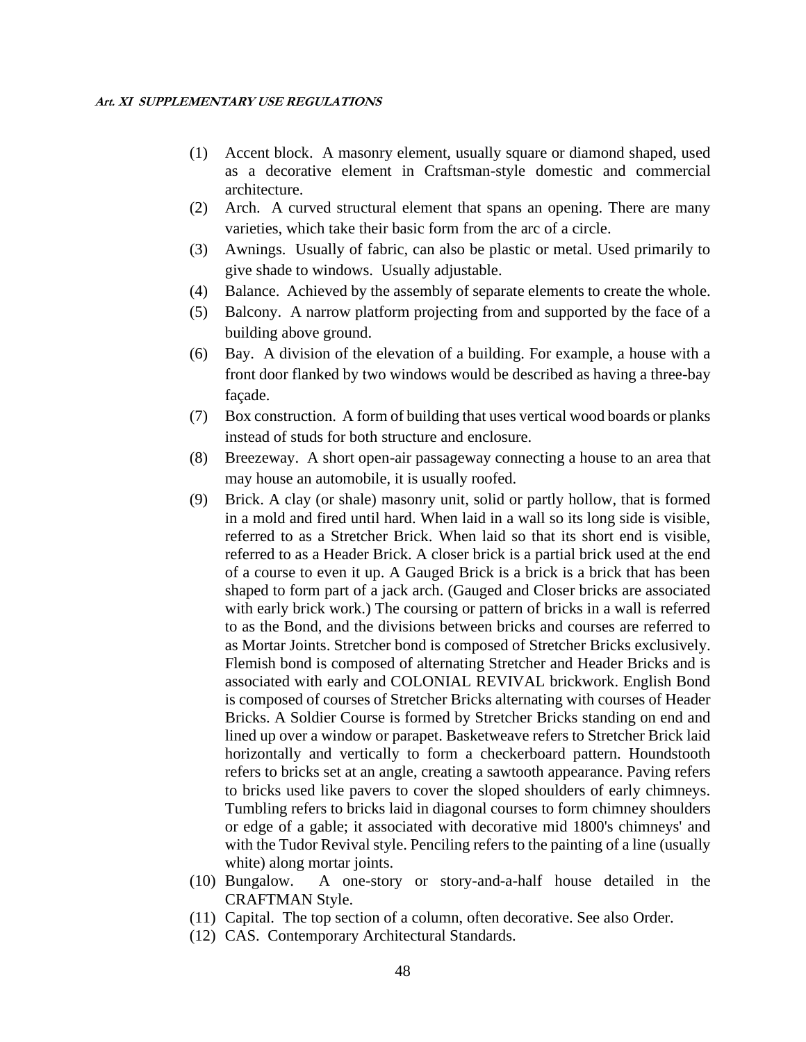(1) Accent block. A masonry element, usually square or diamond shaped, used as a decorative element in Craftsman-style domestic and commercial architecture.

(2) Arch. A curved structural element that spans an opening. There are many varieties, which take their basic form from the arc of a circle.

(3) Awnings. Usually of fabric, can also be plastic or metal. Used primarily to give shade to windows. Usually adjustable.

(4) Balance. Achieved by the assembly of separate elements to create the whole.

(5) Balcony. A narrow platform projecting from and supported by the face of a building above ground.

(6) Bay. A division of the elevation of a building. For example, a house with a front door flanked by two windows would be described as having a three-bay façade.

(7) Box construction. A form of building that uses vertical wood boards or planks instead of studs for both structure and enclosure.

(8) Breezeway. A short open-air passageway connecting a house to an area that may house an automobile, it is usually roofed.

(9) Brick. A clay (or shale) masonry unit, solid or partly hollow, that is formed in a mold and fired until hard. When laid in a wall so its long side is visible, referred to as a Stretcher Brick. When laid so that its short end is visible, referred to as a Header Brick. A closer brick is a partial brick used at the end of a course to even it up. A Gauged Brick is a brick is a brick that has been shaped to form part of a jack arch. (Gauged and Closer bricks are associated with early brick work.) The coursing or pattern of bricks in a wall is referred to as the Bond, and the divisions between bricks and courses are referred to as Mortar Joints. Stretcher bond is composed of Stretcher Bricks exclusively. Flemish bond is composed of alternating Stretcher and Header Bricks and is associated with early and COLONIAL REVIVAL brickwork. English Bond is composed of courses of Stretcher Bricks alternating with courses of Header Bricks. A Soldier Course is formed by Stretcher Bricks standing on end and lined up over a window or parapet. Basketweave refers to Stretcher Brick laid horizontally and vertically to form a checkerboard pattern. Houndstooth refers to bricks set at an angle, creating a sawtooth appearance. Paving refers to bricks used like pavers to cover the sloped shoulders of early chimneys. Tumbling refers to bricks laid in diagonal courses to form chimney shoulders or edge of a gable; it associated with decorative mid 1800's chimneys' and with the Tudor Revival style. Penciling refers to the painting of a line (usually white) along mortar joints.

(10) Bungalow. A one-story or story-and-a-half house detailed in the CRAFTMAN Style.

(11) Capital. The top section of a column, often decorative. See also Order.

(12) CAS. Contemporary Architectural Standards.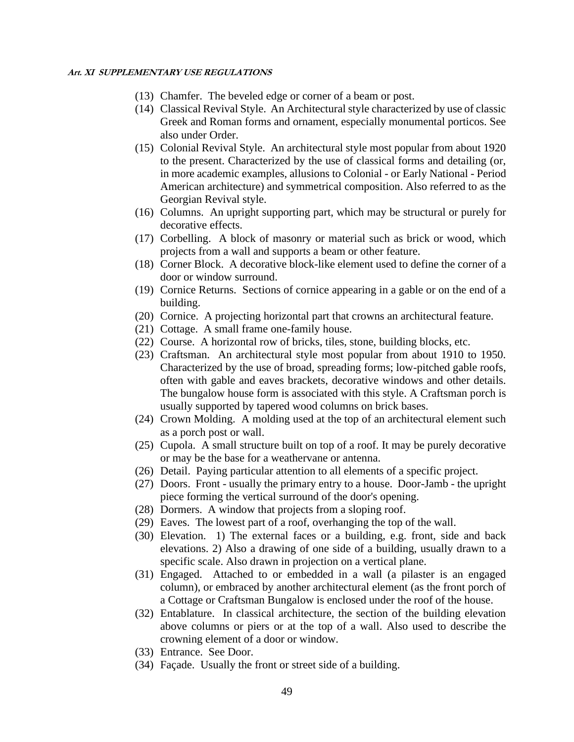(13) Chamfer. The beveled edge or corner of a beam or post.

(14) Classical Revival Style. An Architectural style characterized by use of classic Greek and Roman forms and ornament, especially monumental porticos. See also under Order.

(15) Colonial Revival Style. An architectural style most popular from about 1920 to the present. Characterized by the use of classical forms and detailing (or, in more academic examples, allusions to Colonial - or Early National - Period American architecture) and symmetrical composition. Also referred to as the Georgian Revival style.

(16) Columns. An upright supporting part, which may be structural or purely for decorative effects.

(17) Corbelling. A block of masonry or material such as brick or wood, which projects from a wall and supports a beam or other feature.

(18) Corner Block. A decorative block-like element used to define the corner of a door or window surround.

(19) Cornice Returns. Sections of cornice appearing in a gable or on the end of a building.

(20) Cornice. A projecting horizontal part that crowns an architectural feature.

(21) Cottage. A small frame one-family house.

(22) Course. A horizontal row of bricks, tiles, stone, building blocks, etc.

(23) Craftsman. An architectural style most popular from about 1910 to 1950. Characterized by the use of broad, spreading forms; low-pitched gable roofs, often with gable and eaves brackets, decorative windows and other details. The bungalow house form is associated with this style. A Craftsman porch is usually supported by tapered wood columns on brick bases.

(24) Crown Molding. A molding used at the top of an architectural element such as a porch post or wall.

(25) Cupola. A small structure built on top of a roof. It may be purely decorative or may be the base for a weathervane or antenna.

(26) Detail. Paying particular attention to all elements of a specific project.

(27) Doors. Front - usually the primary entry to a house. Door-Jamb - the upright piece forming the vertical surround of the door's opening.

(28) Dormers. A window that projects from a sloping roof.

(29) Eaves. The lowest part of a roof, overhanging the top of the wall.

(30) Elevation. 1) The external faces or a building, e.g. front, side and back elevations. 2) Also a drawing of one side of a building, usually drawn to a specific scale. Also drawn in projection on a vertical plane.

(31) Engaged. Attached to or embedded in a wall (a pilaster is an engaged column), or embraced by another architectural element (as the front porch of a Cottage or Craftsman Bungalow is enclosed under the roof of the house.

(32) Entablature. In classical architecture, the section of the building elevation above columns or piers or at the top of a wall. Also used to describe the crowning element of a door or window.

(33) Entrance. See Door.

(34) Façade. Usually the front or street side of a building.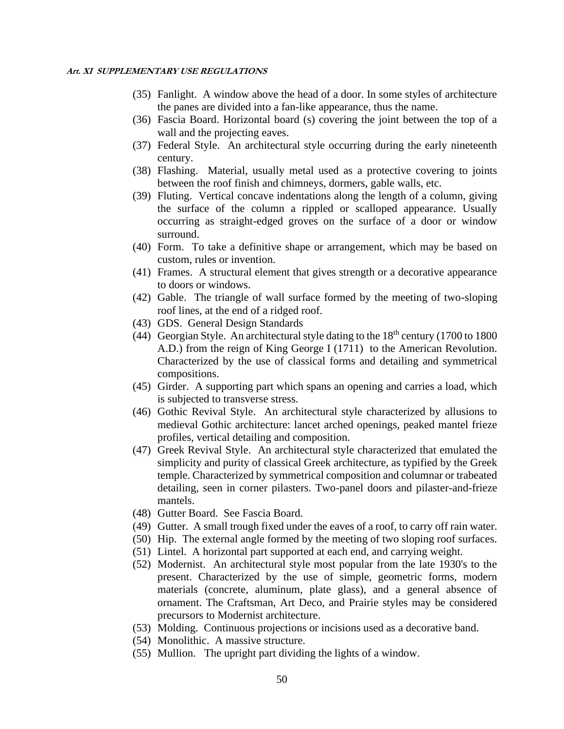(35) Fanlight. A window above the head of a door. In some styles of architecture the panes are divided into a fan-like appearance, thus the name.

(36) Fascia Board. Horizontal board (s) covering the joint between the top of a wall and the projecting eaves.

(37) Federal Style. An architectural style occurring during the early nineteenth century.

(38) Flashing. Material, usually metal used as a protective covering to joints between the roof finish and chimneys, dormers, gable walls, etc.

(39) Fluting. Vertical concave indentations along the length of a column, giving the surface of the column a rippled or scalloped appearance. Usually occurring as straight-edged groves on the surface of a door or window surround.

(40) Form. To take a definitive shape or arrangement, which may be based on custom, rules or invention.

(41) Frames. A structural element that gives strength or a decorative appearance to doors or windows.

(42) Gable. The triangle of wall surface formed by the meeting of two-sloping roof lines, at the end of a ridged roof.

(43) GDS. General Design Standards

(44) Georgian Style. An architectural style dating to the 18th century (1700 to 1800 A.D.) from the reign of King George I (1711) to the American Revolution. Characterized by the use of classical forms and detailing and symmetrical compositions.

(45) Girder. A supporting part which spans an opening and carries a load, which is subjected to transverse stress.

(46) Gothic Revival Style. An architectural style characterized by allusions to medieval Gothic architecture: lancet arched openings, peaked mantel frieze profiles, vertical detailing and composition.

(47) Greek Revival Style. An architectural style characterized that emulated the simplicity and purity of classical Greek architecture, as typified by the Greek temple. Characterized by symmetrical composition and columnar or trabeated detailing, seen in corner pilasters. Two-panel doors and pilaster-and-frieze mantels.

(48) Gutter Board. See Fascia Board.

(49) Gutter. A small trough fixed under the eaves of a roof, to carry off rain water.

(50) Hip. The external angle formed by the meeting of two sloping roof surfaces.

(51) Lintel. A horizontal part supported at each end, and carrying weight.

(52) Modernist. An architectural style most popular from the late 1930's to the present. Characterized by the use of simple, geometric forms, modern materials (concrete, aluminum, plate glass), and a general absence of ornament. The Craftsman, Art Deco, and Prairie styles may be considered precursors to Modernist architecture.

(53) Molding. Continuous projections or incisions used as a decorative band.

(54) Monolithic. A massive structure.

(55) Mullion. The upright part dividing the lights of a window.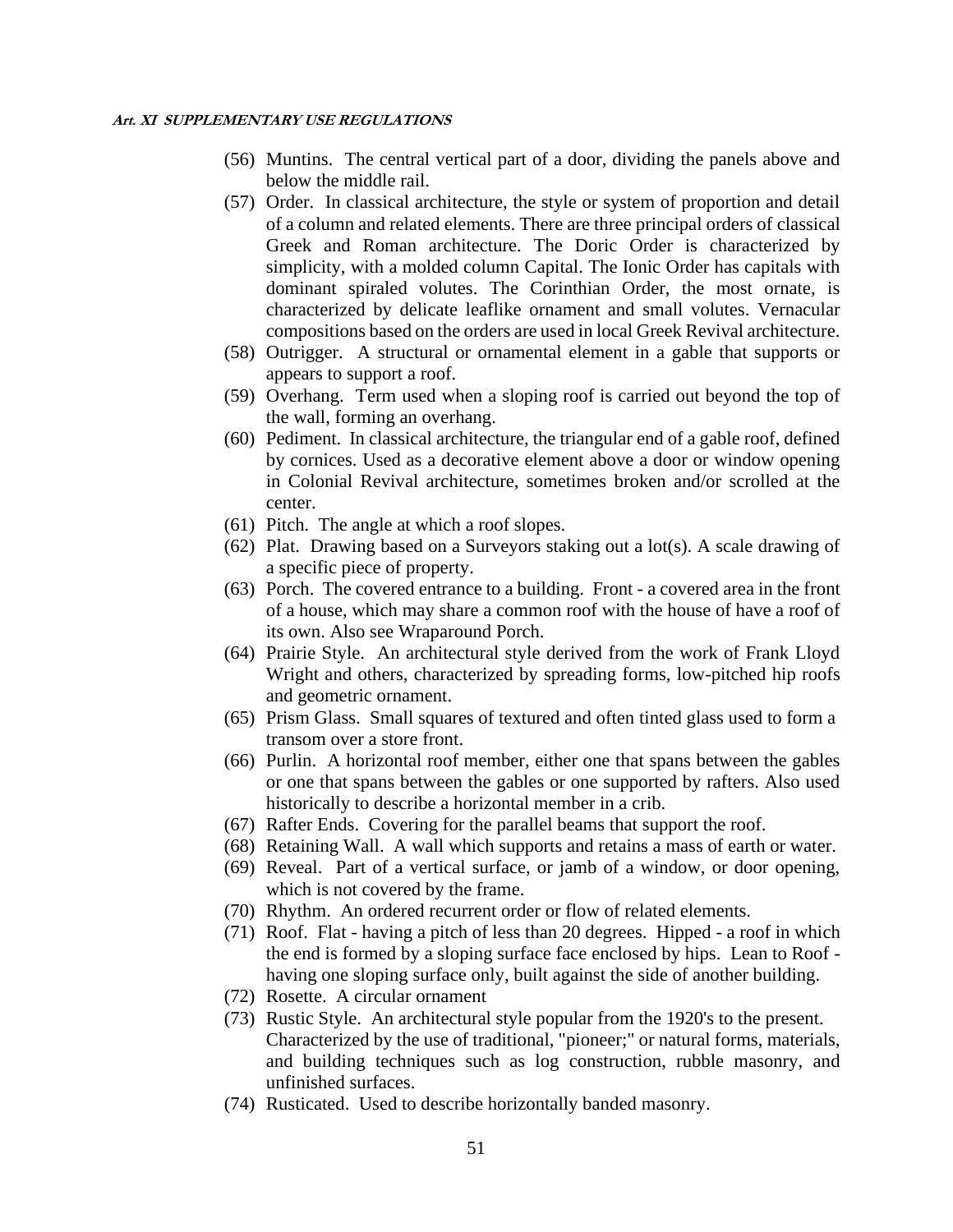(56) Muntins. The central vertical part of a door, dividing the panels above and below the middle rail.

(57) Order. In classical architecture, the style or system of proportion and detail of a column and related elements. There are three principal orders of classical Greek and Roman architecture. The Doric Order is characterized by simplicity, with a molded column Capital. The Ionic Order has capitals with dominant spiraled volutes. The Corinthian Order, the most ornate, is characterized by delicate leaflike ornament and small volutes. Vernacular compositions based on the orders are used in local Greek Revival architecture.

(58) Outrigger. A structural or ornamental element in a gable that supports or appears to support a roof.

(59) Overhang. Term used when a sloping roof is carried out beyond the top of the wall, forming an overhang.

(60) Pediment. In classical architecture, the triangular end of a gable roof, defined by cornices. Used as a decorative element above a door or window opening in Colonial Revival architecture, sometimes broken and/or scrolled at the center.

(61) Pitch. The angle at which a roof slopes.

(62) Plat. Drawing based on a Surveyors staking out a lot(s). A scale drawing of a specific piece of property.

(63) Porch. The covered entrance to a building. Front - a covered area in the front of a house, which may share a common roof with the house of have a roof of its own. Also see Wraparound Porch.

(64) Prairie Style. An architectural style derived from the work of Frank Lloyd Wright and others, characterized by spreading forms, low-pitched hip roofs and geometric ornament.

(65) Prism Glass. Small squares of textured and often tinted glass used to form a transom over a store front.

(66) Purlin. A horizontal roof member, either one that spans between the gables or one that spans between the gables or one supported by rafters. Also used historically to describe a horizontal member in a crib.

(67) Rafter Ends. Covering for the parallel beams that support the roof.

(68) Retaining Wall. A wall which supports and retains a mass of earth or water.

(69) Reveal. Part of a vertical surface, or jamb of a window, or door opening, which is not covered by the frame.

(70) Rhythm. An ordered recurrent order or flow of related elements.

(71) Roof. Flat - having a pitch of less than 20 degrees. Hipped - a roof in which the end is formed by a sloping surface face enclosed by hips. Lean to Roof - having one sloping surface only, built against the side of another building.

(72) Rosette. A circular ornament

(73) Rustic Style. An architectural style popular from the 1920's to the present. Characterized by the use of traditional, "pioneer;" or natural forms, materials, and building techniques such as log construction, rubble masonry, and unfinished surfaces.

(74) Rusticated. Used to describe horizontally banded masonry.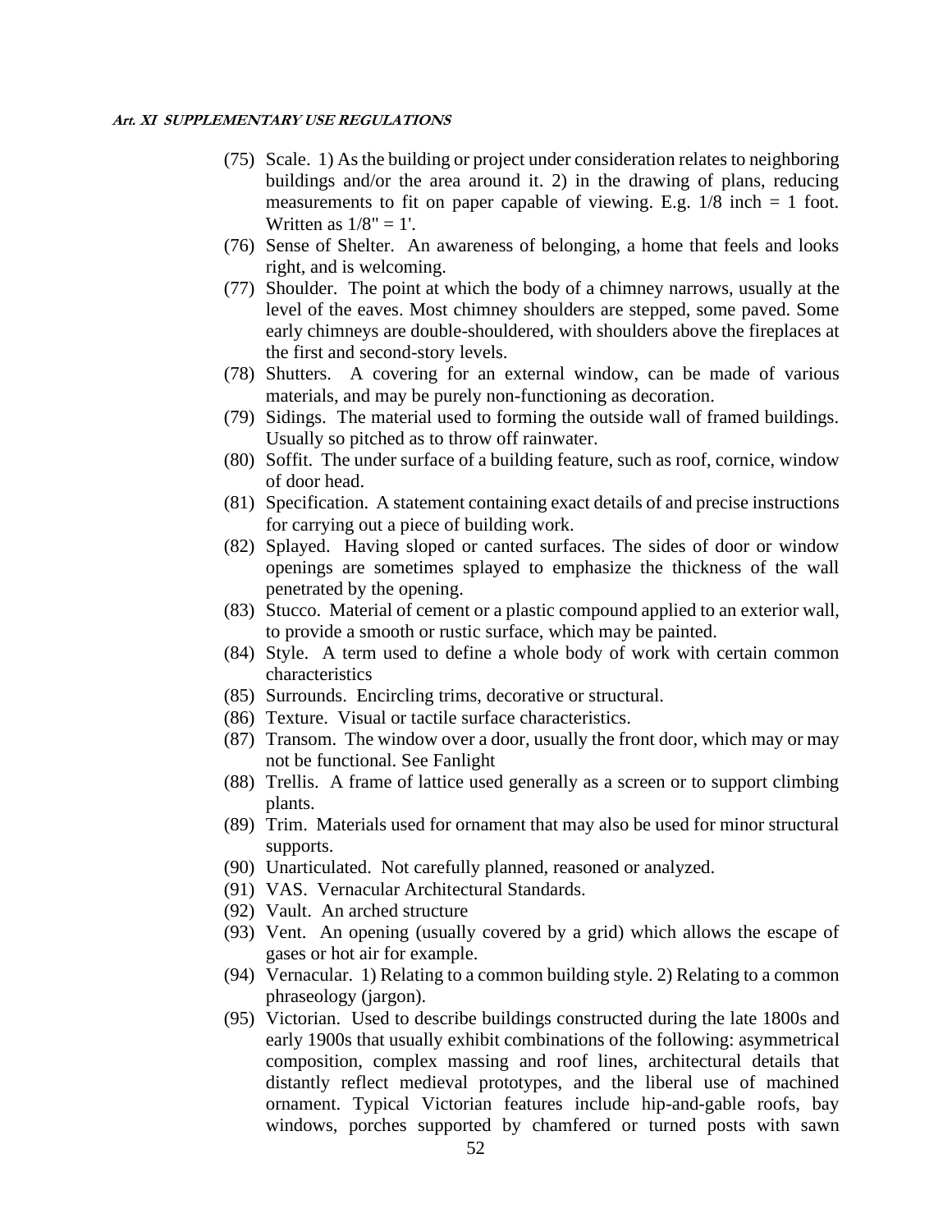(75) Scale. 1) As the building or project under consideration relates to neighboring buildings and/or the area around it. 2) in the drawing of plans, reducing measurements to fit on paper capable of viewing. E.g. 1/8 inch = 1 foot. Written as 1/8" = 1'.

(76) Sense of Shelter. An awareness of belonging, a home that feels and looks right, and is welcoming.

(77) Shoulder. The point at which the body of a chimney narrows, usually at the level of the eaves. Most chimney shoulders are stepped, some paved. Some early chimneys are double-shouldered, with shoulders above the fireplaces at the first and second-story levels.

(78) Shutters. A covering for an external window, can be made of various materials, and may be purely non-functioning as decoration.

(79) Sidings. The material used to forming the outside wall of framed buildings. Usually so pitched as to throw off rainwater.

(80) Soffit. The under surface of a building feature, such as roof, cornice, window of door head.

(81) Specification. A statement containing exact details of and precise instructions for carrying out a piece of building work.

(82) Splayed. Having sloped or canted surfaces. The sides of door or window openings are sometimes splayed to emphasize the thickness of the wall penetrated by the opening.

(83) Stucco. Material of cement or a plastic compound applied to an exterior wall, to provide a smooth or rustic surface, which may be painted.

(84) Style. A term used to define a whole body of work with certain common characteristics

(85) Surrounds. Encircling trims, decorative or structural.

(86) Texture. Visual or tactile surface characteristics.

(87) Transom. The window over a door, usually the front door, which may or may not be functional. See Fanlight

(88) Trellis. A frame of lattice used generally as a screen or to support climbing plants.

(89) Trim. Materials used for ornament that may also be used for minor structural supports.

(90) Unarticulated. Not carefully planned, reasoned or analyzed.

(91) VAS. Vernacular Architectural Standards.

(92) Vault. An arched structure

(93) Vent. An opening (usually covered by a grid) which allows the escape of gases or hot air for example.

(94) Vernacular. 1) Relating to a common building style. 2) Relating to a common phraseology (jargon).

(95) Victorian. Used to describe buildings constructed during the late 1800s and early 1900s that usually exhibit combinations of the following: asymmetrical composition, complex massing and roof lines, architectural details that distantly reflect medieval prototypes, and the liberal use of machined ornament. Typical Victorian features include hip-and-gable roofs, bay windows, porches supported by chamfered or turned posts with sawn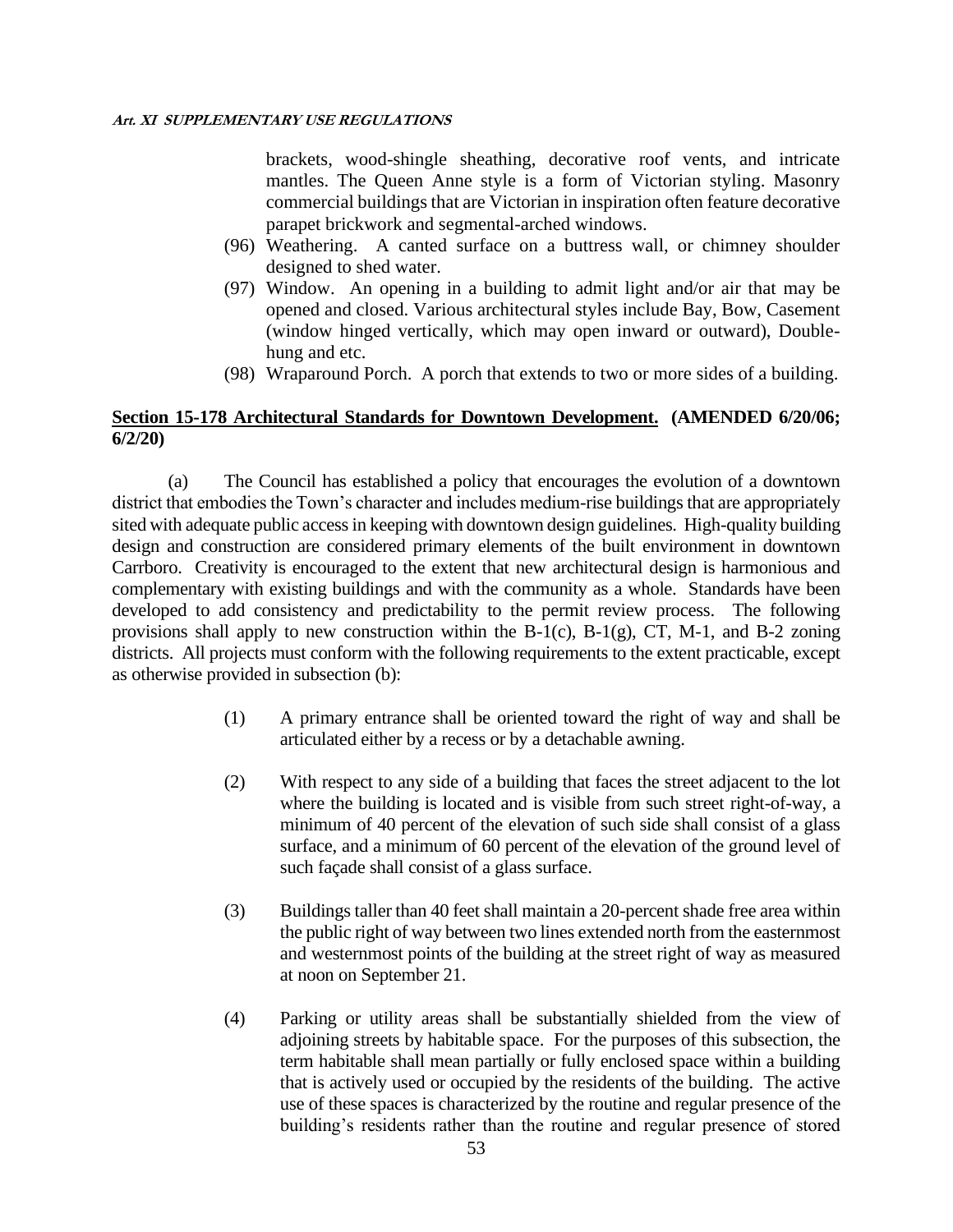brackets, wood-shingle sheathing, decorative roof vents, and intricate mantles. The Queen Anne style is a form of Victorian styling. Masonry commercial buildings that are Victorian in inspiration often feature decorative parapet brickwork and segmental-arched windows.

(96) Weathering. A canted surface on a buttress wall, or chimney shoulder designed to shed water.

(97) Window. An opening in a building to admit light and/or air that may be opened and closed. Various architectural styles include Bay, Bow, Casement (window hinged vertically, which may open inward or outward), Double-hung and etc.

(98) Wraparound Porch. A porch that extends to two or more sides of a building.

**Section 15-178 Architectural Standards for Downtown Development. (AMENDED 6/20/06; 6/2/20)**

(a) The Council has established a policy that encourages the evolution of a downtown district that embodies the Town's character and includes medium-rise buildings that are appropriately sited with adequate public access in keeping with downtown design guidelines. High-quality building design and construction are considered primary elements of the built environment in downtown Carrboro. Creativity is encouraged to the extent that new architectural design is harmonious and complementary with existing buildings and with the community as a whole. Standards have been developed to add consistency and predictability to the permit review process. The following provisions shall apply to new construction within the B-1(c), B-1(g), CT, M-1, and B-2 zoning districts. All projects must conform with the following requirements to the extent practicable, except as otherwise provided in subsection (b):

(1) A primary entrance shall be oriented toward the right of way and shall be articulated either by a recess or by a detachable awning.

(2) With respect to any side of a building that faces the street adjacent to the lot where the building is located and is visible from such street right-of-way, a minimum of 40 percent of the elevation of such side shall consist of a glass surface, and a minimum of 60 percent of the elevation of the ground level of such façade shall consist of a glass surface.

(3) Buildings taller than 40 feet shall maintain a 20-percent shade free area within the public right of way between two lines extended north from the easternmost and westernmost points of the building at the street right of way as measured at noon on September 21.

(4) Parking or utility areas shall be substantially shielded from the view of adjoining streets by habitable space. For the purposes of this subsection, the term habitable shall mean partially or fully enclosed space within a building that is actively used or occupied by the residents of the building. The active use of these spaces is characterized by the routine and regular presence of the building's residents rather than the routine and regular presence of stored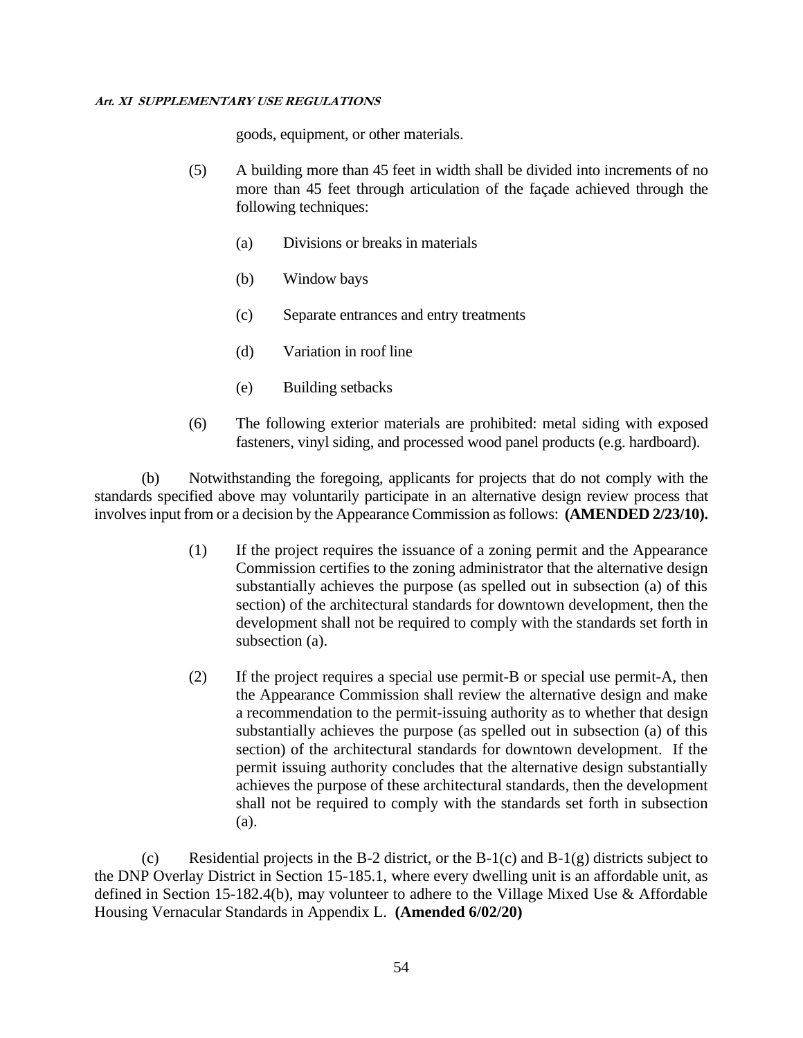goods, equipment, or other materials.

(5) A building more than 45 feet in width shall be divided into increments of no more than 45 feet through articulation of the façade achieved through the following techniques:

(a) Divisions or breaks in materials

(b) Window bays

(c) Separate entrances and entry treatments

(d) Variation in roof line

(e) Building setbacks

(6) The following exterior materials are prohibited: metal siding with exposed fasteners, vinyl siding, and processed wood panel products (e.g. hardboard).

(b) Notwithstanding the foregoing, applicants for projects that do not comply with the standards specified above may voluntarily participate in an alternative design review process that involves input from or a decision by the Appearance Commission as follows: **(AMENDED 2/23/10).**

(1) If the project requires the issuance of a zoning permit and the Appearance Commission certifies to the zoning administrator that the alternative design substantially achieves the purpose (as spelled out in subsection (a) of this section) of the architectural standards for downtown development, then the development shall not be required to comply with the standards set forth in subsection (a).

(2) If the project requires a special use permit-B or special use permit-A, then the Appearance Commission shall review the alternative design and make a recommendation to the permit-issuing authority as to whether that design substantially achieves the purpose (as spelled out in subsection (a) of this section) of the architectural standards for downtown development. If the permit issuing authority concludes that the alternative design substantially achieves the purpose of these architectural standards, then the development shall not be required to comply with the standards set forth in subsection (a).

(c) Residential projects in the B-2 district, or the B-1(c) and B-1(g) districts subject to the DNP Overlay District in Section 15-185.1, where every dwelling unit is an affordable unit, as defined in Section 15-182.4(b), may volunteer to adhere to the Village Mixed Use & Affordable Housing Vernacular Standards in Appendix L. **(Amended 6/02/20)**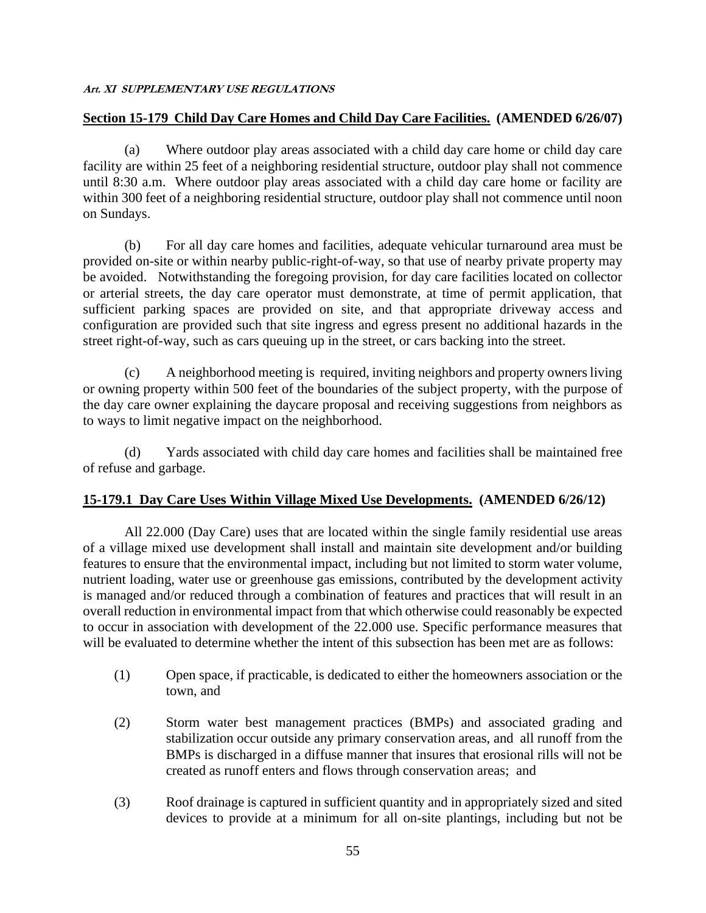## Section 15-179 Child Day Care Homes and Child Day Care Facilities. (AMENDED 6/26/07)

(a) Where outdoor play areas associated with a child day care home or child day care facility are within 25 feet of a neighboring residential structure, outdoor play shall not commence until 8:30 a.m. Where outdoor play areas associated with a child day care home or facility are within 300 feet of a neighboring residential structure, outdoor play shall not commence until noon on Sundays.

(b) For all day care homes and facilities, adequate vehicular turnaround area must be provided on-site or within nearby public-right-of-way, so that use of nearby private property may be avoided. Notwithstanding the foregoing provision, for day care facilities located on collector or arterial streets, the day care operator must demonstrate, at time of permit application, that sufficient parking spaces are provided on site, and that appropriate driveway access and configuration are provided such that site ingress and egress present no additional hazards in the street right-of-way, such as cars queuing up in the street, or cars backing into the street.

(c) A neighborhood meeting is required, inviting neighbors and property owners living or owning property within 500 feet of the boundaries of the subject property, with the purpose of the day care owner explaining the daycare proposal and receiving suggestions from neighbors as to ways to limit negative impact on the neighborhood.

(d) Yards associated with child day care homes and facilities shall be maintained free of refuse and garbage.

## 15-179.1 Day Care Uses Within Village Mixed Use Developments. (AMENDED 6/26/12)

All 22.000 (Day Care) uses that are located within the single family residential use areas of a village mixed use development shall install and maintain site development and/or building features to ensure that the environmental impact, including but not limited to storm water volume, nutrient loading, water use or greenhouse gas emissions, contributed by the development activity is managed and/or reduced through a combination of features and practices that will result in an overall reduction in environmental impact from that which otherwise could reasonably be expected to occur in association with development of the 22.000 use. Specific performance measures that will be evaluated to determine whether the intent of this subsection has been met are as follows:

(1) Open space, if practicable, is dedicated to either the homeowners association or the town, and

(2) Storm water best management practices (BMPs) and associated grading and stabilization occur outside any primary conservation areas, and all runoff from the BMPs is discharged in a diffuse manner that insures that erosional rills will not be created as runoff enters and flows through conservation areas; and

(3) Roof drainage is captured in sufficient quantity and in appropriately sized and sited devices to provide at a minimum for all on-site plantings, including but not be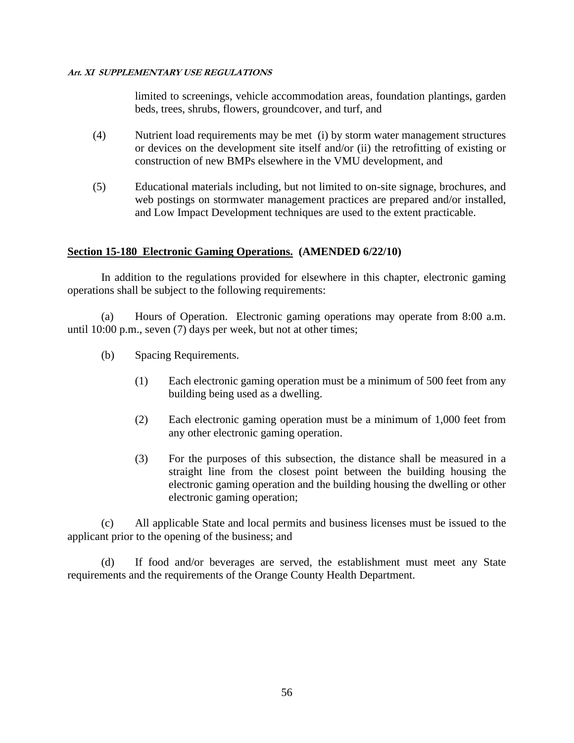limited to screenings, vehicle accommodation areas, foundation plantings, garden beds, trees, shrubs, flowers, groundcover, and turf, and

(4) Nutrient load requirements may be met (i) by storm water management structures or devices on the development site itself and/or (ii) the retrofitting of existing or construction of new BMPs elsewhere in the VMU development, and

(5) Educational materials including, but not limited to on-site signage, brochures, and web postings on stormwater management practices are prepared and/or installed, and Low Impact Development techniques are used to the extent practicable.

**<u>Section 15-180 Electronic Gaming Operations.</u> (AMENDED 6/22/10)**

In addition to the regulations provided for elsewhere in this chapter, electronic gaming operations shall be subject to the following requirements:

(a) Hours of Operation. Electronic gaming operations may operate from 8:00 a.m. until 10:00 p.m., seven (7) days per week, but not at other times;

(b) Spacing Requirements.

(1) Each electronic gaming operation must be a minimum of 500 feet from any building being used as a dwelling.

(2) Each electronic gaming operation must be a minimum of 1,000 feet from any other electronic gaming operation.

(3) For the purposes of this subsection, the distance shall be measured in a straight line from the closest point between the building housing the electronic gaming operation and the building housing the dwelling or other electronic gaming operation;

(c) All applicable State and local permits and business licenses must be issued to the applicant prior to the opening of the business; and

(d) If food and/or beverages are served, the establishment must meet any State requirements and the requirements of the Orange County Health Department.